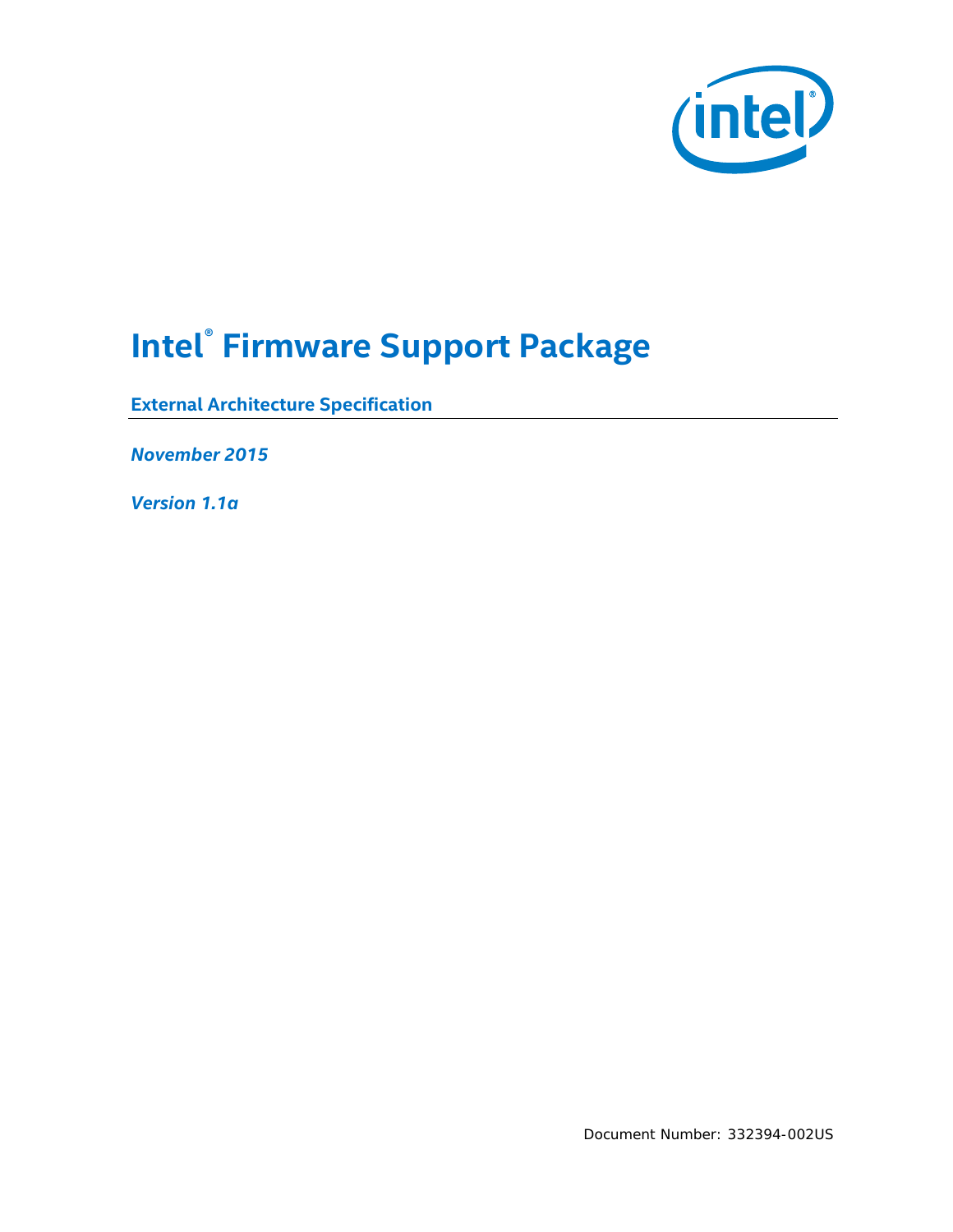# Intel® Firmware Support Package

## External Architecture Specification

*November 2015*

*Version 1.1a*

Document Number: 332394-002US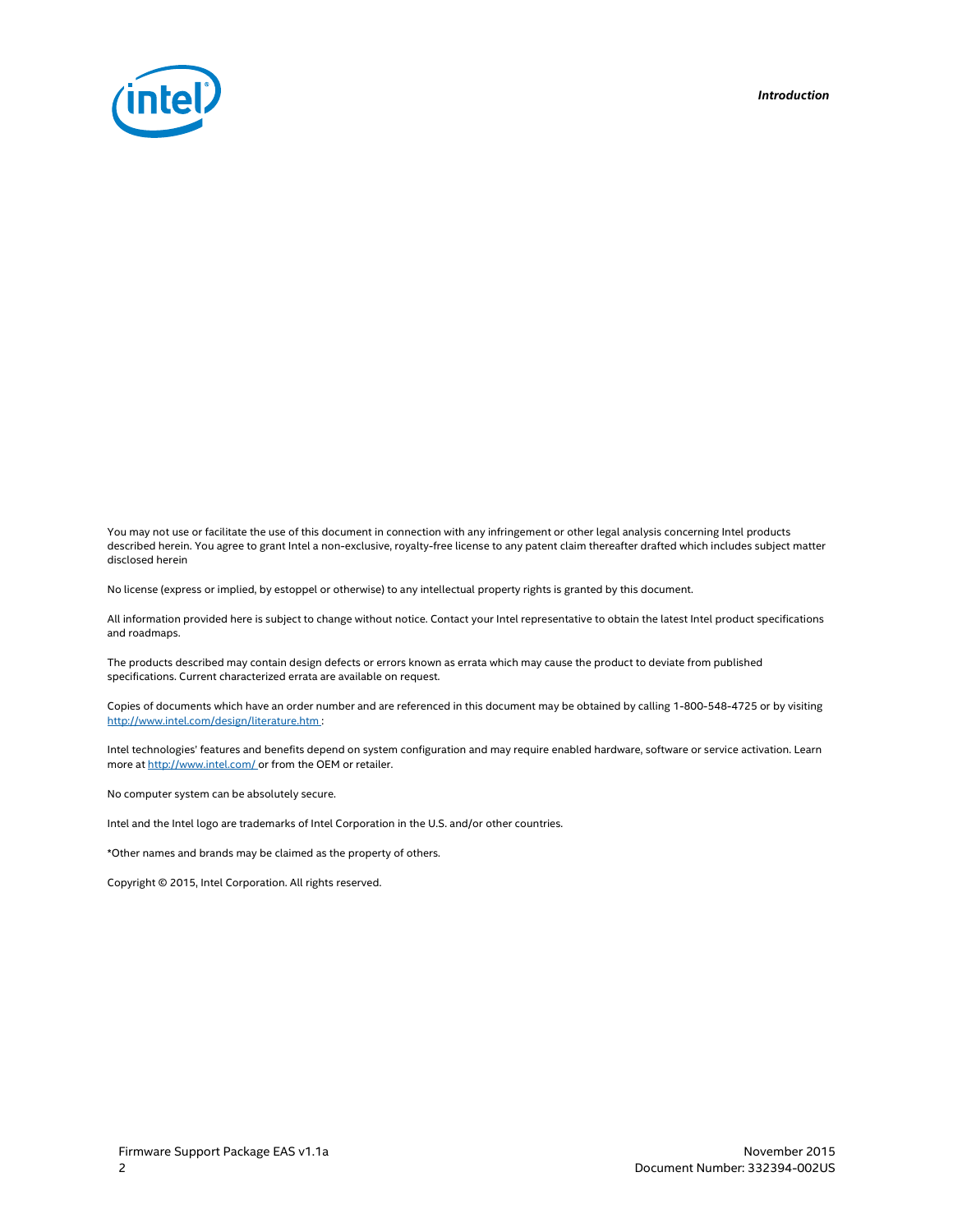You may not use or facilitate the use of this document in connection with any infringement or other legal analysis concerning Intel products described herein. You agree to grant Intel a non-exclusive, royalty-free license to any patent claim thereafter drafted which includes subject matter disclosed herein

No license (express or implied, by estoppel or otherwise) to any intellectual property rights is granted by this document.

All information provided here is subject to change without notice. Contact your Intel representative to obtain the latest Intel product specifications and roadmaps.

The products described may contain design defects or errors known as errata which may cause the product to deviate from published specifications. Current characterized errata are available on request.

Copies of documents which have an order number and are referenced in this document may be obtained by calling 1-800-548-4725 or by visiting http://www.intel.com/design/literature.htm :

Intel technologies' features and benefits depend on system configuration and may require enabled hardware, software or service activation. Learn more at http://www.intel.com/ or from the OEM or retailer.

No computer system can be absolutely secure.

Intel and the Intel logo are trademarks of Intel Corporation in the U.S. and/or other countries.

*Other names and brands may be claimed as the property of others.

Copyright © 2015, Intel Corporation. All rights reserved.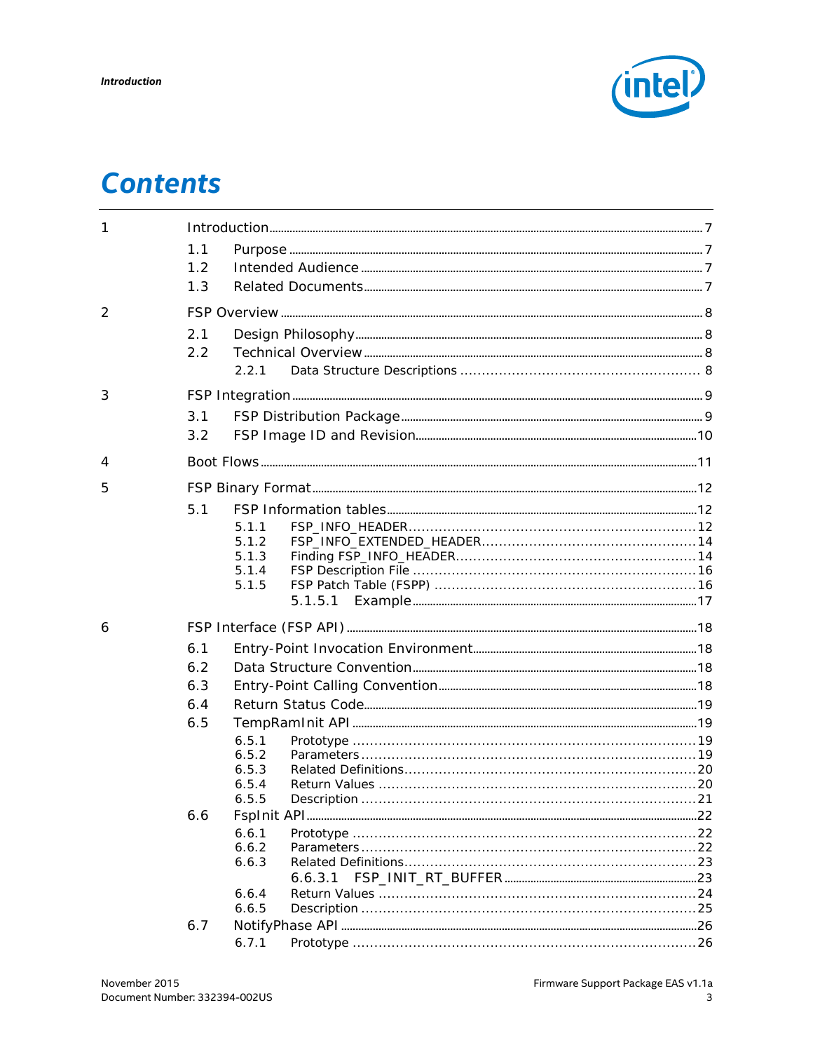# Contents

1 Introduction ........ 7
  - 1.1 Purpose ........ 7
  - 1.2 Intended Audience ........ 7
  - 1.3 Related Documents ........ 7

2 FSP Overview ........ 8
  - 2.1 Design Philosophy ........ 8
  - 2.2 Technical Overview ........ 8
    - 2.2.1 Data Structure Descriptions ........ 8

3 FSP Integration ........ 9
  - 3.1 FSP Distribution Package ........ 9
  - 3.2 FSP Image ID and Revision ........ 10

4 Boot Flows ........ 11

5 FSP Binary Format ........ 12
  - 5.1 FSP Information tables ........ 12
    - 5.1.1 FSP_INFO_HEADER ........ 12
    - 5.1.2 FSP_INFO_EXTENDED_HEADER ........ 14
    - 5.1.3 Finding FSP_INFO_HEADER ........ 14
    - 5.1.4 FSP Description File ........ 16
    - 5.1.5 FSP Patch Table (FSPP) ........ 16
      - 5.1.5.1 Example ........ 17

6 FSP Interface (FSP API) ........ 18
  - 6.1 Entry-Point Invocation Environment ........ 18
  - 6.2 Data Structure Convention ........ 18
  - 6.3 Entry-Point Calling Convention ........ 18
  - 6.4 Return Status Code ........ 19
  - 6.5 TempRamInit API ........ 19
    - 6.5.1 Prototype ........ 19
    - 6.5.2 Parameters ........ 19
    - 6.5.3 Related Definitions ........ 20
    - 6.5.4 Return Values ........ 20
    - 6.5.5 Description ........ 21
  - 6.6 FspInit API ........ 22
    - 6.6.1 Prototype ........ 22
    - 6.6.2 Parameters ........ 22
    - 6.6.3 Related Definitions ........ 23
      - 6.6.3.1 FSP_INIT_RT_BUFFER ........ 23
    - 6.6.4 Return Values ........ 24
    - 6.6.5 Description ........ 25
  - 6.7 NotifyPhase API ........ 26
    - 6.7.1 Prototype ........ 26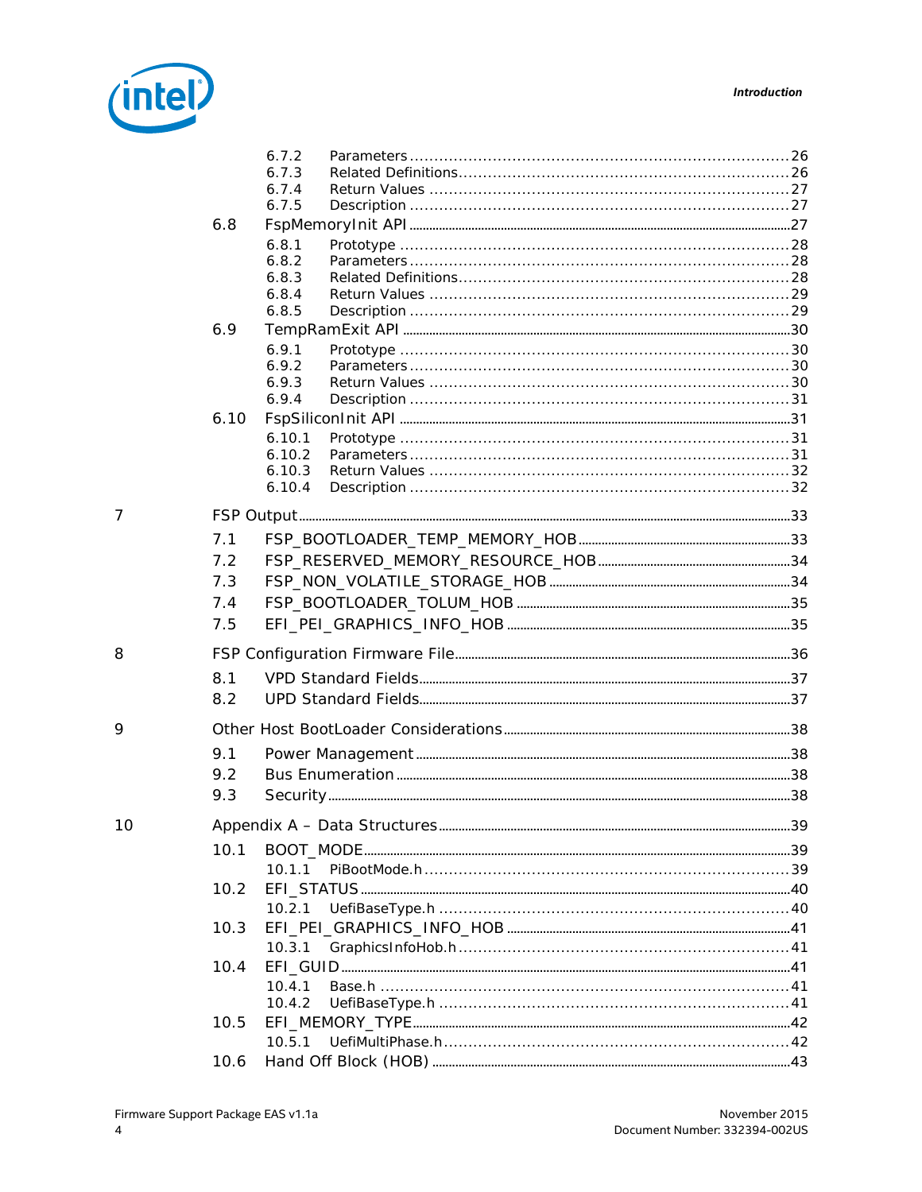6.7.2 Parameters ........ 26
6.7.3 Related Definitions ........ 26
6.7.4 Return Values ........ 27
6.7.5 Description ........ 27

6.8 FspMemoryInit API ........ 27

6.8.1 Prototype ........ 28
6.8.2 Parameters ........ 28
6.8.3 Related Definitions ........ 28
6.8.4 Return Values ........ 29
6.8.5 Description ........ 29

6.9 TempRamExit API ........ 30

6.9.1 Prototype ........ 30
6.9.2 Parameters ........ 30
6.9.3 Return Values ........ 30
6.9.4 Description ........ 31

6.10 FspSiliconInit API ........ 31

6.10.1 Prototype ........ 31
6.10.2 Parameters ........ 31
6.10.3 Return Values ........ 32
6.10.4 Description ........ 32

7 FSP Output ........ 33

7.1 FSP_BOOTLOADER_TEMP_MEMORY_HOB ........ 33
7.2 FSP_RESERVED_MEMORY_RESOURCE_HOB ........ 34
7.3 FSP_NON_VOLATILE_STORAGE_HOB ........ 34
7.4 FSP_BOOTLOADER_TOLUM_HOB ........ 35
7.5 EFI_PEI_GRAPHICS_INFO_HOB ........ 35

8 FSP Configuration Firmware File ........ 36

8.1 VPD Standard Fields ........ 37
8.2 UPD Standard Fields ........ 37

9 Other Host BootLoader Considerations ........ 38

9.1 Power Management ........ 38
9.2 Bus Enumeration ........ 38
9.3 Security ........ 38

10 Appendix A – Data Structures ........ 39

10.1 BOOT_MODE ........ 39

10.1.1 PiBootMode.h ........ 39

10.2 EFI_STATUS ........ 40

10.2.1 UefiBaseType.h ........ 40

10.3 EFI_PEI_GRAPHICS_INFO_HOB ........ 41

10.3.1 GraphicsInfoHob.h ........ 41

10.4 EFI_GUID ........ 41

10.4.1 Base.h ........ 41
10.4.2 UefiBaseType.h ........ 41

10.5 EFI_MEMORY_TYPE ........ 42

10.5.1 UefiMultiPhase.h ........ 42

10.6 Hand Off Block (HOB) ........ 43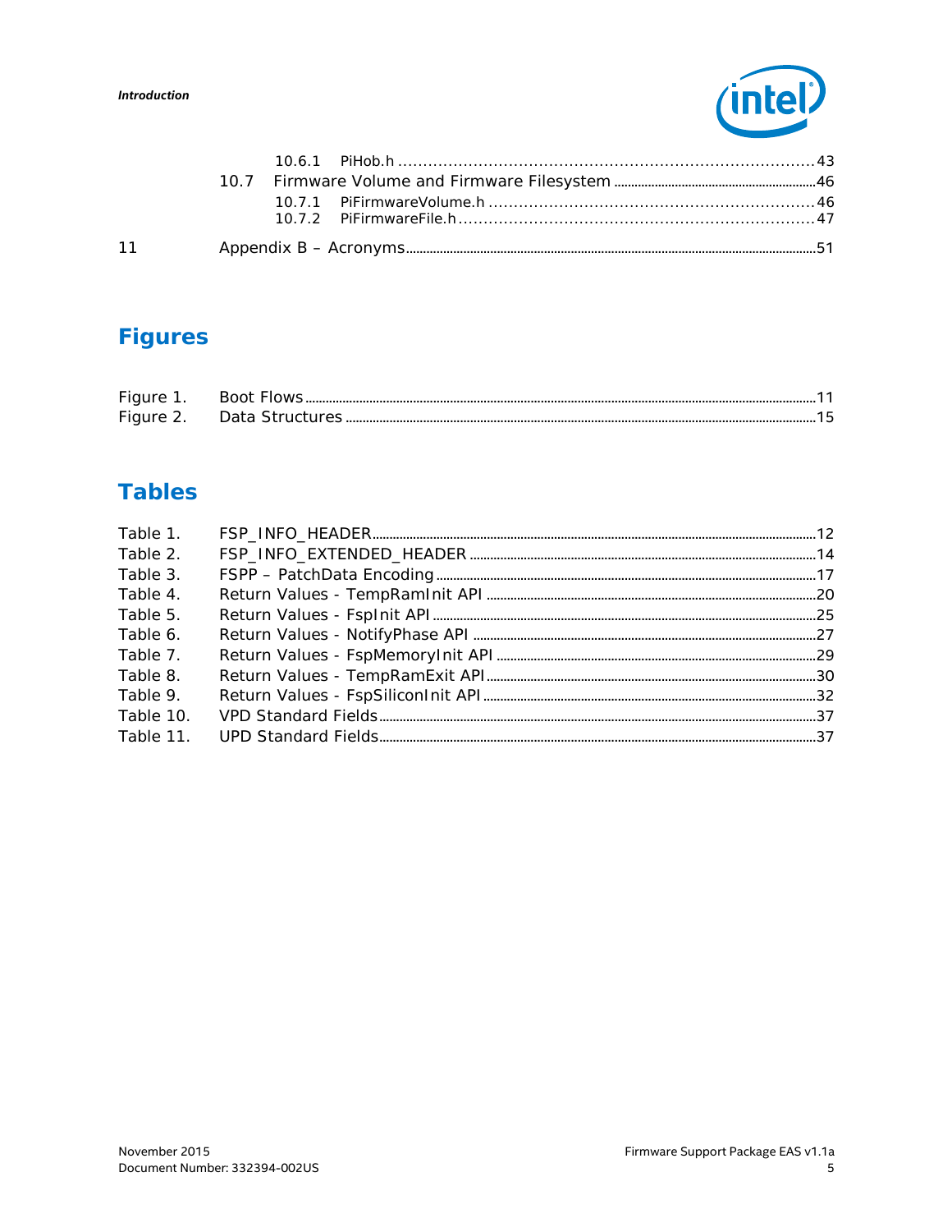10.6.1 PiHob.h ....................................................................................43

10.7 Firmware Volume and Firmware Filesystem ..........................................................46

10.7.1 PiFirmwareVolume.h ...............................................................46

10.7.2 PiFirmwareFile.h.....................................................................47

11 Appendix B – Acronyms.......................................................................................................51

## Figures

Figure 1. Boot Flows .....................................................................................................................11

Figure 2. Data Structures ...............................................................................................................15

## Tables

Table 1. FSP_INFO_HEADER..........................................................................................................12

Table 2. FSP_INFO_EXTENDED_HEADER .....................................................................................14

Table 3. FSPP – PatchData Encoding ..............................................................................................17

Table 4. Return Values - TempRamInit API .....................................................................................20

Table 5. Return Values - FspInit API ...............................................................................................25

Table 6. Return Values - NotifyPhase API .......................................................................................27

Table 7. Return Values - FspMemoryInit API ...................................................................................29

Table 8. Return Values - TempRamExit API.....................................................................................30

Table 9. Return Values - FspSiliconInit API.....................................................................................32

Table 10. VPD Standard Fields.........................................................................................................37

Table 11. UPD Standard Fields.........................................................................................................37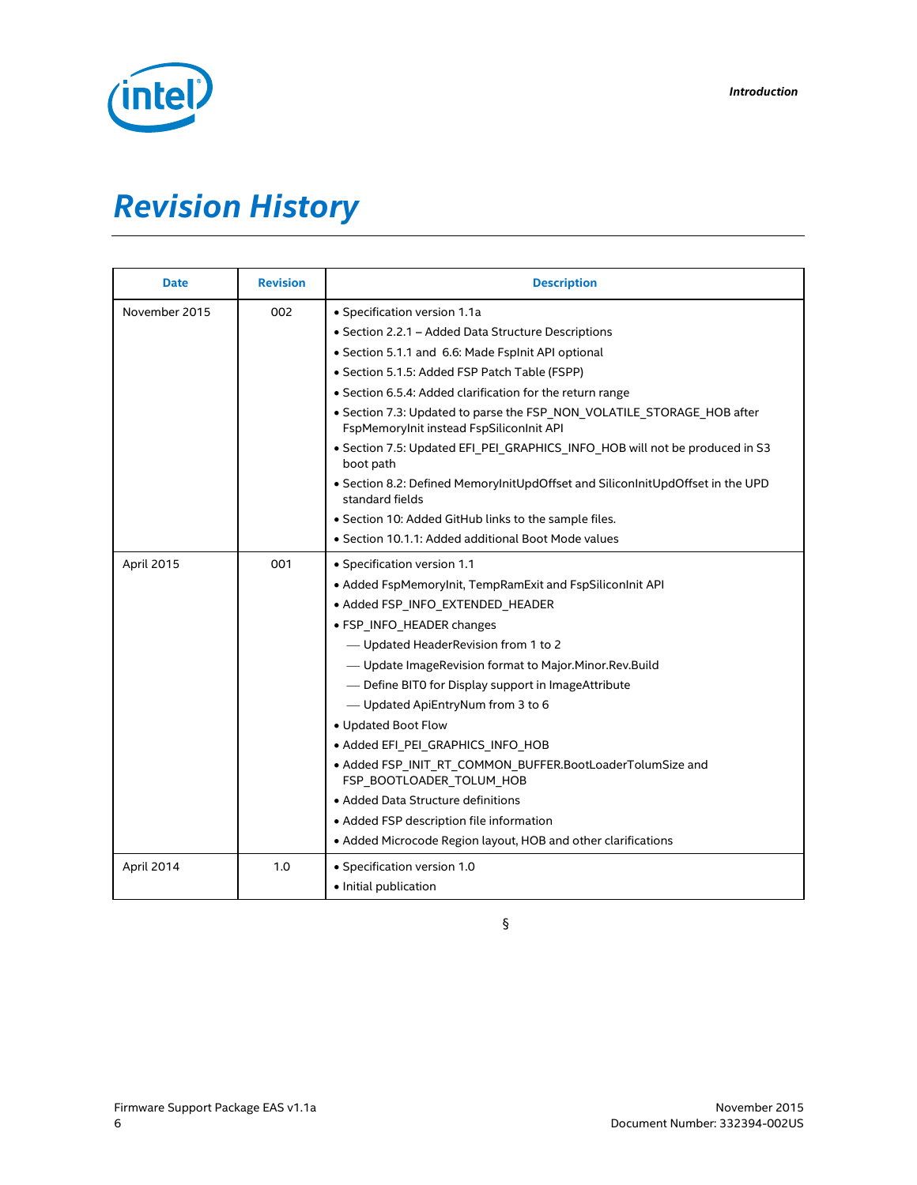# Revision History

| Date | Revision | Description |
|---|---|---|
| November 2015 | 002 | • Specification version 1.1a<br>• Section 2.2.1 – Added Data Structure Descriptions<br>• Section 5.1.1 and 6.6: Made FspInit API optional<br>• Section 5.1.5: Added FSP Patch Table (FSPP)<br>• Section 6.5.4: Added clarification for the return range<br>• Section 7.3: Updated to parse the FSP_NON_VOLATILE_STORAGE_HOB after FspMemoryInit instead FspSiliconInit API<br>• Section 7.5: Updated EFI_PEI_GRAPHICS_INFO_HOB will not be produced in S3 boot path<br>• Section 8.2: Defined MemoryInitUpdOffset and SiliconInitUpdOffset in the UPD standard fields<br>• Section 10: Added GitHub links to the sample files.<br>• Section 10.1.1: Added additional Boot Mode values |
| April 2015 | 001 | • Specification version 1.1<br>• Added FspMemoryInit, TempRamExit and FspSiliconInit API<br>• Added FSP_INFO_EXTENDED_HEADER<br>• FSP_INFO_HEADER changes<br>— Updated HeaderRevision from 1 to 2<br>— Update ImageRevision format to Major.Minor.Rev.Build<br>— Define BIT0 for Display support in ImageAttribute<br>— Updated ApiEntryNum from 3 to 6<br>• Updated Boot Flow<br>• Added EFI_PEI_GRAPHICS_INFO_HOB<br>• Added FSP_INIT_RT_COMMON_BUFFER.BootLoaderTolumSize and FSP_BOOTLOADER_TOLUM_HOB<br>• Added Data Structure definitions<br>• Added FSP description file information<br>• Added Microcode Region layout, HOB and other clarifications |
| April 2014 | 1.0 | • Specification version 1.0<br>• Initial publication |

§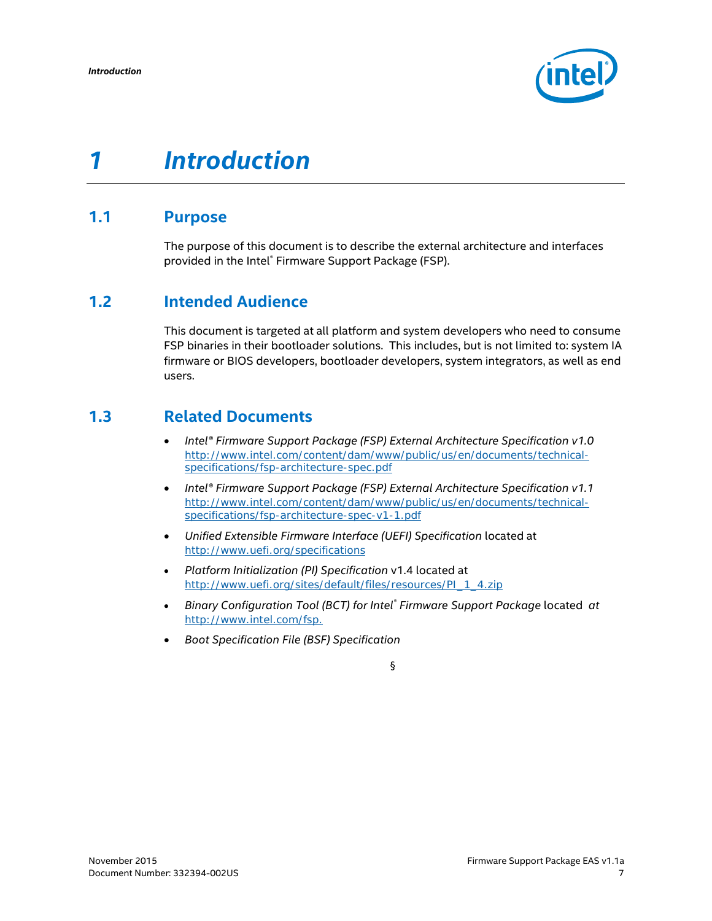# 1 Introduction

## 1.1 Purpose

The purpose of this document is to describe the external architecture and interfaces provided in the Intel® Firmware Support Package (FSP).

## 1.2 Intended Audience

This document is targeted at all platform and system developers who need to consume FSP binaries in their bootloader solutions. This includes, but is not limited to: system IA firmware or BIOS developers, bootloader developers, system integrators, as well as end users.

## 1.3 Related Documents

- *Intel® Firmware Support Package (FSP) External Architecture Specification v1.0* http://www.intel.com/content/dam/www/public/us/en/documents/technical-specifications/fsp-architecture-spec.pdf
- *Intel® Firmware Support Package (FSP) External Architecture Specification v1.1* http://www.intel.com/content/dam/www/public/us/en/documents/technical-specifications/fsp-architecture-spec-v1-1.pdf
- *Unified Extensible Firmware Interface (UEFI) Specification* located at http://www.uefi.org/specifications
- *Platform Initialization (PI) Specification* v1.4 located at http://www.uefi.org/sites/default/files/resources/PI_1_4.zip
- *Binary Configuration Tool (BCT) for Intel® Firmware Support Package* located *at* http://www.intel.com/fsp.
- *Boot Specification File (BSF) Specification*

§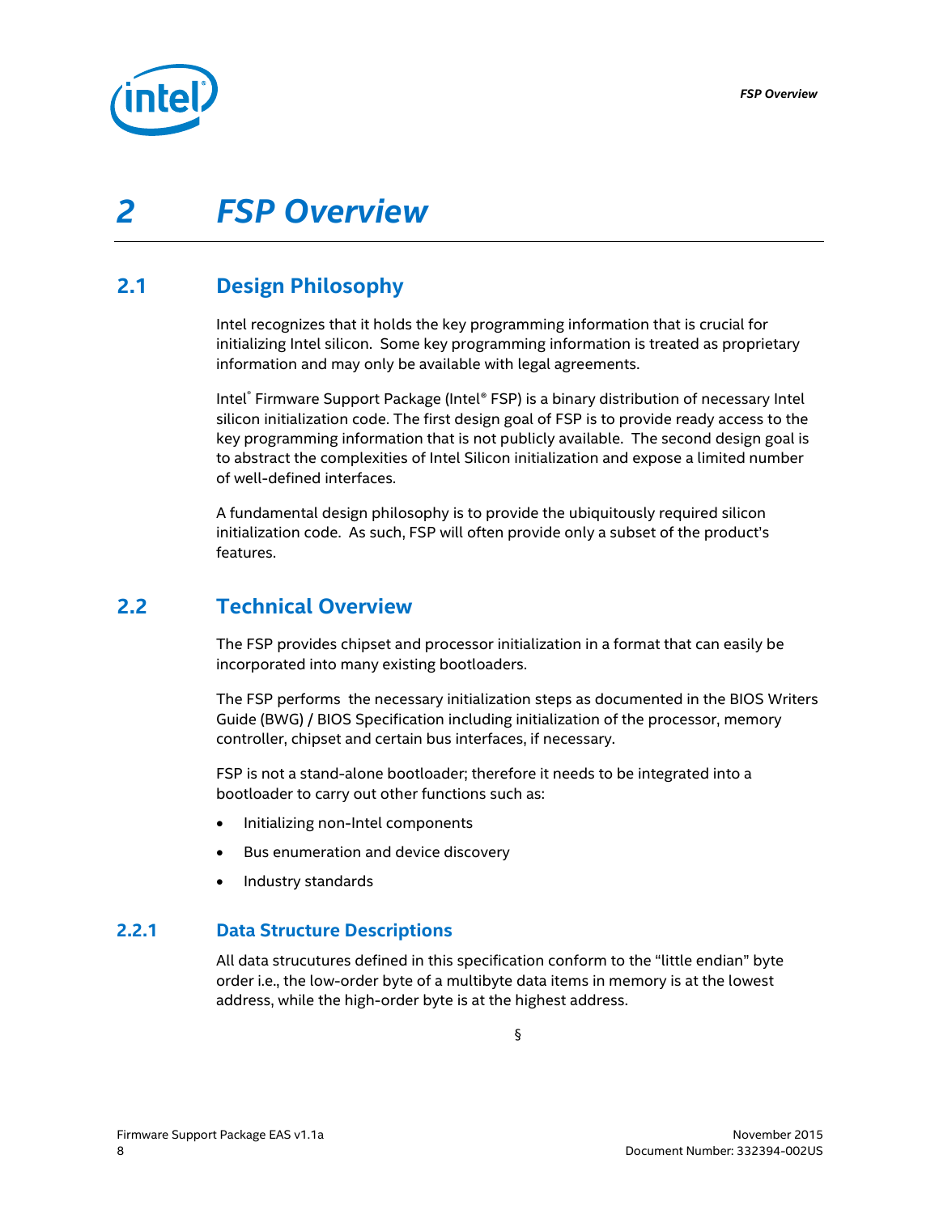# 2 FSP Overview

## 2.1 Design Philosophy

Intel recognizes that it holds the key programming information that is crucial for initializing Intel silicon. Some key programming information is treated as proprietary information and may only be available with legal agreements.

Intel® Firmware Support Package (Intel® FSP) is a binary distribution of necessary Intel silicon initialization code. The first design goal of FSP is to provide ready access to the key programming information that is not publicly available. The second design goal is to abstract the complexities of Intel Silicon initialization and expose a limited number of well-defined interfaces.

A fundamental design philosophy is to provide the ubiquitously required silicon initialization code. As such, FSP will often provide only a subset of the product's features.

## 2.2 Technical Overview

The FSP provides chipset and processor initialization in a format that can easily be incorporated into many existing bootloaders.

The FSP performs the necessary initialization steps as documented in the BIOS Writers Guide (BWG) / BIOS Specification including initialization of the processor, memory controller, chipset and certain bus interfaces, if necessary.

FSP is not a stand-alone bootloader; therefore it needs to be integrated into a bootloader to carry out other functions such as:

- Initializing non-Intel components
- Bus enumeration and device discovery
- Industry standards

### 2.2.1 Data Structure Descriptions

All data strucutures defined in this specification conform to the "little endian" byte order i.e., the low-order byte of a multibyte data items in memory is at the lowest address, while the high-order byte is at the highest address.

§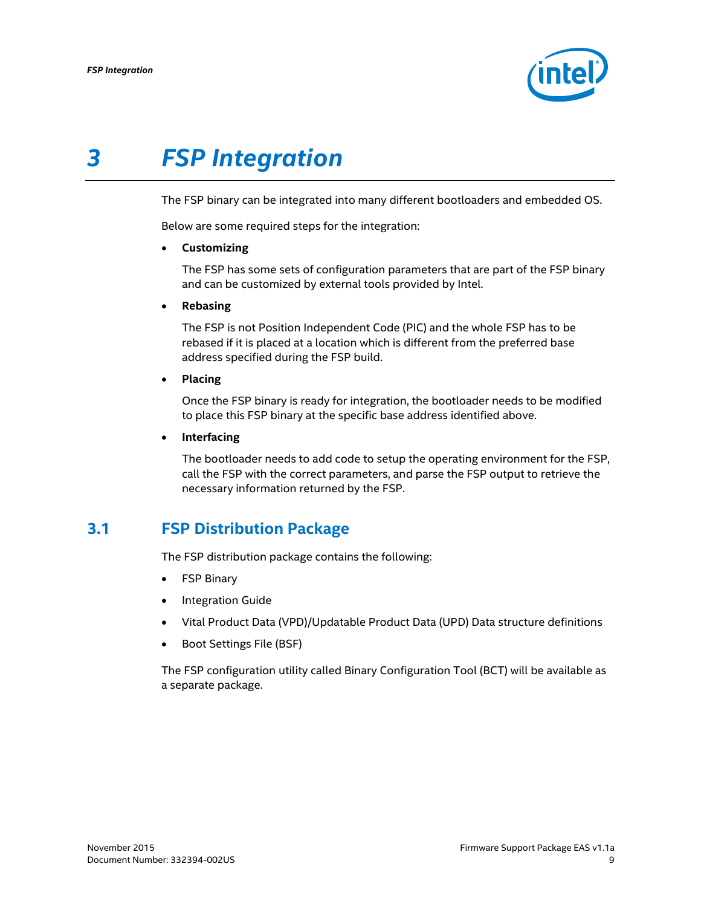# 3 FSP Integration

The FSP binary can be integrated into many different bootloaders and embedded OS.

Below are some required steps for the integration:

- **Customizing**

  The FSP has some sets of configuration parameters that are part of the FSP binary and can be customized by external tools provided by Intel.

- **Rebasing**

  The FSP is not Position Independent Code (PIC) and the whole FSP has to be rebased if it is placed at a location which is different from the preferred base address specified during the FSP build.

- **Placing**

  Once the FSP binary is ready for integration, the bootloader needs to be modified to place this FSP binary at the specific base address identified above.

- **Interfacing**

  The bootloader needs to add code to setup the operating environment for the FSP, call the FSP with the correct parameters, and parse the FSP output to retrieve the necessary information returned by the FSP.

## 3.1 FSP Distribution Package

The FSP distribution package contains the following:

- FSP Binary
- Integration Guide
- Vital Product Data (VPD)/Updatable Product Data (UPD) Data structure definitions
- Boot Settings File (BSF)

The FSP configuration utility called Binary Configuration Tool (BCT) will be available as a separate package.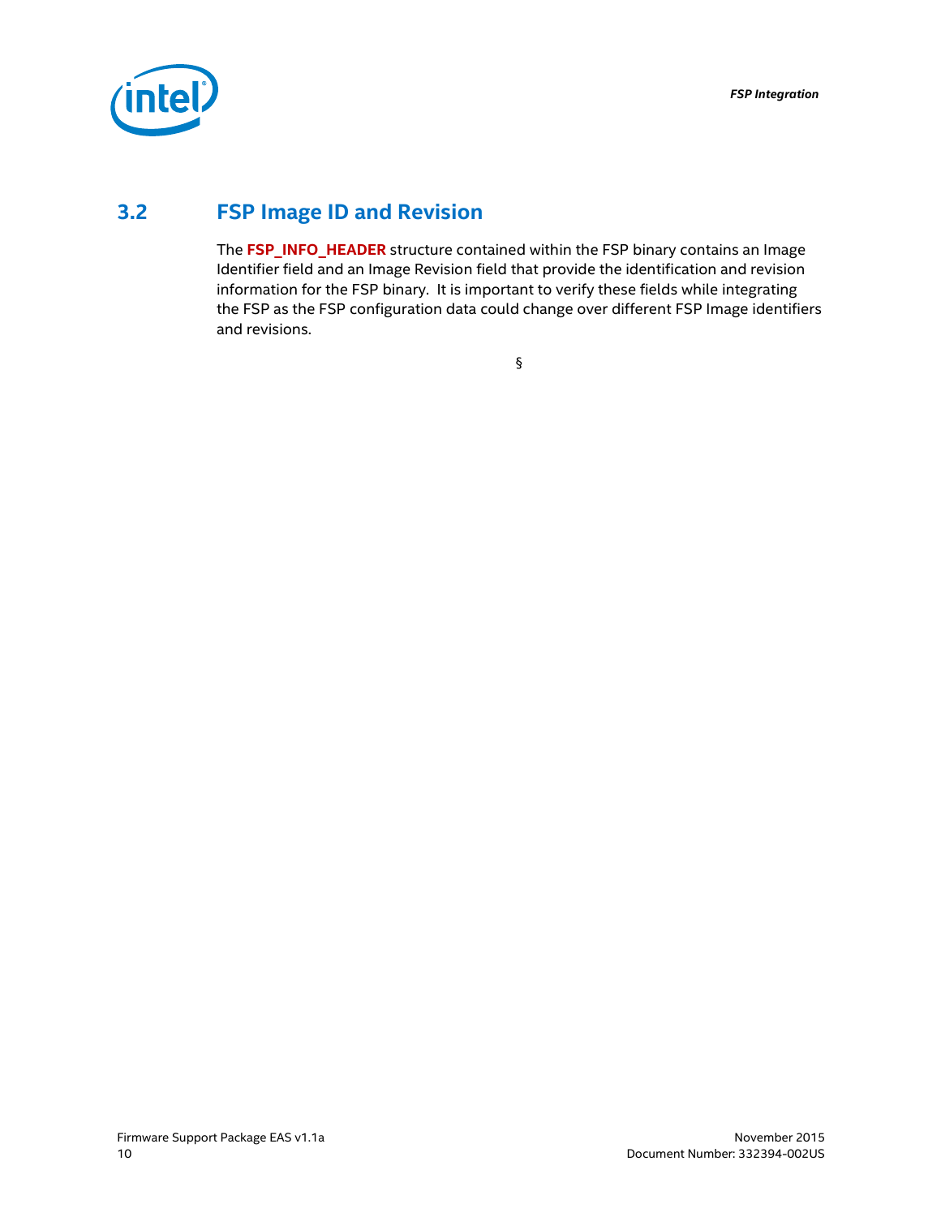## 3.2 FSP Image ID and Revision

The **FSP_INFO_HEADER** structure contained within the FSP binary contains an Image Identifier field and an Image Revision field that provide the identification and revision information for the FSP binary. It is important to verify these fields while integrating the FSP as the FSP configuration data could change over different FSP Image identifiers and revisions.

§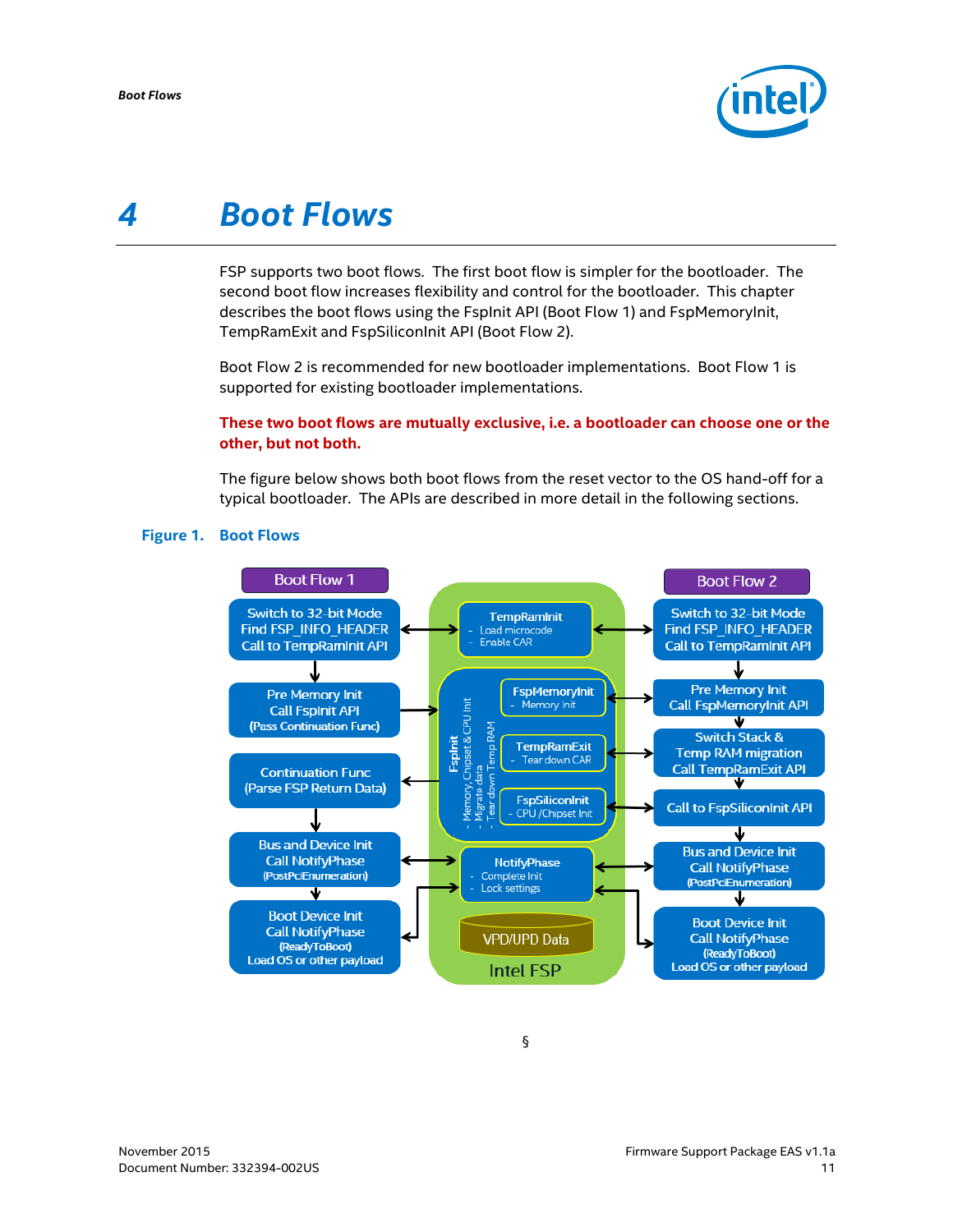# 4 Boot Flows

FSP supports two boot flows. The first boot flow is simpler for the bootloader. The second boot flow increases flexibility and control for the bootloader. This chapter describes the boot flows using the FspInit API (Boot Flow 1) and FspMemoryInit, TempRamExit and FspSiliconInit API (Boot Flow 2).

Boot Flow 2 is recommended for new bootloader implementations. Boot Flow 1 is supported for existing bootloader implementations.

**These two boot flows are mutually exclusive, i.e. a bootloader can choose one or the other, but not both.**

The figure below shows both boot flows from the reset vector to the OS hand-off for a typical bootloader. The APIs are described in more detail in the following sections.

**Figure 1. Boot Flows**

Boot Flow 1

Switch to 32-bit Mode
Find FSP_INFO_HEADER
Call to TempRamInit API

Pre Memory Init
Call FspInit API
(Pass Continuation Func)

Continuation Func
(Parse FSP Return Data)

Bus and Device Init
Call NotifyPhase
(PostPciEnumeration)

Boot Device Init
Call NotifyPhase
(ReadyToBoot)
Load OS or other payload

TempRamInit
- Load microcode
- Enable CAR

FspInit
- Memory, Chipset & CPU Init
- Migrate data
- Tear down Temp RAM

FspMemoryInit
- Memory Init

TempRamExit
- Tear down CAR

FspSiliconInit
- CPU /Chipset Init

NotifyPhase
- Complete Init
- Lock settings

VPD/UPD Data

Intel FSP

Boot Flow 2

Switch to 32-bit Mode
Find FSP_INFO_HEADER
Call to TempRamInit API

Pre Memory Init
Call FspMemoryInit API

Switch Stack &
Temp RAM migration
Call TempRamExit API

Call to FspSiliconInit API

Bus and Device Init
Call NotifyPhase
(PostPciEnumeration)

Boot Device Init
Call NotifyPhase
(ReadyToBoot)
Load OS or other payload

§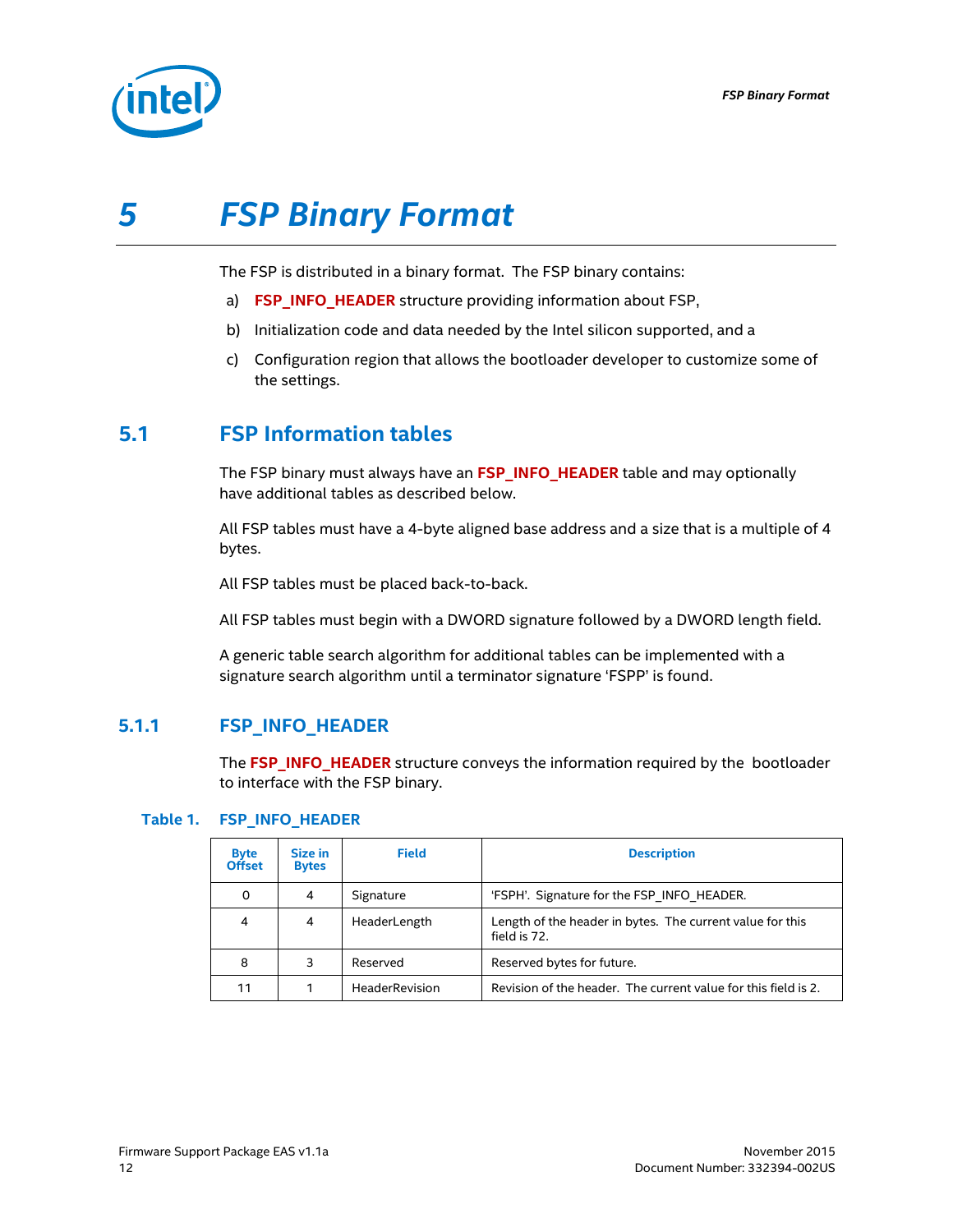# 5 FSP Binary Format

The FSP is distributed in a binary format. The FSP binary contains:

a) **FSP_INFO_HEADER** structure providing information about FSP,

b) Initialization code and data needed by the Intel silicon supported, and a

c) Configuration region that allows the bootloader developer to customize some of the settings.

## 5.1 FSP Information tables

The FSP binary must always have an **FSP_INFO_HEADER** table and may optionally have additional tables as described below.

All FSP tables must have a 4-byte aligned base address and a size that is a multiple of 4 bytes.

All FSP tables must be placed back-to-back.

All FSP tables must begin with a DWORD signature followed by a DWORD length field.

A generic table search algorithm for additional tables can be implemented with a signature search algorithm until a terminator signature 'FSPP' is found.

### 5.1.1 FSP_INFO_HEADER

The **FSP_INFO_HEADER** structure conveys the information required by the bootloader to interface with the FSP binary.

**Table 1. FSP_INFO_HEADER**

| Byte Offset | Size in Bytes | Field | Description |
|---|---|---|---|
| 0 | 4 | Signature | 'FSPH'. Signature for the FSP_INFO_HEADER. |
| 4 | 4 | HeaderLength | Length of the header in bytes. The current value for this field is 72. |
| 8 | 3 | Reserved | Reserved bytes for future. |
| 11 | 1 | HeaderRevision | Revision of the header. The current value for this field is 2. |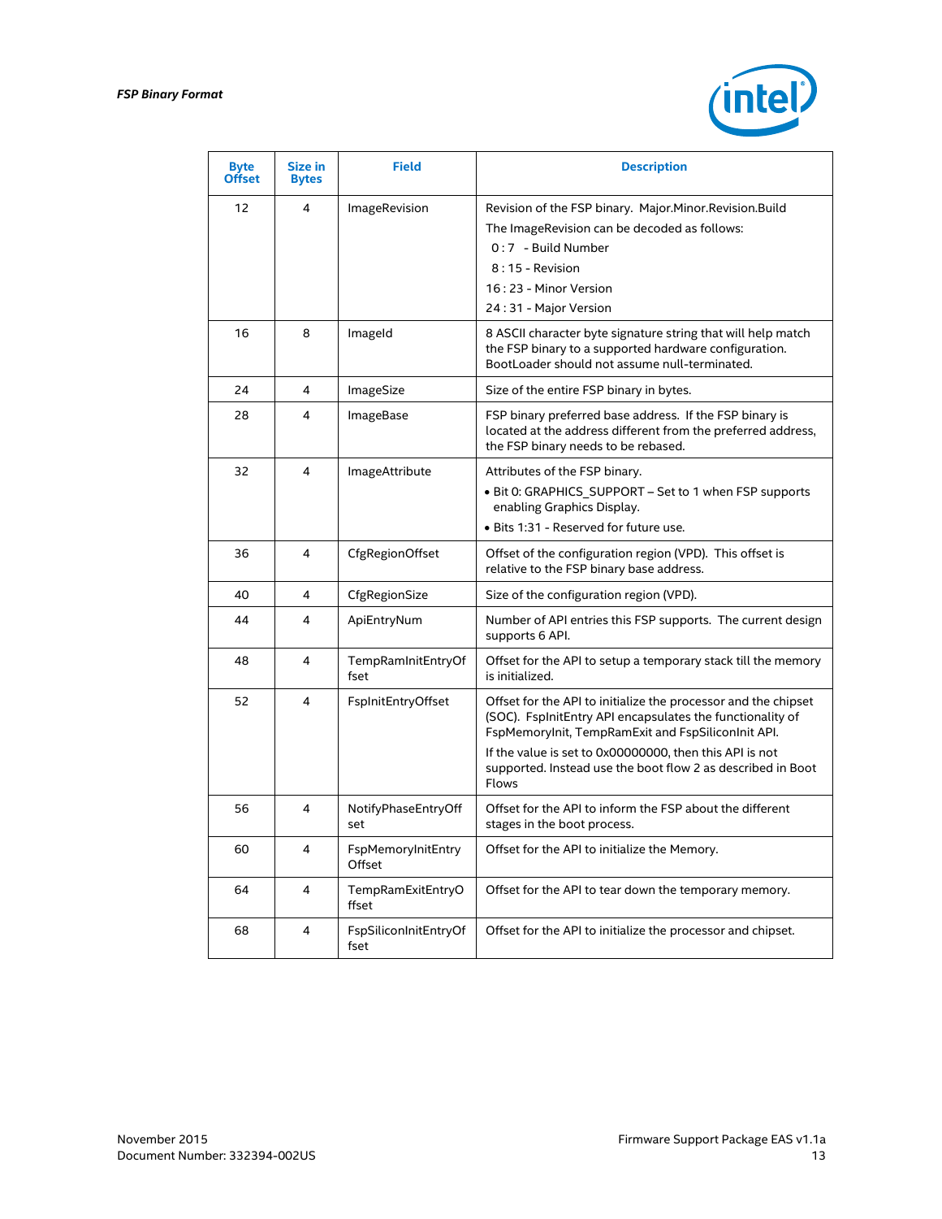| Byte Offset | Size in Bytes | Field | Description |
|---|---|---|---|
| 12 | 4 | ImageRevision | Revision of the FSP binary. Major.Minor.Revision.Build<br>The ImageRevision can be decoded as follows:<br>0 : 7 - Build Number<br>8 : 15 - Revision<br>16 : 23 - Minor Version<br>24 : 31 - Major Version |
| 16 | 8 | ImageId | 8 ASCII character byte signature string that will help match the FSP binary to a supported hardware configuration. BootLoader should not assume null-terminated. |
| 24 | 4 | ImageSize | Size of the entire FSP binary in bytes. |
| 28 | 4 | ImageBase | FSP binary preferred base address. If the FSP binary is located at the address different from the preferred address, the FSP binary needs to be rebased. |
| 32 | 4 | ImageAttribute | Attributes of the FSP binary.<br>• Bit 0: GRAPHICS_SUPPORT – Set to 1 when FSP supports enabling Graphics Display.<br>• Bits 1:31 - Reserved for future use. |
| 36 | 4 | CfgRegionOffset | Offset of the configuration region (VPD). This offset is relative to the FSP binary base address. |
| 40 | 4 | CfgRegionSize | Size of the configuration region (VPD). |
| 44 | 4 | ApiEntryNum | Number of API entries this FSP supports. The current design supports 6 API. |
| 48 | 4 | TempRamInitEntryOffset | Offset for the API to setup a temporary stack till the memory is initialized. |
| 52 | 4 | FspInitEntryOffset | Offset for the API to initialize the processor and the chipset (SOC). FspInitEntry API encapsulates the functionality of FspMemoryInit, TempRamExit and FspSiliconInit API.<br>If the value is set to 0x00000000, then this API is not supported. Instead use the boot flow 2 as described in Boot Flows |
| 56 | 4 | NotifyPhaseEntryOffset | Offset for the API to inform the FSP about the different stages in the boot process. |
| 60 | 4 | FspMemoryInitEntryOffset | Offset for the API to initialize the Memory. |
| 64 | 4 | TempRamExitEntryOffset | Offset for the API to tear down the temporary memory. |
| 68 | 4 | FspSiliconInitEntryOffset | Offset for the API to initialize the processor and chipset. |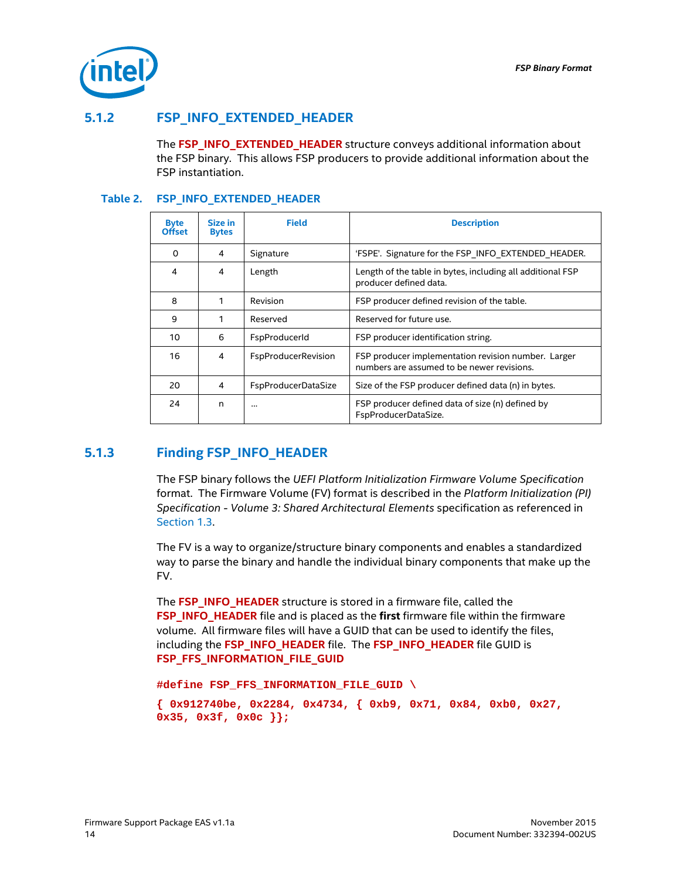### 5.1.2 FSP_INFO_EXTENDED_HEADER

The **FSP_INFO_EXTENDED_HEADER** structure conveys additional information about the FSP binary. This allows FSP producers to provide additional information about the FSP instantiation.

**Table 2. FSP_INFO_EXTENDED_HEADER**

| Byte Offset | Size in Bytes | Field | Description |
|---|---|---|---|
| 0 | 4 | Signature | 'FSPE'. Signature for the FSP_INFO_EXTENDED_HEADER. |
| 4 | 4 | Length | Length of the table in bytes, including all additional FSP producer defined data. |
| 8 | 1 | Revision | FSP producer defined revision of the table. |
| 9 | 1 | Reserved | Reserved for future use. |
| 10 | 6 | FspProducerId | FSP producer identification string. |
| 16 | 4 | FspProducerRevision | FSP producer implementation revision number. Larger numbers are assumed to be newer revisions. |
| 20 | 4 | FspProducerDataSize | Size of the FSP producer defined data (n) in bytes. |
| 24 | n | … | FSP producer defined data of size (n) defined by FspProducerDataSize. |

### 5.1.3 Finding FSP_INFO_HEADER

The FSP binary follows the *UEFI Platform Initialization Firmware Volume Specification* format. The Firmware Volume (FV) format is described in the *Platform Initialization (PI) Specification - Volume 3: Shared Architectural Elements* specification as referenced in Section 1.3.

The FV is a way to organize/structure binary components and enables a standardized way to parse the binary and handle the individual binary components that make up the FV.

The **FSP_INFO_HEADER** structure is stored in a firmware file, called the **FSP_INFO_HEADER** file and is placed as the **first** firmware file within the firmware volume. All firmware files will have a GUID that can be used to identify the files, including the **FSP_INFO_HEADER** file. The **FSP_INFO_HEADER** file GUID is **FSP_FFS_INFORMATION_FILE_GUID**

```
#define FSP_FFS_INFORMATION_FILE_GUID \
{ 0x912740be, 0x2284, 0x4734, { 0xb9, 0x71, 0x84, 0xb0, 0x27,
0x35, 0x3f, 0x0c }};
```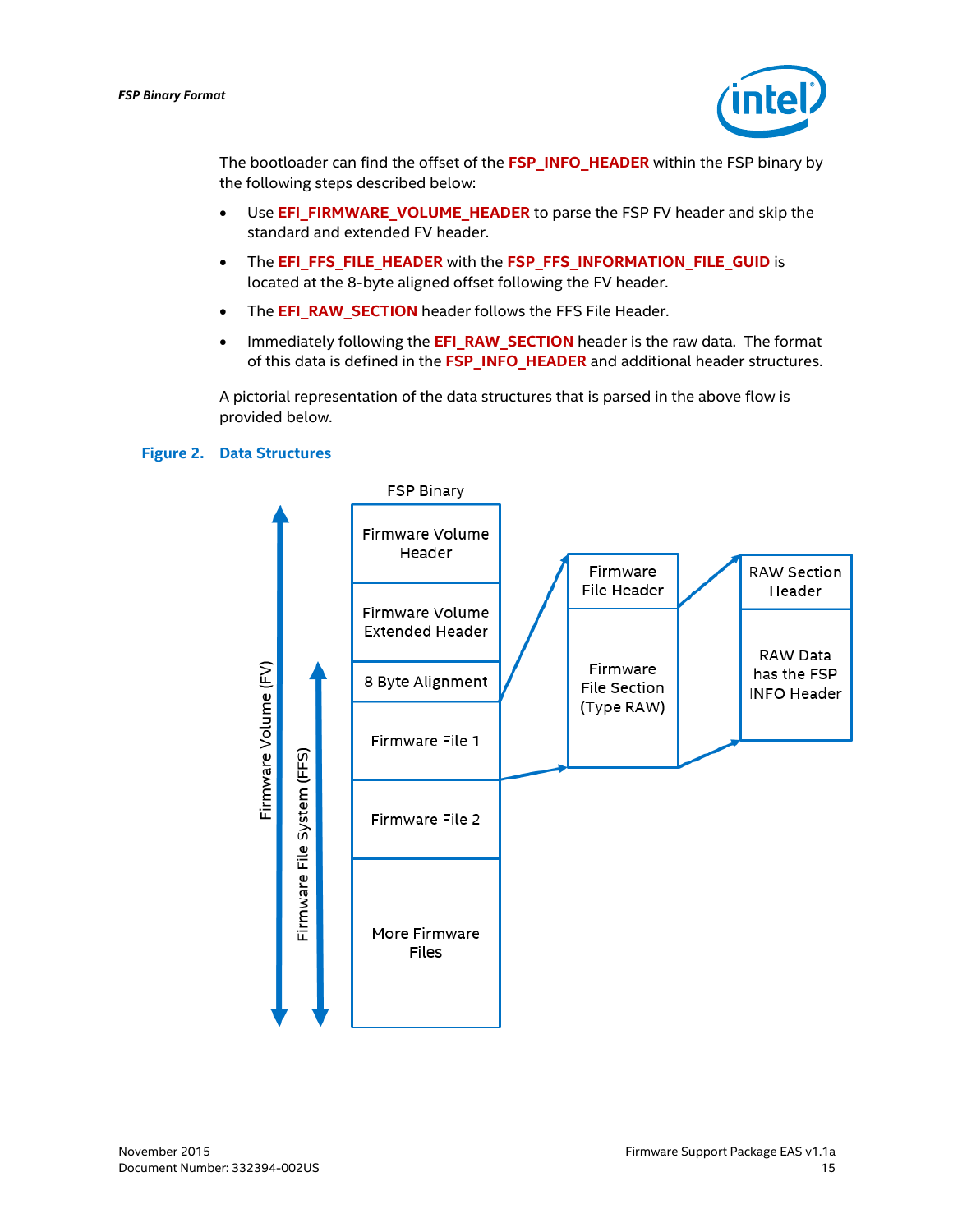The bootloader can find the offset of the **FSP_INFO_HEADER** within the FSP binary by the following steps described below:

- Use **EFI_FIRMWARE_VOLUME_HEADER** to parse the FSP FV header and skip the standard and extended FV header.
- The **EFI_FFS_FILE_HEADER** with the **FSP_FFS_INFORMATION_FILE_GUID** is located at the 8-byte aligned offset following the FV header.
- The **EFI_RAW_SECTION** header follows the FFS File Header.
- Immediately following the **EFI_RAW_SECTION** header is the raw data. The format of this data is defined in the **FSP_INFO_HEADER** and additional header structures.

A pictorial representation of the data structures that is parsed in the above flow is provided below.

**Figure 2. Data Structures**

FSP Binary

Firmware Volume Header

Firmware Volume Extended Header

8 Byte Alignment

Firmware File 1

Firmware File 2

More Firmware Files

Firmware Volume (FV)

Firmware File System (FFS)

Firmware File Header

Firmware File Section (Type RAW)

RAW Section Header

RAW Data has the FSP INFO Header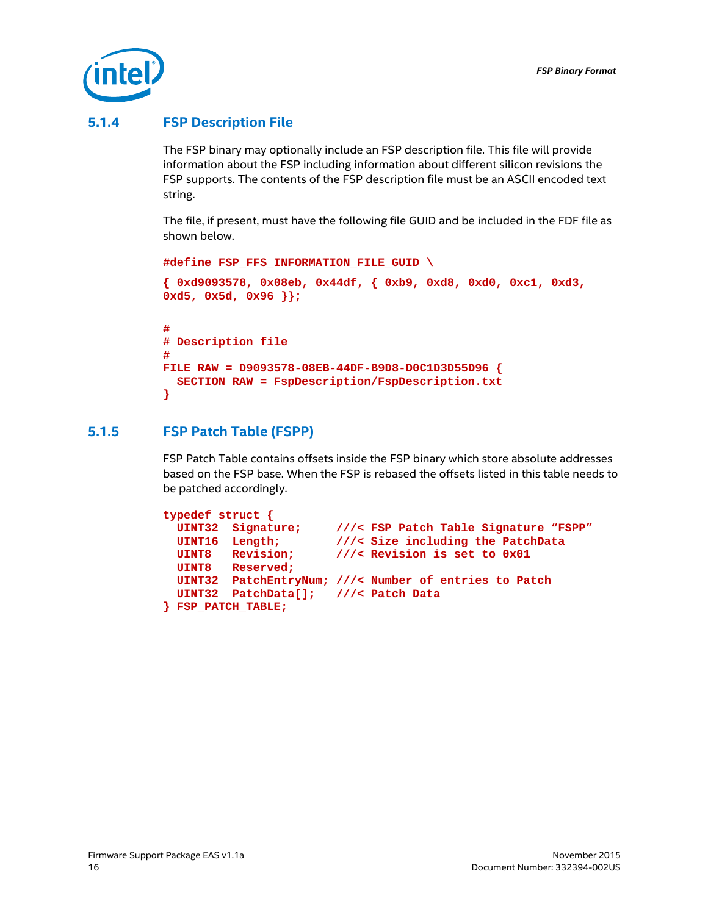### 5.1.4 FSP Description File

The FSP binary may optionally include an FSP description file. This file will provide information about the FSP including information about different silicon revisions the FSP supports. The contents of the FSP description file must be an ASCII encoded text string.

The file, if present, must have the following file GUID and be included in the FDF file as shown below.

```
#define FSP_FFS_INFORMATION_FILE_GUID \
{ 0xd9093578, 0x08eb, 0x44df, { 0xb9, 0xd8, 0xd0, 0xc1, 0xd3,
0xd5, 0x5d, 0x96 }};
```

```
#
# Description file
#
FILE RAW = D9093578-08EB-44DF-B9D8-D0C1D3D55D96 {
  SECTION RAW = FspDescription/FspDescription.txt
}
```

### 5.1.5 FSP Patch Table (FSPP)

FSP Patch Table contains offsets inside the FSP binary which store absolute addresses based on the FSP base. When the FSP is rebased the offsets listed in this table needs to be patched accordingly.

```
typedef struct {
  UINT32  Signature;     ///< FSP Patch Table Signature "FSPP"
  UINT16  Length;        ///< Size including the PatchData
  UINT8   Revision;      ///< Revision is set to 0x01
  UINT8   Reserved;
  UINT32  PatchEntryNum; ///< Number of entries to Patch
  UINT32  PatchData[];   ///< Patch Data
} FSP_PATCH_TABLE;
```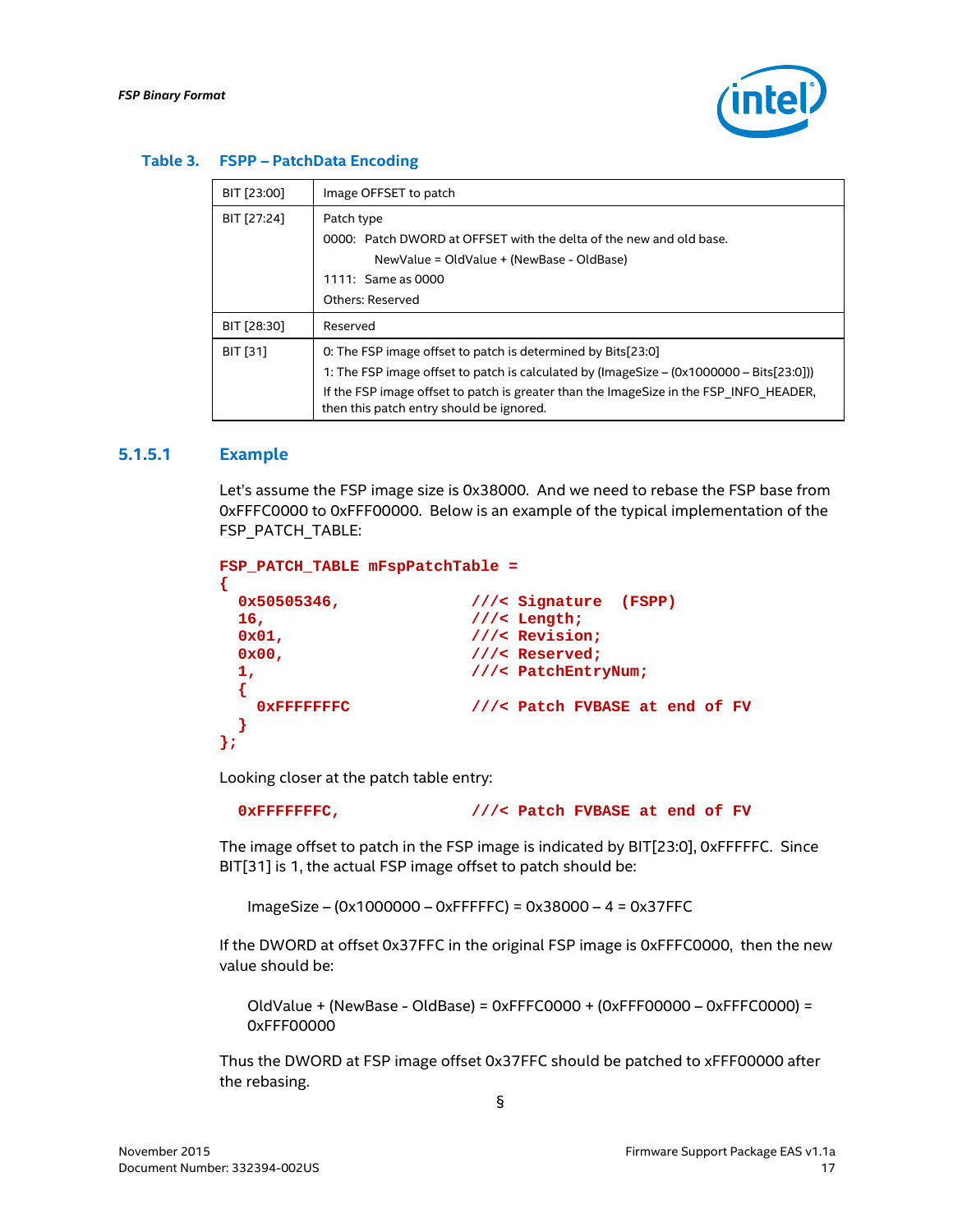**Table 3. FSPP – PatchData Encoding**

| | |
|---|---|
| BIT [23:00] | Image OFFSET to patch |
| BIT [27:24] | Patch type<br>0000: Patch DWORD at OFFSET with the delta of the new and old base.<br>NewValue = OldValue + (NewBase - OldBase)<br>1111: Same as 0000<br>Others: Reserved |
| BIT [28:30] | Reserved |
| BIT [31] | 0: The FSP image offset to patch is determined by Bits[23:0]<br>1: The FSP image offset to patch is calculated by (ImageSize – (0x1000000 – Bits[23:0]))<br>If the FSP image offset to patch is greater than the ImageSize in the FSP_INFO_HEADER, then this patch entry should be ignored. |

### 5.1.5.1 Example

Let's assume the FSP image size is 0x38000. And we need to rebase the FSP base from 0xFFFC0000 to 0xFFF00000. Below is an example of the typical implementation of the FSP_PATCH_TABLE:

```
FSP_PATCH_TABLE mFspPatchTable =
{
  0x50505346,              ///< Signature  (FSPP)
  16,                      ///< Length;
  0x01,                    ///< Revision;
  0x00,                    ///< Reserved;
  1,                       ///< PatchEntryNum;
  {
    0xFFFFFFFC             ///< Patch FVBASE at end of FV
  }
};
```

Looking closer at the patch table entry:

```
  0xFFFFFFFC,              ///< Patch FVBASE at end of FV
```

The image offset to patch in the FSP image is indicated by BIT[23:0], 0xFFFFFC. Since BIT[31] is 1, the actual FSP image offset to patch should be:

ImageSize – (0x1000000 – 0xFFFFFC) = 0x38000 – 4 = 0x37FFC

If the DWORD at offset 0x37FFC in the original FSP image is 0xFFFC0000, then the new value should be:

OldValue + (NewBase - OldBase) = 0xFFFC0000 + (0xFFF00000 – 0xFFFC0000) = 0xFFF00000

Thus the DWORD at FSP image offset 0x37FFC should be patched to xFFF00000 after the rebasing.

§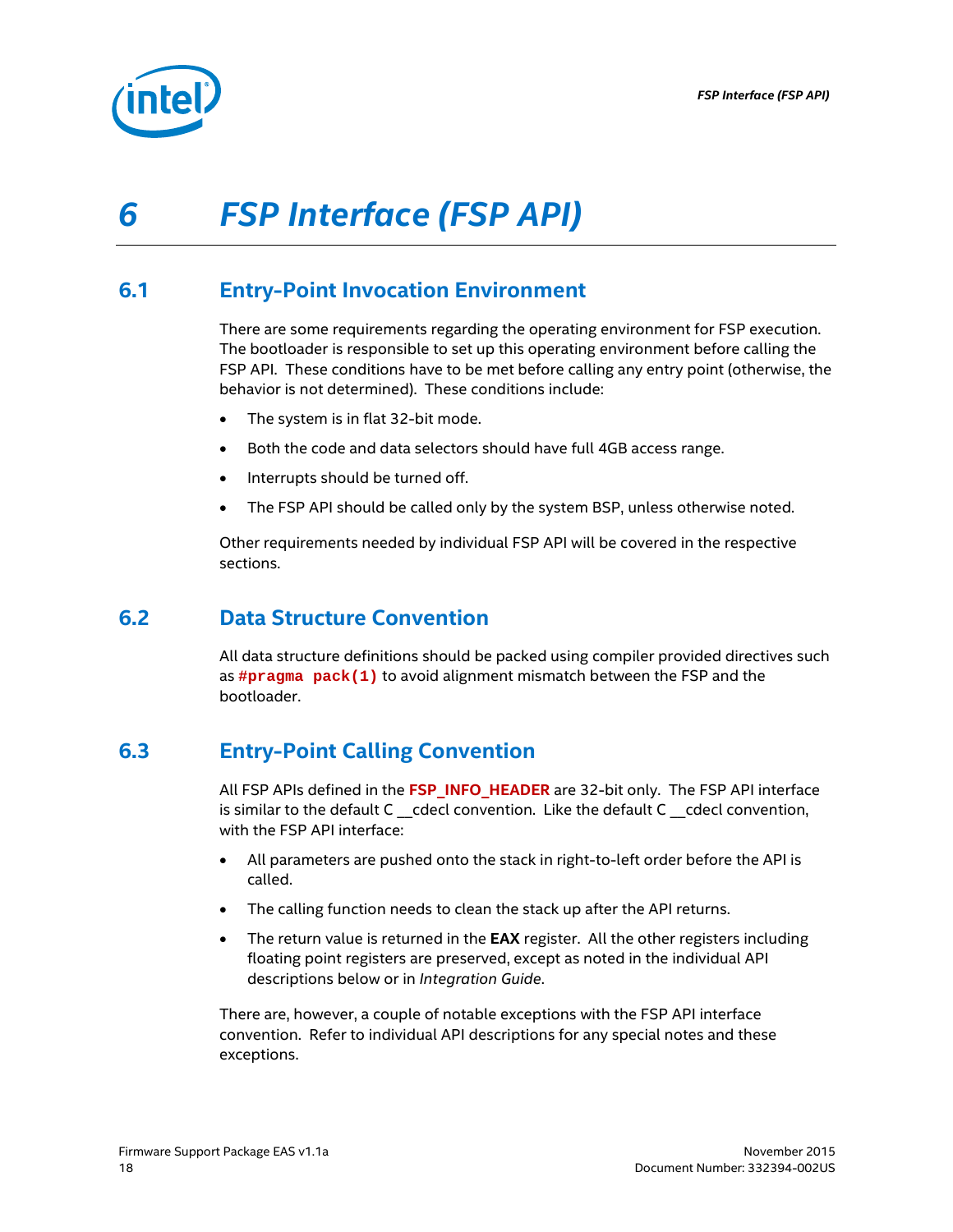# 6 FSP Interface (FSP API)

## 6.1 Entry-Point Invocation Environment

There are some requirements regarding the operating environment for FSP execution. The bootloader is responsible to set up this operating environment before calling the FSP API. These conditions have to be met before calling any entry point (otherwise, the behavior is not determined). These conditions include:

- The system is in flat 32-bit mode.
- Both the code and data selectors should have full 4GB access range.
- Interrupts should be turned off.
- The FSP API should be called only by the system BSP, unless otherwise noted.

Other requirements needed by individual FSP API will be covered in the respective sections.

## 6.2 Data Structure Convention

All data structure definitions should be packed using compiler provided directives such as `#pragma pack(1)` to avoid alignment mismatch between the FSP and the bootloader.

## 6.3 Entry-Point Calling Convention

All FSP APIs defined in the **FSP_INFO_HEADER** are 32-bit only. The FSP API interface is similar to the default C __cdecl convention. Like the default C __cdecl convention, with the FSP API interface:

- All parameters are pushed onto the stack in right-to-left order before the API is called.
- The calling function needs to clean the stack up after the API returns.
- The return value is returned in the **EAX** register. All the other registers including floating point registers are preserved, except as noted in the individual API descriptions below or in *Integration Guide*.

There are, however, a couple of notable exceptions with the FSP API interface convention. Refer to individual API descriptions for any special notes and these exceptions.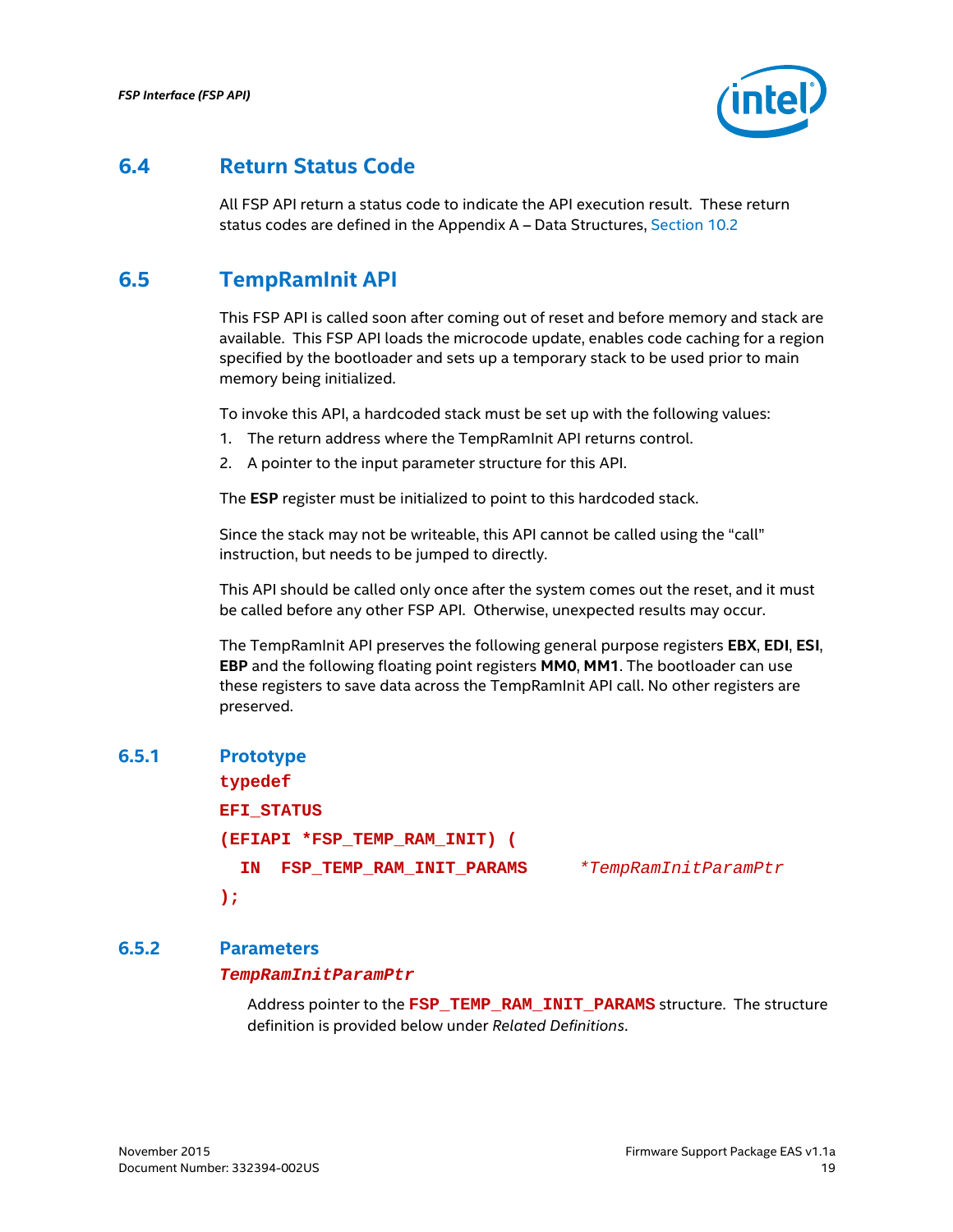## 6.4 Return Status Code

All FSP API return a status code to indicate the API execution result. These return status codes are defined in the Appendix A – Data Structures, Section 10.2

## 6.5 TempRamInit API

This FSP API is called soon after coming out of reset and before memory and stack are available. This FSP API loads the microcode update, enables code caching for a region specified by the bootloader and sets up a temporary stack to be used prior to main memory being initialized.

To invoke this API, a hardcoded stack must be set up with the following values:

1. The return address where the TempRamInit API returns control.
2. A pointer to the input parameter structure for this API.

The **ESP** register must be initialized to point to this hardcoded stack.

Since the stack may not be writeable, this API cannot be called using the "call" instruction, but needs to be jumped to directly.

This API should be called only once after the system comes out the reset, and it must be called before any other FSP API. Otherwise, unexpected results may occur.

The TempRamInit API preserves the following general purpose registers **EBX**, **EDI**, **ESI**, **EBP** and the following floating point registers **MM0**, **MM1**. The bootloader can use these registers to save data across the TempRamInit API call. No other registers are preserved.

### 6.5.1 Prototype

```
typedef
EFI_STATUS
(EFIAPI *FSP_TEMP_RAM_INIT) (
  IN  FSP_TEMP_RAM_INIT_PARAMS      *TempRamInitParamPtr
);
```

### 6.5.2 Parameters

***TempRamInitParamPtr***

Address pointer to the **FSP_TEMP_RAM_INIT_PARAMS** structure. The structure definition is provided below under *Related Definitions*.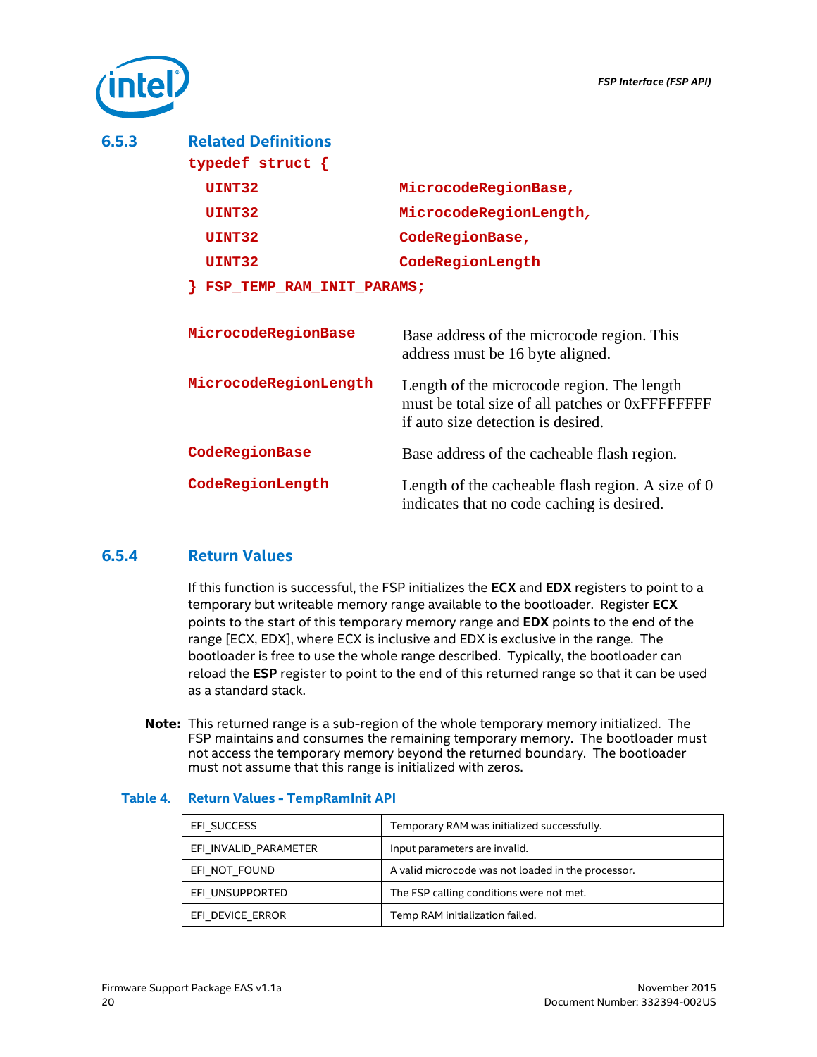### 6.5.3 Related Definitions

```
typedef struct {
  UINT32          MicrocodeRegionBase,
  UINT32          MicrocodeRegionLength,
  UINT32          CodeRegionBase,
  UINT32          CodeRegionLength
} FSP_TEMP_RAM_INIT_PARAMS;
```

| | |
|---|---|
| **MicrocodeRegionBase** | Base address of the microcode region. This address must be 16 byte aligned. |
| **MicrocodeRegionLength** | Length of the microcode region. The length must be total size of all patches or 0xFFFFFFFF if auto size detection is desired. |
| **CodeRegionBase** | Base address of the cacheable flash region. |
| **CodeRegionLength** | Length of the cacheable flash region. A size of 0 indicates that no code caching is desired. |

### 6.5.4 Return Values

If this function is successful, the FSP initializes the **ECX** and **EDX** registers to point to a temporary but writeable memory range available to the bootloader. Register **ECX** points to the start of this temporary memory range and **EDX** points to the end of the range [ECX, EDX], where ECX is inclusive and EDX is exclusive in the range. The bootloader is free to use the whole range described. Typically, the bootloader can reload the **ESP** register to point to the end of this returned range so that it can be used as a standard stack.

**Note:** This returned range is a sub-region of the whole temporary memory initialized. The FSP maintains and consumes the remaining temporary memory. The bootloader must not access the temporary memory beyond the returned boundary. The bootloader must not assume that this range is initialized with zeros.

**Table 4. Return Values - TempRamInit API**

| | |
|---|---|
| EFI_SUCCESS | Temporary RAM was initialized successfully. |
| EFI_INVALID_PARAMETER | Input parameters are invalid. |
| EFI_NOT_FOUND | A valid microcode was not loaded in the processor. |
| EFI_UNSUPPORTED | The FSP calling conditions were not met. |
| EFI_DEVICE_ERROR | Temp RAM initialization failed. |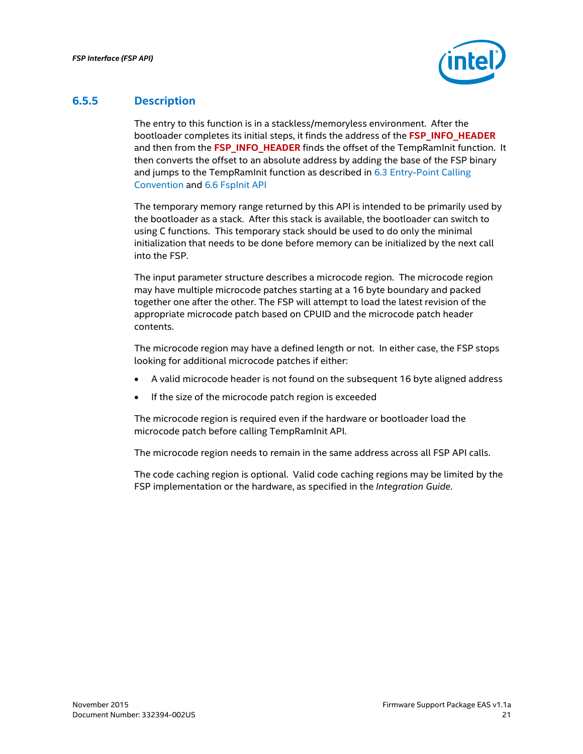### 6.5.5 Description

The entry to this function is in a stackless/memoryless environment. After the bootloader completes its initial steps, it finds the address of the **FSP_INFO_HEADER** and then from the **FSP_INFO_HEADER** finds the offset of the TempRamInit function. It then converts the offset to an absolute address by adding the base of the FSP binary and jumps to the TempRamInit function as described in 6.3 Entry-Point Calling Convention and 6.6 FspInit API

The temporary memory range returned by this API is intended to be primarily used by the bootloader as a stack. After this stack is available, the bootloader can switch to using C functions. This temporary stack should be used to do only the minimal initialization that needs to be done before memory can be initialized by the next call into the FSP.

The input parameter structure describes a microcode region. The microcode region may have multiple microcode patches starting at a 16 byte boundary and packed together one after the other. The FSP will attempt to load the latest revision of the appropriate microcode patch based on CPUID and the microcode patch header contents.

The microcode region may have a defined length or not. In either case, the FSP stops looking for additional microcode patches if either:

- A valid microcode header is not found on the subsequent 16 byte aligned address
- If the size of the microcode patch region is exceeded

The microcode region is required even if the hardware or bootloader load the microcode patch before calling TempRamInit API.

The microcode region needs to remain in the same address across all FSP API calls.

The code caching region is optional. Valid code caching regions may be limited by the FSP implementation or the hardware, as specified in the *Integration Guide*.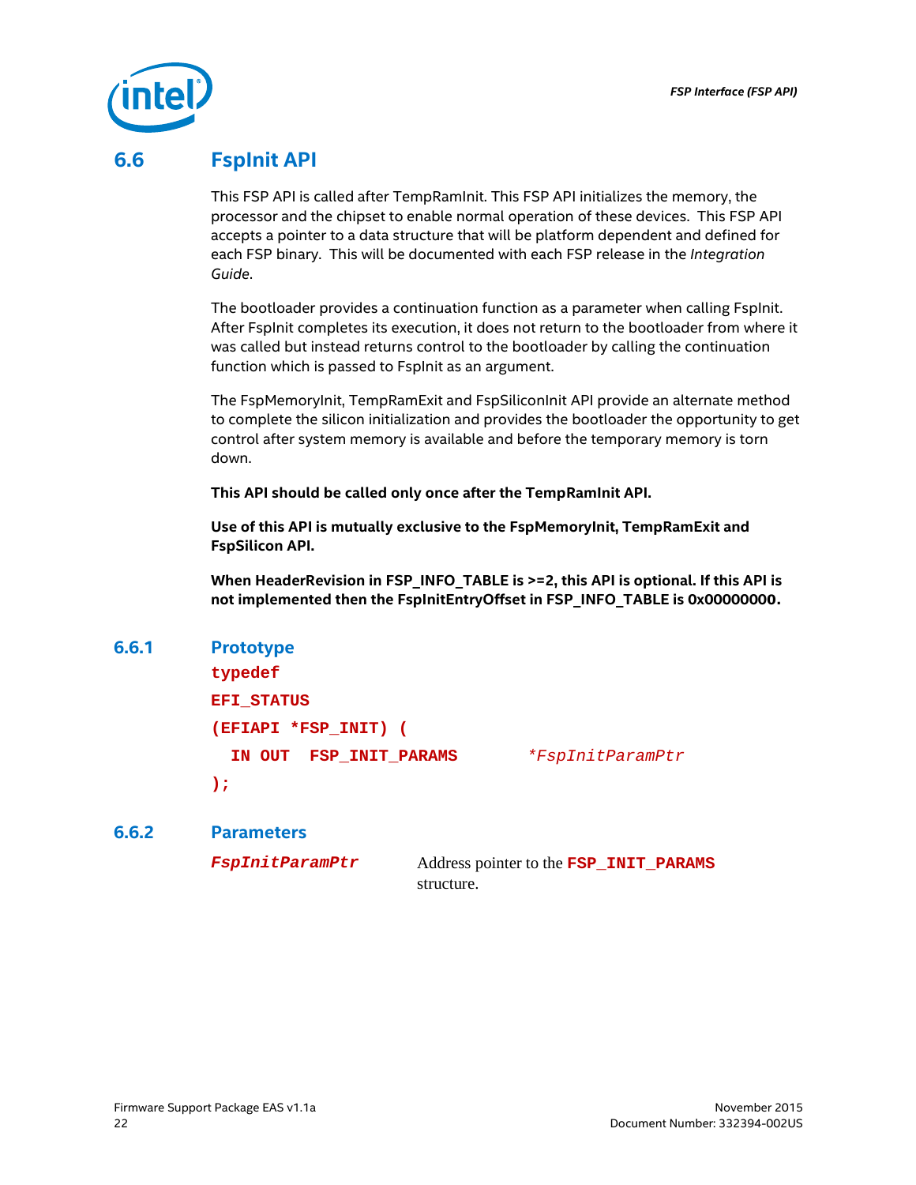## 6.6 FspInit API

This FSP API is called after TempRamInit. This FSP API initializes the memory, the processor and the chipset to enable normal operation of these devices. This FSP API accepts a pointer to a data structure that will be platform dependent and defined for each FSP binary. This will be documented with each FSP release in the *Integration Guide*.

The bootloader provides a continuation function as a parameter when calling FspInit. After FspInit completes its execution, it does not return to the bootloader from where it was called but instead returns control to the bootloader by calling the continuation function which is passed to FspInit as an argument.

The FspMemoryInit, TempRamExit and FspSiliconInit API provide an alternate method to complete the silicon initialization and provides the bootloader the opportunity to get control after system memory is available and before the temporary memory is torn down.

**This API should be called only once after the TempRamInit API.**

**Use of this API is mutually exclusive to the FspMemoryInit, TempRamExit and FspSilicon API.**

**When HeaderRevision in FSP_INFO_TABLE is >=2, this API is optional. If this API is not implemented then the FspInitEntryOffset in FSP_INFO_TABLE is 0x00000000.**

### 6.6.1 Prototype

```
typedef
EFI_STATUS
(EFIAPI *FSP_INIT) (
  IN OUT  FSP_INIT_PARAMS        *FspInitParamPtr
);
```

### 6.6.2 Parameters

| | |
|---|---|
| *FspInitParamPtr* | Address pointer to the **FSP_INIT_PARAMS** structure. |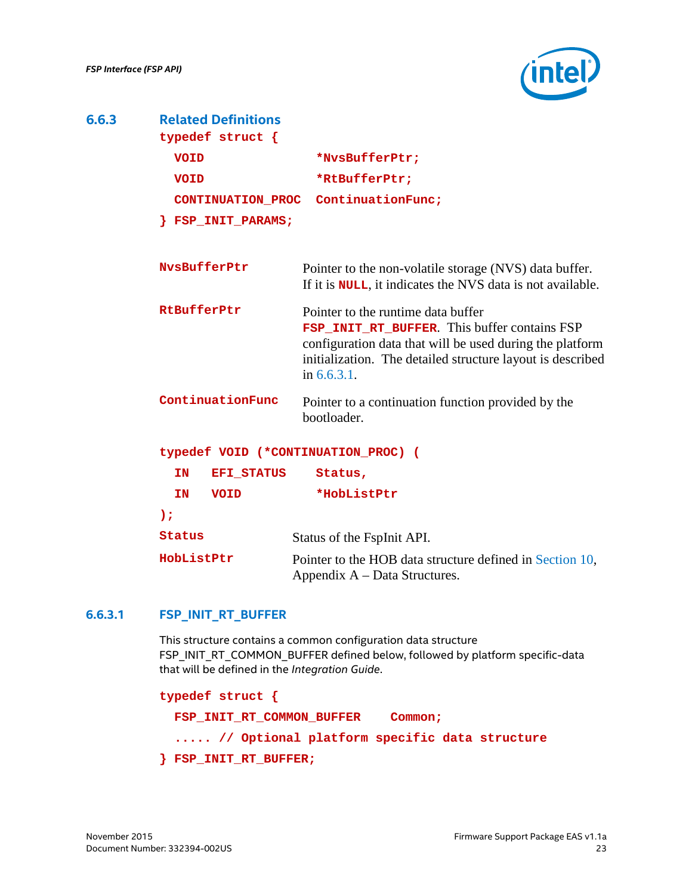### 6.6.3 Related Definitions

```
typedef struct {
  VOID                 *NvsBufferPtr;
  VOID                 *RtBufferPtr;
  CONTINUATION_PROC  ContinuationFunc;
} FSP_INIT_PARAMS;
```

| | |
|---|---|
| **NvsBufferPtr** | Pointer to the non-volatile storage (NVS) data buffer. If it is **NULL**, it indicates the NVS data is not available. |
| **RtBufferPtr** | Pointer to the runtime data buffer **FSP_INIT_RT_BUFFER**. This buffer contains FSP configuration data that will be used during the platform initialization. The detailed structure layout is described in 6.6.3.1. |
| **ContinuationFunc** | Pointer to a continuation function provided by the bootloader. |

```
typedef VOID (*CONTINUATION_PROC) (
  IN   EFI_STATUS     Status,
  IN   VOID          *HobListPtr
);
```

| | |
|---|---|
| **Status** | Status of the FspInit API. |
| **HobListPtr** | Pointer to the HOB data structure defined in Section 10, Appendix A – Data Structures. |

#### 6.6.3.1 FSP_INIT_RT_BUFFER

This structure contains a common configuration data structure FSP_INIT_RT_COMMON_BUFFER defined below, followed by platform specific-data that will be defined in the *Integration Guide*.

```
typedef struct {
  FSP_INIT_RT_COMMON_BUFFER    Common;
  ..... // Optional platform specific data structure
} FSP_INIT_RT_BUFFER;
```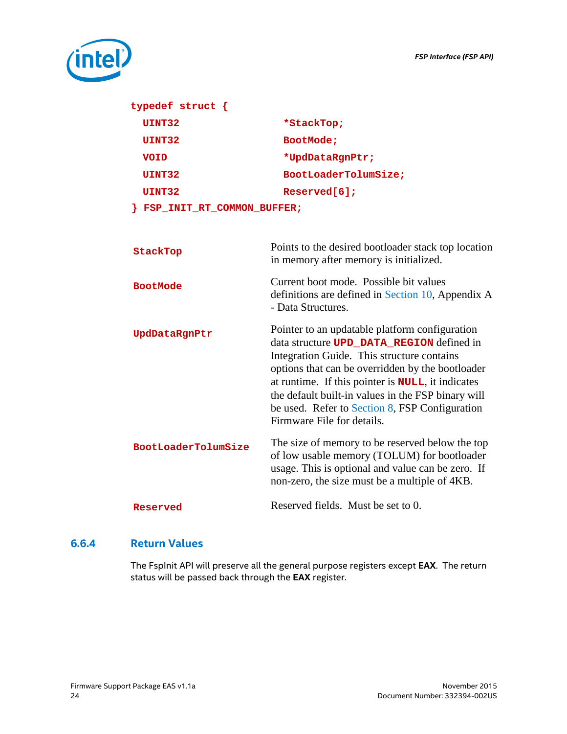```
typedef struct {
  UINT32                    *StackTop;
  UINT32                    BootMode;
  VOID                      *UpdDataRgnPtr;
  UINT32                    BootLoaderTolumSize;
  UINT32                    Reserved[6];
} FSP_INIT_RT_COMMON_BUFFER;
```

| | |
|---|---|
| **StackTop** | Points to the desired bootloader stack top location in memory after memory is initialized. |
| **BootMode** | Current boot mode. Possible bit values definitions are defined in Section 10, Appendix A - Data Structures. |
| **UpdDataRgnPtr** | Pointer to an updatable platform configuration data structure **UPD_DATA_REGION** defined in Integration Guide. This structure contains options that can be overridden by the bootloader at runtime. If this pointer is **NULL**, it indicates the default built-in values in the FSP binary will be used. Refer to Section 8, FSP Configuration Firmware File for details. |
| **BootLoaderTolumSize** | The size of memory to be reserved below the top of low usable memory (TOLUM) for bootloader usage. This is optional and value can be zero. If non-zero, the size must be a multiple of 4KB. |
| **Reserved** | Reserved fields. Must be set to 0. |

### 6.6.4 Return Values

The FspInit API will preserve all the general purpose registers except **EAX**. The return status will be passed back through the **EAX** register.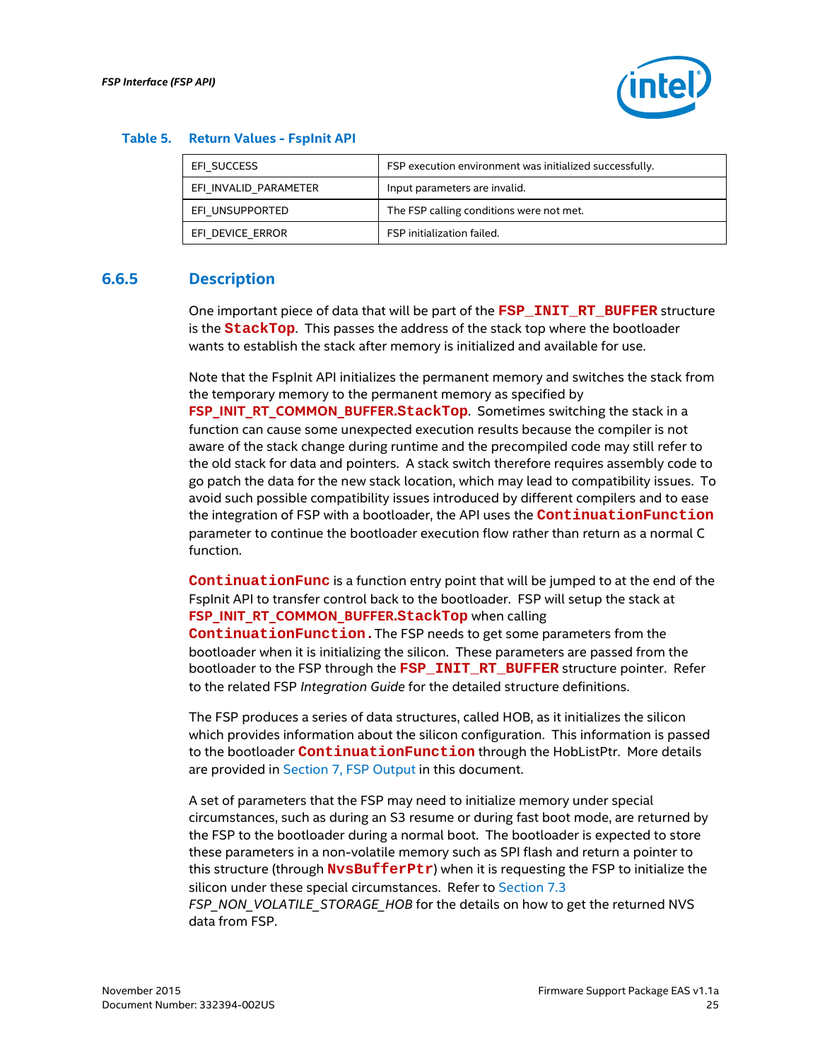**Table 5. Return Values - FspInit API**

| | |
|---|---|
| EFI_SUCCESS | FSP execution environment was initialized successfully. |
| EFI_INVALID_PARAMETER | Input parameters are invalid. |
| EFI_UNSUPPORTED | The FSP calling conditions were not met. |
| EFI_DEVICE_ERROR | FSP initialization failed. |

### 6.6.5 Description

One important piece of data that will be part of the **FSP_INIT_RT_BUFFER** structure is the **StackTop**. This passes the address of the stack top where the bootloader wants to establish the stack after memory is initialized and available for use.

Note that the FspInit API initializes the permanent memory and switches the stack from the temporary memory to the permanent memory as specified by **FSP_INIT_RT_COMMON_BUFFER.StackTop**. Sometimes switching the stack in a function can cause some unexpected execution results because the compiler is not aware of the stack change during runtime and the precompiled code may still refer to the old stack for data and pointers. A stack switch therefore requires assembly code to go patch the data for the new stack location, which may lead to compatibility issues. To avoid such possible compatibility issues introduced by different compilers and to ease the integration of FSP with a bootloader, the API uses the **ContinuationFunction** parameter to continue the bootloader execution flow rather than return as a normal C function.

**ContinuationFunc** is a function entry point that will be jumped to at the end of the FspInit API to transfer control back to the bootloader. FSP will setup the stack at **FSP_INIT_RT_COMMON_BUFFER.StackTop** when calling **ContinuationFunction.** The FSP needs to get some parameters from the bootloader when it is initializing the silicon. These parameters are passed from the bootloader to the FSP through the **FSP_INIT_RT_BUFFER** structure pointer. Refer to the related FSP *Integration Guide* for the detailed structure definitions.

The FSP produces a series of data structures, called HOB, as it initializes the silicon which provides information about the silicon configuration. This information is passed to the bootloader **ContinuationFunction** through the HobListPtr. More details are provided in Section 7, FSP Output in this document.

A set of parameters that the FSP may need to initialize memory under special circumstances, such as during an S3 resume or during fast boot mode, are returned by the FSP to the bootloader during a normal boot. The bootloader is expected to store these parameters in a non-volatile memory such as SPI flash and return a pointer to this structure (through **NvsBufferPtr**) when it is requesting the FSP to initialize the silicon under these special circumstances. Refer to Section 7.3 *FSP_NON_VOLATILE_STORAGE_HOB* for the details on how to get the returned NVS data from FSP.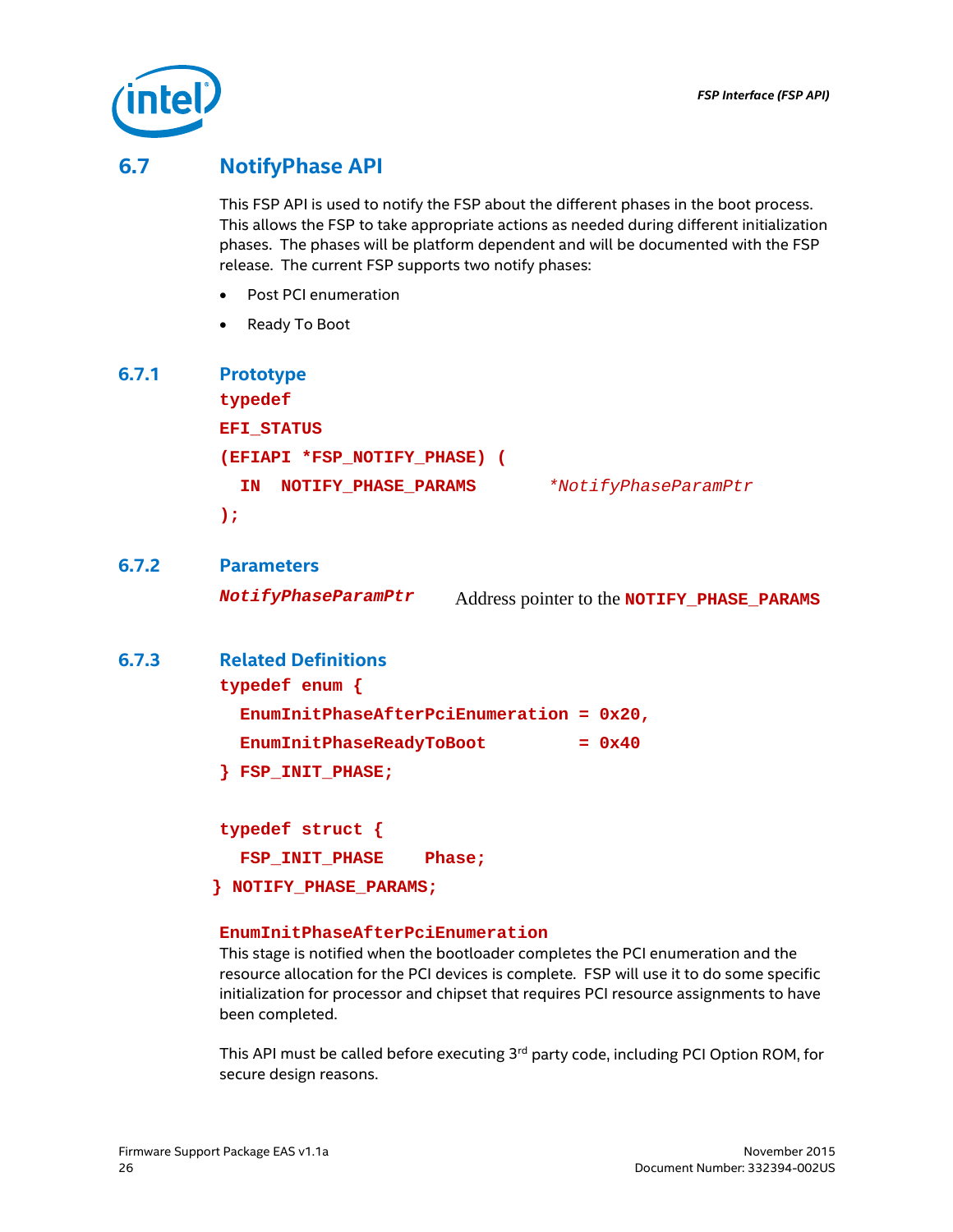## 6.7 NotifyPhase API

This FSP API is used to notify the FSP about the different phases in the boot process. This allows the FSP to take appropriate actions as needed during different initialization phases. The phases will be platform dependent and will be documented with the FSP release. The current FSP supports two notify phases:

- Post PCI enumeration
- Ready To Boot

### 6.7.1 Prototype

```
typedef
EFI_STATUS
(EFIAPI *FSP_NOTIFY_PHASE) (
  IN  NOTIFY_PHASE_PARAMS       *NotifyPhaseParamPtr
);
```

### 6.7.2 Parameters

***NotifyPhaseParamPtr*** Address pointer to the **NOTIFY_PHASE_PARAMS**

### 6.7.3 Related Definitions

```
typedef enum {
  EnumInitPhaseAfterPciEnumeration = 0x20,
  EnumInitPhaseReadyToBoot         = 0x40
} FSP_INIT_PHASE;

typedef struct {
  FSP_INIT_PHASE    Phase;
} NOTIFY_PHASE_PARAMS;
```

**EnumInitPhaseAfterPciEnumeration**

This stage is notified when the bootloader completes the PCI enumeration and the resource allocation for the PCI devices is complete. FSP will use it to do some specific initialization for processor and chipset that requires PCI resource assignments to have been completed.

This API must be called before executing 3rd party code, including PCI Option ROM, for secure design reasons.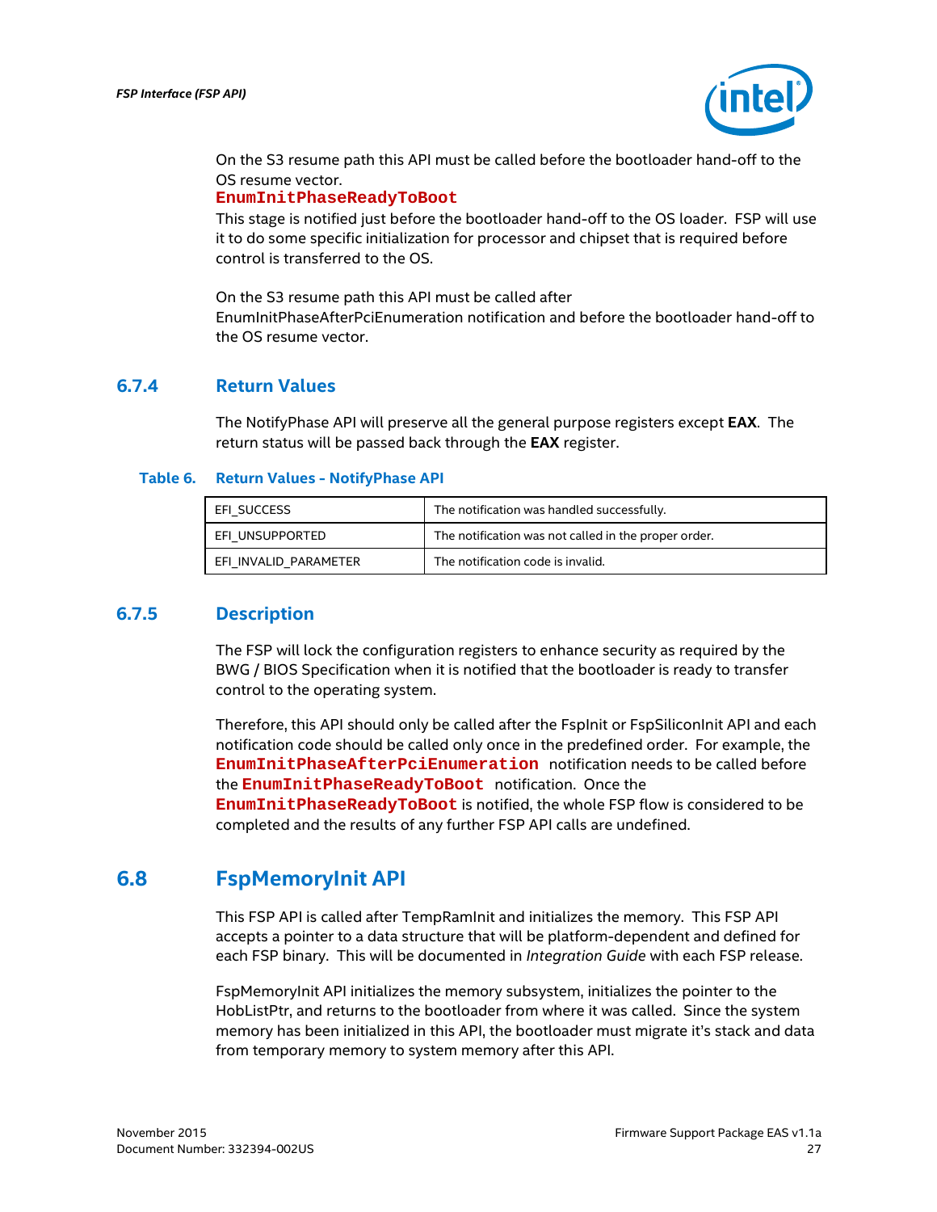On the S3 resume path this API must be called before the bootloader hand-off to the OS resume vector.

**`EnumInitPhaseReadyToBoot`**

This stage is notified just before the bootloader hand-off to the OS loader. FSP will use it to do some specific initialization for processor and chipset that is required before control is transferred to the OS.

On the S3 resume path this API must be called after EnumInitPhaseAfterPciEnumeration notification and before the bootloader hand-off to the OS resume vector.

### 6.7.4 Return Values

The NotifyPhase API will preserve all the general purpose registers except **EAX**. The return status will be passed back through the **EAX** register.

**Table 6. Return Values - NotifyPhase API**

| | |
|---|---|
| EFI_SUCCESS | The notification was handled successfully. |
| EFI_UNSUPPORTED | The notification was not called in the proper order. |
| EFI_INVALID_PARAMETER | The notification code is invalid. |

### 6.7.5 Description

The FSP will lock the configuration registers to enhance security as required by the BWG / BIOS Specification when it is notified that the bootloader is ready to transfer control to the operating system.

Therefore, this API should only be called after the FspInit or FspSiliconInit API and each notification code should be called only once in the predefined order. For example, the **`EnumInitPhaseAfterPciEnumeration`** notification needs to be called before the **`EnumInitPhaseReadyToBoot`** notification. Once the **`EnumInitPhaseReadyToBoot`** is notified, the whole FSP flow is considered to be completed and the results of any further FSP API calls are undefined.

## 6.8 FspMemoryInit API

This FSP API is called after TempRamInit and initializes the memory. This FSP API accepts a pointer to a data structure that will be platform-dependent and defined for each FSP binary. This will be documented in *Integration Guide* with each FSP release.

FspMemoryInit API initializes the memory subsystem, initializes the pointer to the HobListPtr, and returns to the bootloader from where it was called. Since the system memory has been initialized in this API, the bootloader must migrate it's stack and data from temporary memory to system memory after this API.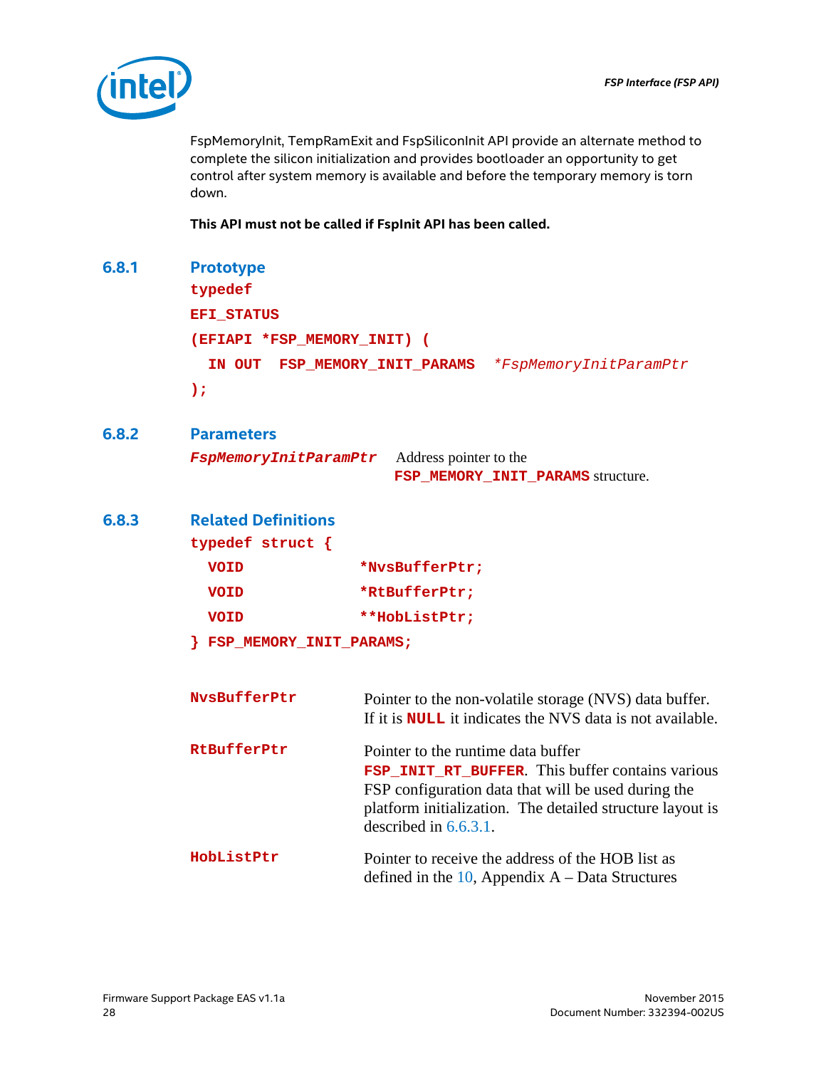FspMemoryInit, TempRamExit and FspSiliconInit API provide an alternate method to complete the silicon initialization and provides bootloader an opportunity to get control after system memory is available and before the temporary memory is torn down.

**This API must not be called if FspInit API has been called.**

### 6.8.1 Prototype

```
typedef
EFI_STATUS
(EFIAPI *FSP_MEMORY_INIT) (
  IN OUT  FSP_MEMORY_INIT_PARAMS   *FspMemoryInitParamPtr
);
```

### 6.8.2 Parameters

| | |
|---|---|
| *FspMemoryInitParamPtr* | Address pointer to the **FSP_MEMORY_INIT_PARAMS** structure. |

### 6.8.3 Related Definitions

```
typedef struct {
  VOID              *NvsBufferPtr;
  VOID              *RtBufferPtr;
  VOID              **HobListPtr;
} FSP_MEMORY_INIT_PARAMS;
```

| | |
|---|---|
| **NvsBufferPtr** | Pointer to the non-volatile storage (NVS) data buffer. If it is **NULL** it indicates the NVS data is not available. |
| **RtBufferPtr** | Pointer to the runtime data buffer **FSP_INIT_RT_BUFFER**. This buffer contains various FSP configuration data that will be used during the platform initialization. The detailed structure layout is described in 6.6.3.1. |
| **HobListPtr** | Pointer to receive the address of the HOB list as defined in the 10, Appendix A – Data Structures |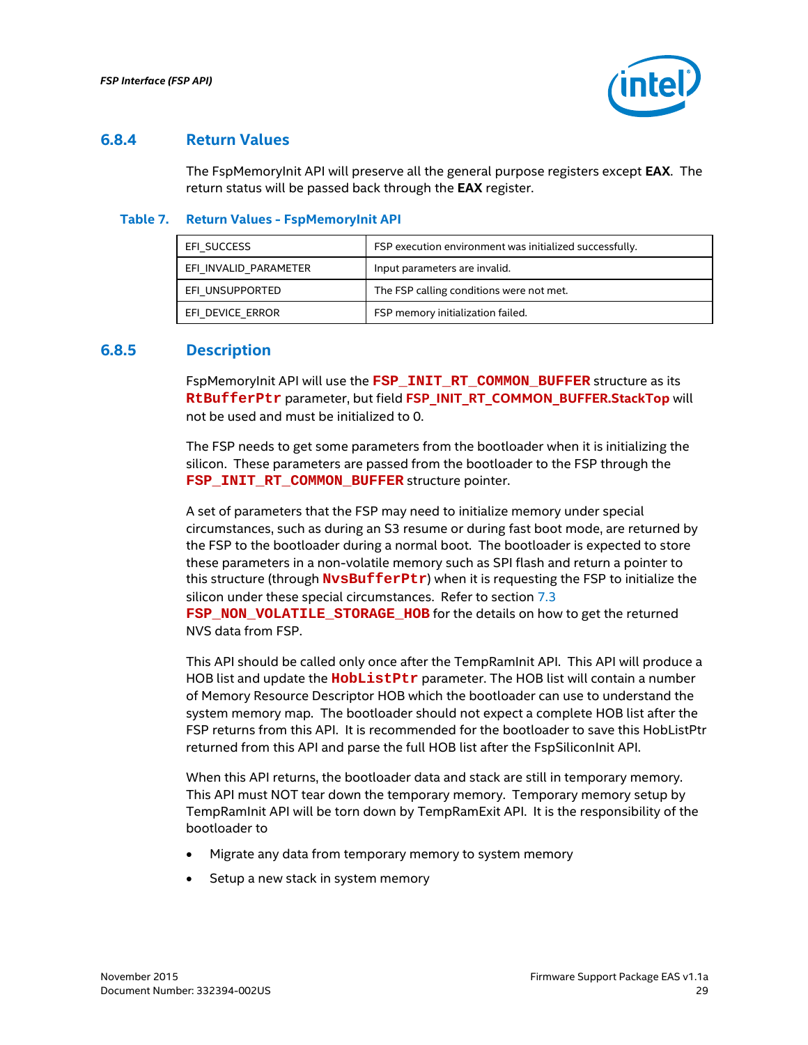### 6.8.4 Return Values

The FspMemoryInit API will preserve all the general purpose registers except **EAX**. The return status will be passed back through the **EAX** register.

**Table 7. Return Values - FspMemoryInit API**

| | |
|---|---|
| EFI_SUCCESS | FSP execution environment was initialized successfully. |
| EFI_INVALID_PARAMETER | Input parameters are invalid. |
| EFI_UNSUPPORTED | The FSP calling conditions were not met. |
| EFI_DEVICE_ERROR | FSP memory initialization failed. |

### 6.8.5 Description

FspMemoryInit API will use the **FSP_INIT_RT_COMMON_BUFFER** structure as its **RtBufferPtr** parameter, but field **FSP_INIT_RT_COMMON_BUFFER.StackTop** will not be used and must be initialized to 0.

The FSP needs to get some parameters from the bootloader when it is initializing the silicon. These parameters are passed from the bootloader to the FSP through the **FSP_INIT_RT_COMMON_BUFFER** structure pointer.

A set of parameters that the FSP may need to initialize memory under special circumstances, such as during an S3 resume or during fast boot mode, are returned by the FSP to the bootloader during a normal boot. The bootloader is expected to store these parameters in a non-volatile memory such as SPI flash and return a pointer to this structure (through **NvsBufferPtr**) when it is requesting the FSP to initialize the silicon under these special circumstances. Refer to section 7.3 **FSP_NON_VOLATILE_STORAGE_HOB** for the details on how to get the returned NVS data from FSP.

This API should be called only once after the TempRamInit API. This API will produce a HOB list and update the **HobListPtr** parameter. The HOB list will contain a number of Memory Resource Descriptor HOB which the bootloader can use to understand the system memory map. The bootloader should not expect a complete HOB list after the FSP returns from this API. It is recommended for the bootloader to save this HobListPtr returned from this API and parse the full HOB list after the FspSiliconInit API.

When this API returns, the bootloader data and stack are still in temporary memory. This API must NOT tear down the temporary memory. Temporary memory setup by TempRamInit API will be torn down by TempRamExit API. It is the responsibility of the bootloader to

- Migrate any data from temporary memory to system memory
- Setup a new stack in system memory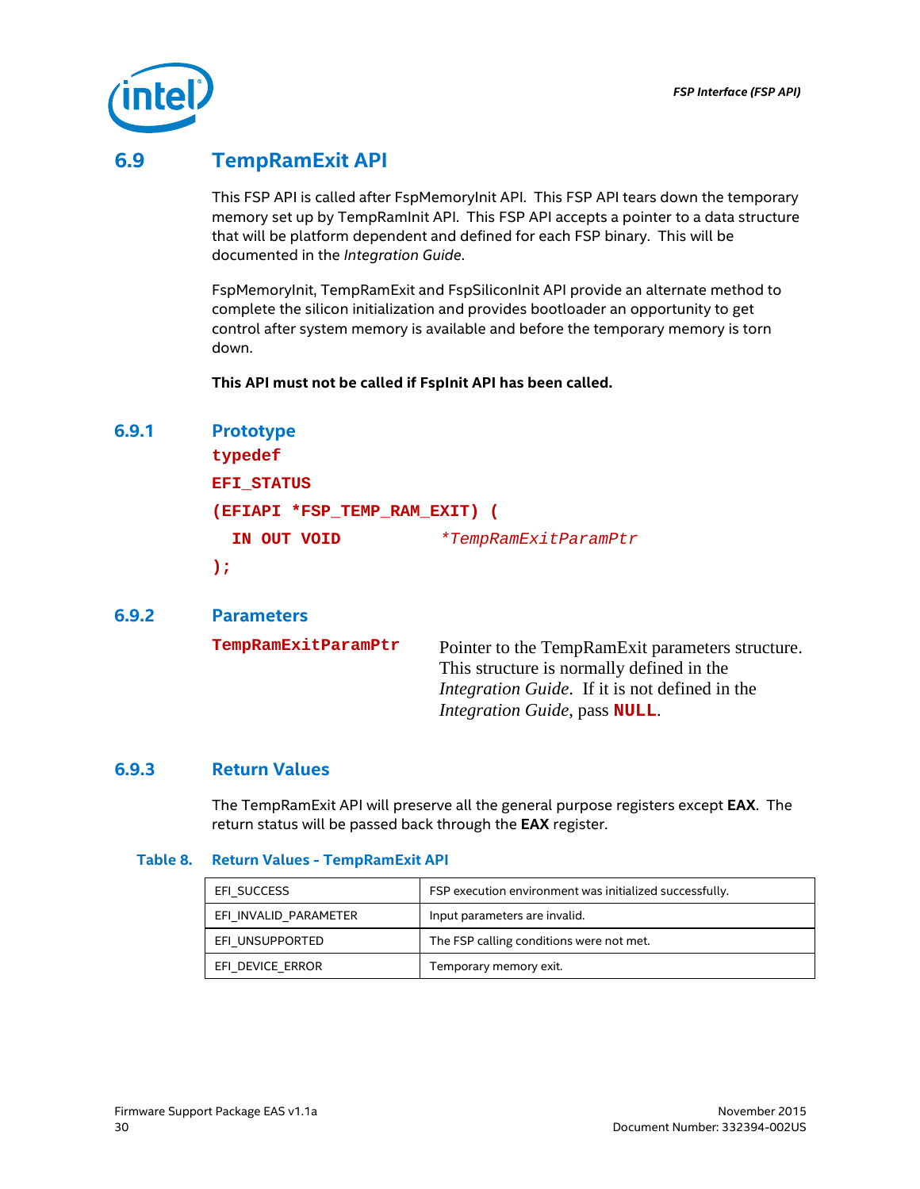## 6.9 TempRamExit API

This FSP API is called after FspMemoryInit API. This FSP API tears down the temporary memory set up by TempRamInit API. This FSP API accepts a pointer to a data structure that will be platform dependent and defined for each FSP binary. This will be documented in the *Integration Guide*.

FspMemoryInit, TempRamExit and FspSiliconInit API provide an alternate method to complete the silicon initialization and provides bootloader an opportunity to get control after system memory is available and before the temporary memory is torn down.

**This API must not be called if FspInit API has been called.**

### 6.9.1 Prototype

```
typedef
EFI_STATUS
(EFIAPI *FSP_TEMP_RAM_EXIT) (
  IN OUT VOID          *TempRamExitParamPtr
);
```

### 6.9.2 Parameters

| | |
|---|---|
| **TempRamExitParamPtr** | Pointer to the TempRamExit parameters structure. This structure is normally defined in the *Integration Guide*. If it is not defined in the *Integration Guide*, pass **NULL**. |

### 6.9.3 Return Values

The TempRamExit API will preserve all the general purpose registers except **EAX**. The return status will be passed back through the **EAX** register.

**Table 8. Return Values - TempRamExit API**

| | |
|---|---|
| EFI_SUCCESS | FSP execution environment was initialized successfully. |
| EFI_INVALID_PARAMETER | Input parameters are invalid. |
| EFI_UNSUPPORTED | The FSP calling conditions were not met. |
| EFI_DEVICE_ERROR | Temporary memory exit. |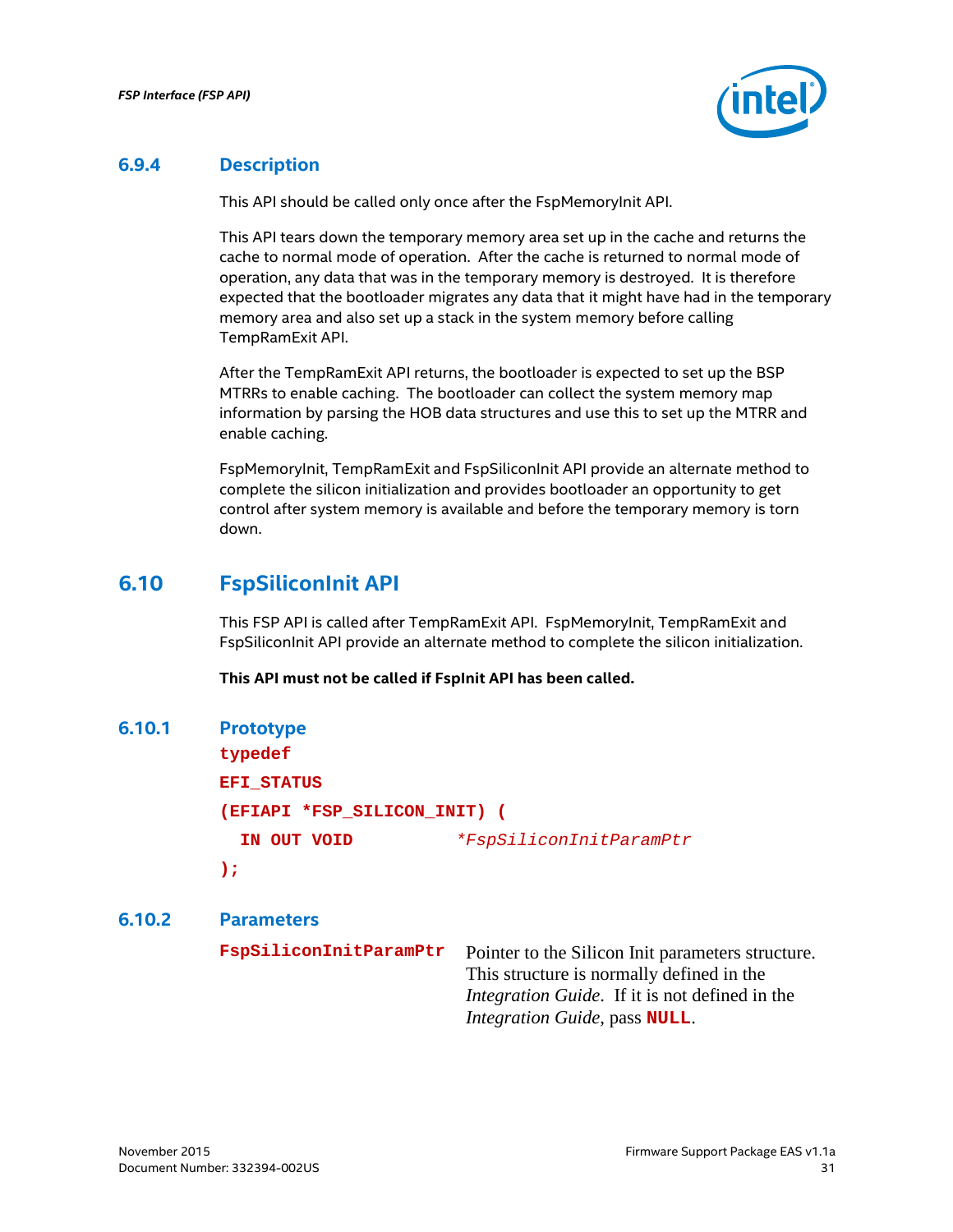### 6.9.4 Description

This API should be called only once after the FspMemoryInit API.

This API tears down the temporary memory area set up in the cache and returns the cache to normal mode of operation. After the cache is returned to normal mode of operation, any data that was in the temporary memory is destroyed. It is therefore expected that the bootloader migrates any data that it might have had in the temporary memory area and also set up a stack in the system memory before calling TempRamExit API.

After the TempRamExit API returns, the bootloader is expected to set up the BSP MTRRs to enable caching. The bootloader can collect the system memory map information by parsing the HOB data structures and use this to set up the MTRR and enable caching.

FspMemoryInit, TempRamExit and FspSiliconInit API provide an alternate method to complete the silicon initialization and provides bootloader an opportunity to get control after system memory is available and before the temporary memory is torn down.

## 6.10 FspSiliconInit API

This FSP API is called after TempRamExit API. FspMemoryInit, TempRamExit and FspSiliconInit API provide an alternate method to complete the silicon initialization.

**This API must not be called if FspInit API has been called.**

### 6.10.1 Prototype

```
typedef
EFI_STATUS
(EFIAPI *FSP_SILICON_INIT) (
  IN OUT VOID           *FspSiliconInitParamPtr
);
```

### 6.10.2 Parameters

**FspSiliconInitParamPtr** Pointer to the Silicon Init parameters structure. This structure is normally defined in the *Integration Guide*. If it is not defined in the *Integration Guide*, pass **NULL**.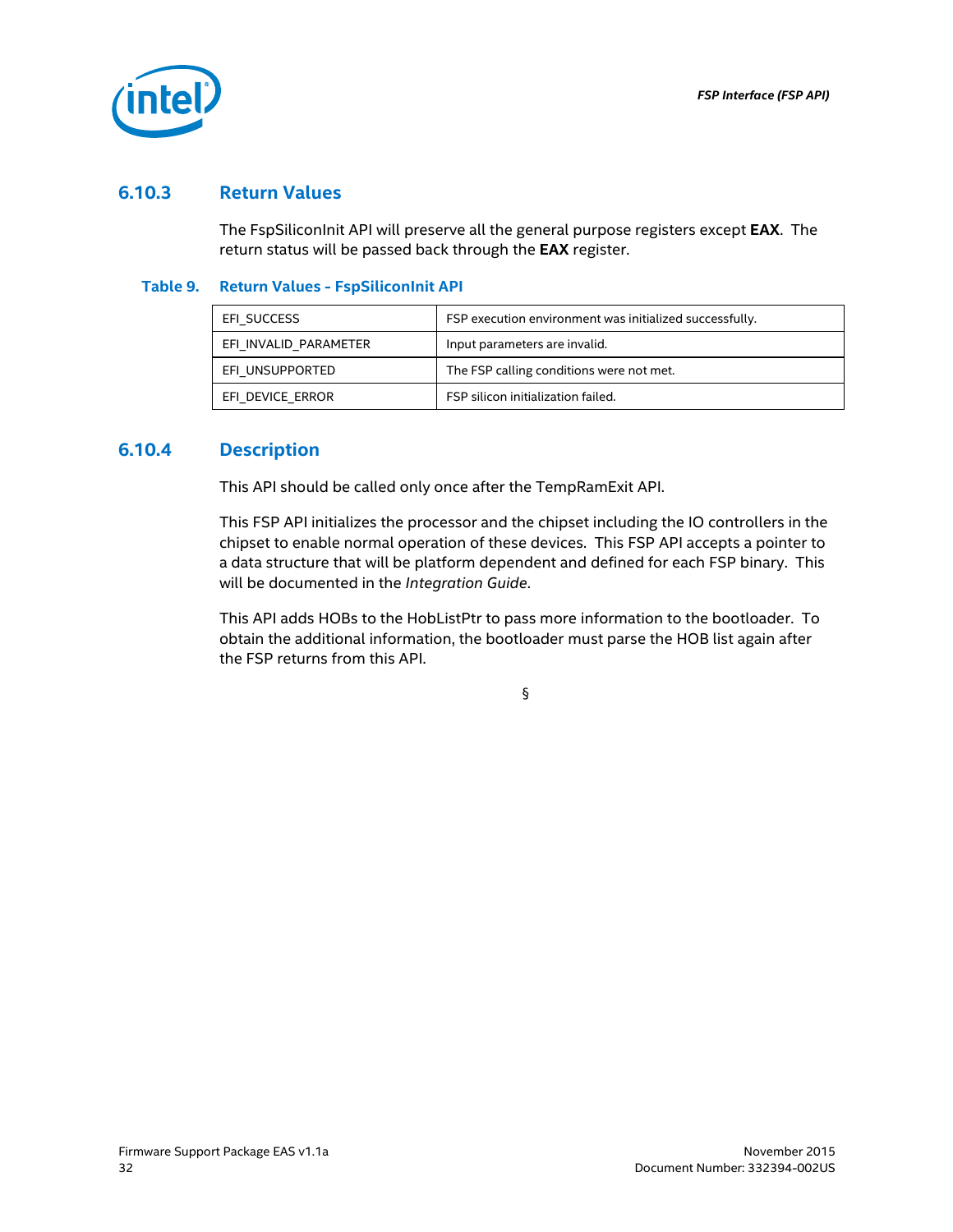### 6.10.3 Return Values

The FspSiliconInit API will preserve all the general purpose registers except **EAX**. The return status will be passed back through the **EAX** register.

**Table 9. Return Values - FspSiliconInit API**

| | |
|---|---|
| EFI_SUCCESS | FSP execution environment was initialized successfully. |
| EFI_INVALID_PARAMETER | Input parameters are invalid. |
| EFI_UNSUPPORTED | The FSP calling conditions were not met. |
| EFI_DEVICE_ERROR | FSP silicon initialization failed. |

### 6.10.4 Description

This API should be called only once after the TempRamExit API.

This FSP API initializes the processor and the chipset including the IO controllers in the chipset to enable normal operation of these devices. This FSP API accepts a pointer to a data structure that will be platform dependent and defined for each FSP binary. This will be documented in the *Integration Guide*.

This API adds HOBs to the HobListPtr to pass more information to the bootloader. To obtain the additional information, the bootloader must parse the HOB list again after the FSP returns from this API.

§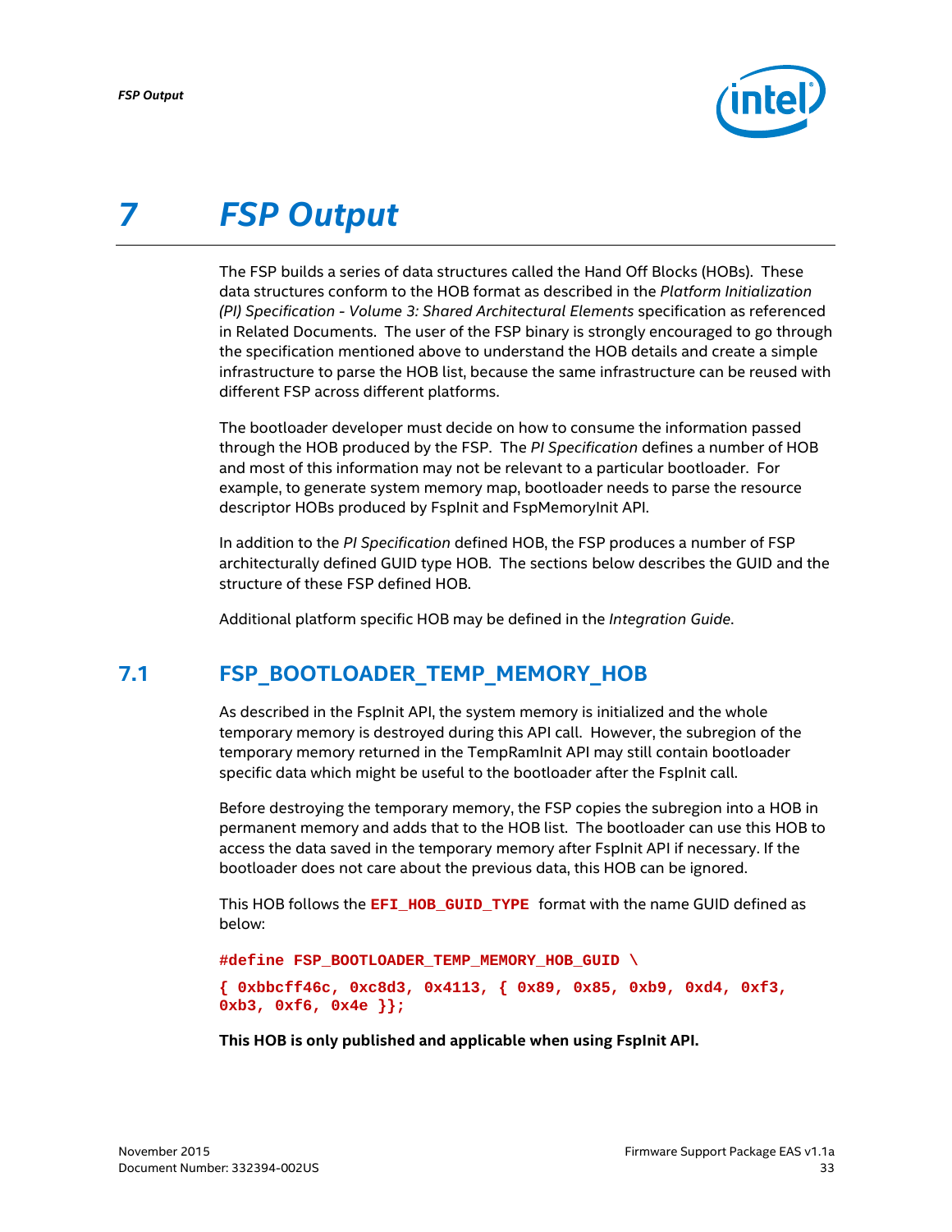# 7 FSP Output

The FSP builds a series of data structures called the Hand Off Blocks (HOBs). These data structures conform to the HOB format as described in the *Platform Initialization (PI) Specification - Volume 3: Shared Architectural Elements* specification as referenced in Related Documents. The user of the FSP binary is strongly encouraged to go through the specification mentioned above to understand the HOB details and create a simple infrastructure to parse the HOB list, because the same infrastructure can be reused with different FSP across different platforms.

The bootloader developer must decide on how to consume the information passed through the HOB produced by the FSP. The *PI Specification* defines a number of HOB and most of this information may not be relevant to a particular bootloader. For example, to generate system memory map, bootloader needs to parse the resource descriptor HOBs produced by FspInit and FspMemoryInit API.

In addition to the *PI Specification* defined HOB, the FSP produces a number of FSP architecturally defined GUID type HOB. The sections below describes the GUID and the structure of these FSP defined HOB.

Additional platform specific HOB may be defined in the *Integration Guide*.

## 7.1 FSP_BOOTLOADER_TEMP_MEMORY_HOB

As described in the FspInit API, the system memory is initialized and the whole temporary memory is destroyed during this API call. However, the subregion of the temporary memory returned in the TempRamInit API may still contain bootloader specific data which might be useful to the bootloader after the FspInit call.

Before destroying the temporary memory, the FSP copies the subregion into a HOB in permanent memory and adds that to the HOB list. The bootloader can use this HOB to access the data saved in the temporary memory after FspInit API if necessary. If the bootloader does not care about the previous data, this HOB can be ignored.

This HOB follows the `EFI_HOB_GUID_TYPE` format with the name GUID defined as below:

```
#define FSP_BOOTLOADER_TEMP_MEMORY_HOB_GUID \
{ 0xbbcff46c, 0xc8d3, 0x4113, { 0x89, 0x85, 0xb9, 0xd4, 0xf3,
0xb3, 0xf6, 0x4e }};
```

**This HOB is only published and applicable when using FspInit API.**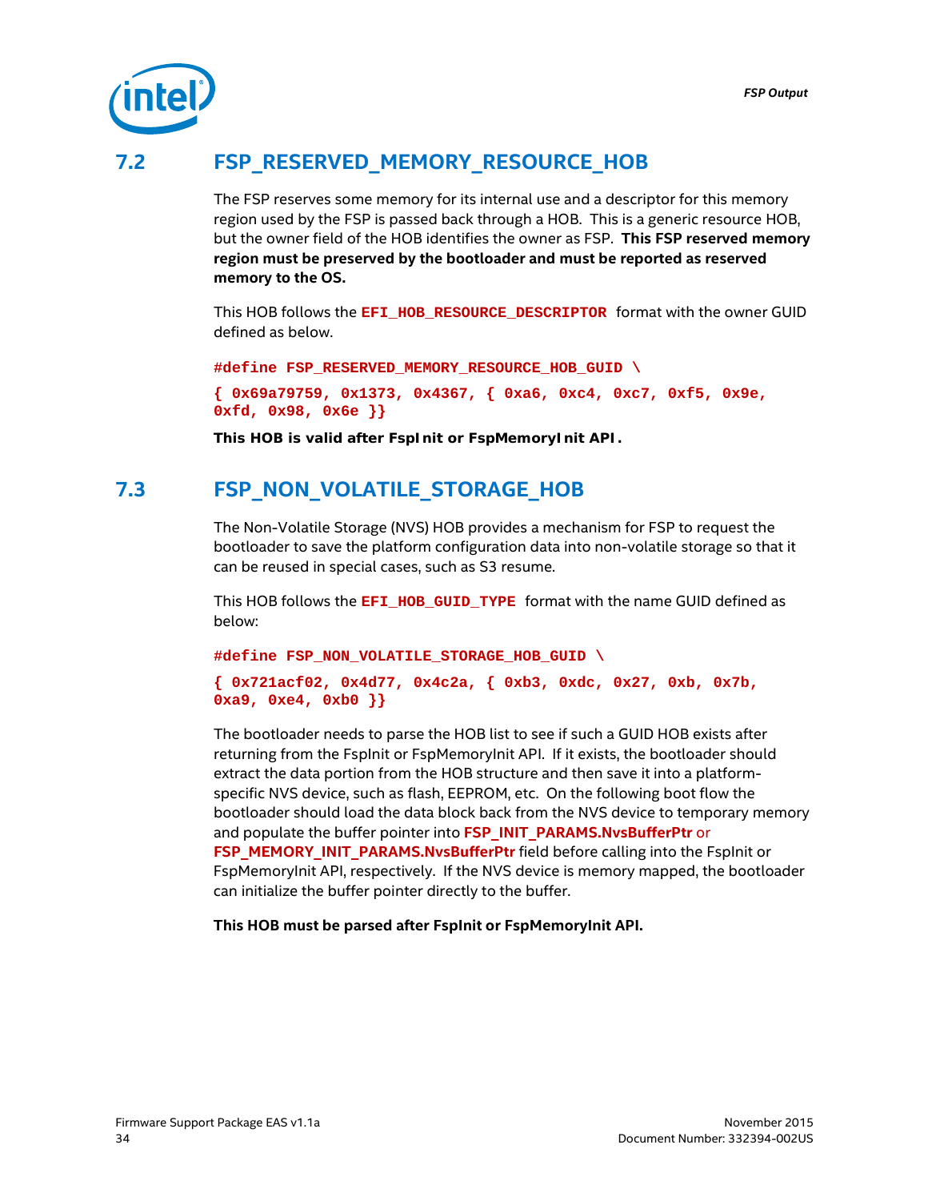## 7.2 FSP_RESERVED_MEMORY_RESOURCE_HOB

The FSP reserves some memory for its internal use and a descriptor for this memory region used by the FSP is passed back through a HOB. This is a generic resource HOB, but the owner field of the HOB identifies the owner as FSP. **This FSP reserved memory region must be preserved by the bootloader and must be reported as reserved memory to the OS.**

This HOB follows the **EFI_HOB_RESOURCE_DESCRIPTOR** format with the owner GUID defined as below.

```
#define FSP_RESERVED_MEMORY_RESOURCE_HOB_GUID \
{ 0x69a79759, 0x1373, 0x4367, { 0xa6, 0xc4, 0xc7, 0xf5, 0x9e,
0xfd, 0x98, 0x6e }}
```

**This HOB is valid after FspInit or FspMemoryInit API.**

## 7.3 FSP_NON_VOLATILE_STORAGE_HOB

The Non-Volatile Storage (NVS) HOB provides a mechanism for FSP to request the bootloader to save the platform configuration data into non-volatile storage so that it can be reused in special cases, such as S3 resume.

This HOB follows the **EFI_HOB_GUID_TYPE** format with the name GUID defined as below:

```
#define FSP_NON_VOLATILE_STORAGE_HOB_GUID \
{ 0x721acf02, 0x4d77, 0x4c2a, { 0xb3, 0xdc, 0x27, 0xb, 0x7b,
0xa9, 0xe4, 0xb0 }}
```

The bootloader needs to parse the HOB list to see if such a GUID HOB exists after returning from the FspInit or FspMemoryInit API. If it exists, the bootloader should extract the data portion from the HOB structure and then save it into a platform-specific NVS device, such as flash, EEPROM, etc. On the following boot flow the bootloader should load the data block back from the NVS device to temporary memory and populate the buffer pointer into **FSP_INIT_PARAMS.NvsBufferPtr** or **FSP_MEMORY_INIT_PARAMS.NvsBufferPtr** field before calling into the FspInit or FspMemoryInit API, respectively. If the NVS device is memory mapped, the bootloader can initialize the buffer pointer directly to the buffer.

**This HOB must be parsed after FspInit or FspMemoryInit API.**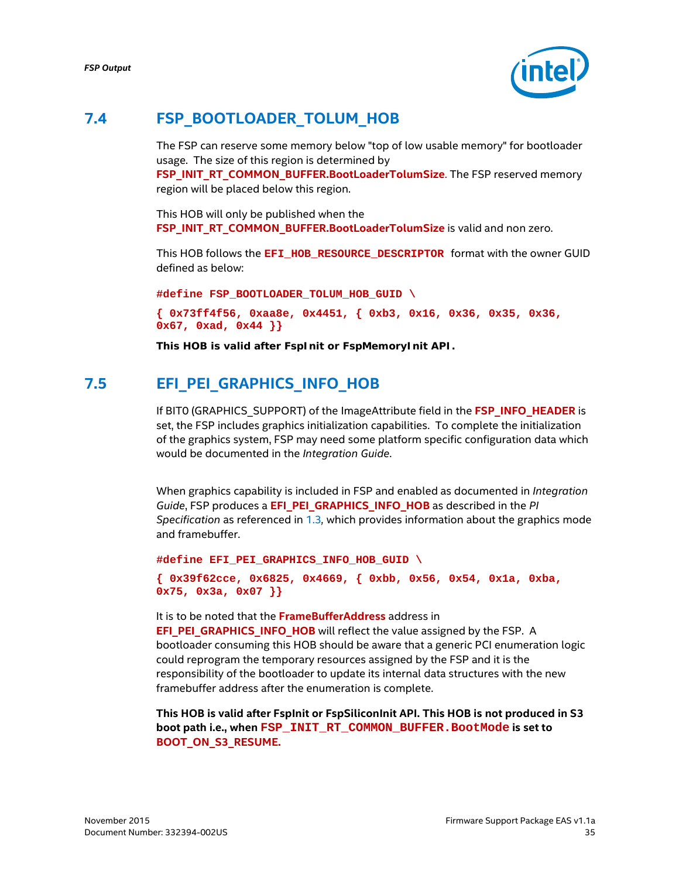## 7.4 FSP_BOOTLOADER_TOLUM_HOB

The FSP can reserve some memory below "top of low usable memory" for bootloader usage. The size of this region is determined by **FSP_INIT_RT_COMMON_BUFFER.BootLoaderTolumSize**. The FSP reserved memory region will be placed below this region.

This HOB will only be published when the **FSP_INIT_RT_COMMON_BUFFER.BootLoaderTolumSize** is valid and non zero.

This HOB follows the **EFI_HOB_RESOURCE_DESCRIPTOR** format with the owner GUID defined as below:

```
#define FSP_BOOTLOADER_TOLUM_HOB_GUID \
{ 0x73ff4f56, 0xaa8e, 0x4451, { 0xb3, 0x16, 0x36, 0x35, 0x36, 0x67, 0xad, 0x44 }}
```

**This HOB is valid after FspInit or FspMemoryInit API.**

## 7.5 EFI_PEI_GRAPHICS_INFO_HOB

If BIT0 (GRAPHICS_SUPPORT) of the ImageAttribute field in the **FSP_INFO_HEADER** is set, the FSP includes graphics initialization capabilities. To complete the initialization of the graphics system, FSP may need some platform specific configuration data which would be documented in the *Integration Guide*.

When graphics capability is included in FSP and enabled as documented in *Integration Guide*, FSP produces a **EFI_PEI_GRAPHICS_INFO_HOB** as described in the *PI Specification* as referenced in 1.3, which provides information about the graphics mode and framebuffer.

```
#define EFI_PEI_GRAPHICS_INFO_HOB_GUID \
{ 0x39f62cce, 0x6825, 0x4669, { 0xbb, 0x56, 0x54, 0x1a, 0xba, 0x75, 0x3a, 0x07 }}
```

It is to be noted that the **FrameBufferAddress** address in **EFI_PEI_GRAPHICS_INFO_HOB** will reflect the value assigned by the FSP. A bootloader consuming this HOB should be aware that a generic PCI enumeration logic could reprogram the temporary resources assigned by the FSP and it is the responsibility of the bootloader to update its internal data structures with the new framebuffer address after the enumeration is complete.

**This HOB is valid after FspInit or FspSiliconInit API. This HOB is not produced in S3 boot path i.e., when FSP_INIT_RT_COMMON_BUFFER.BootMode is set to BOOT_ON_S3_RESUME.**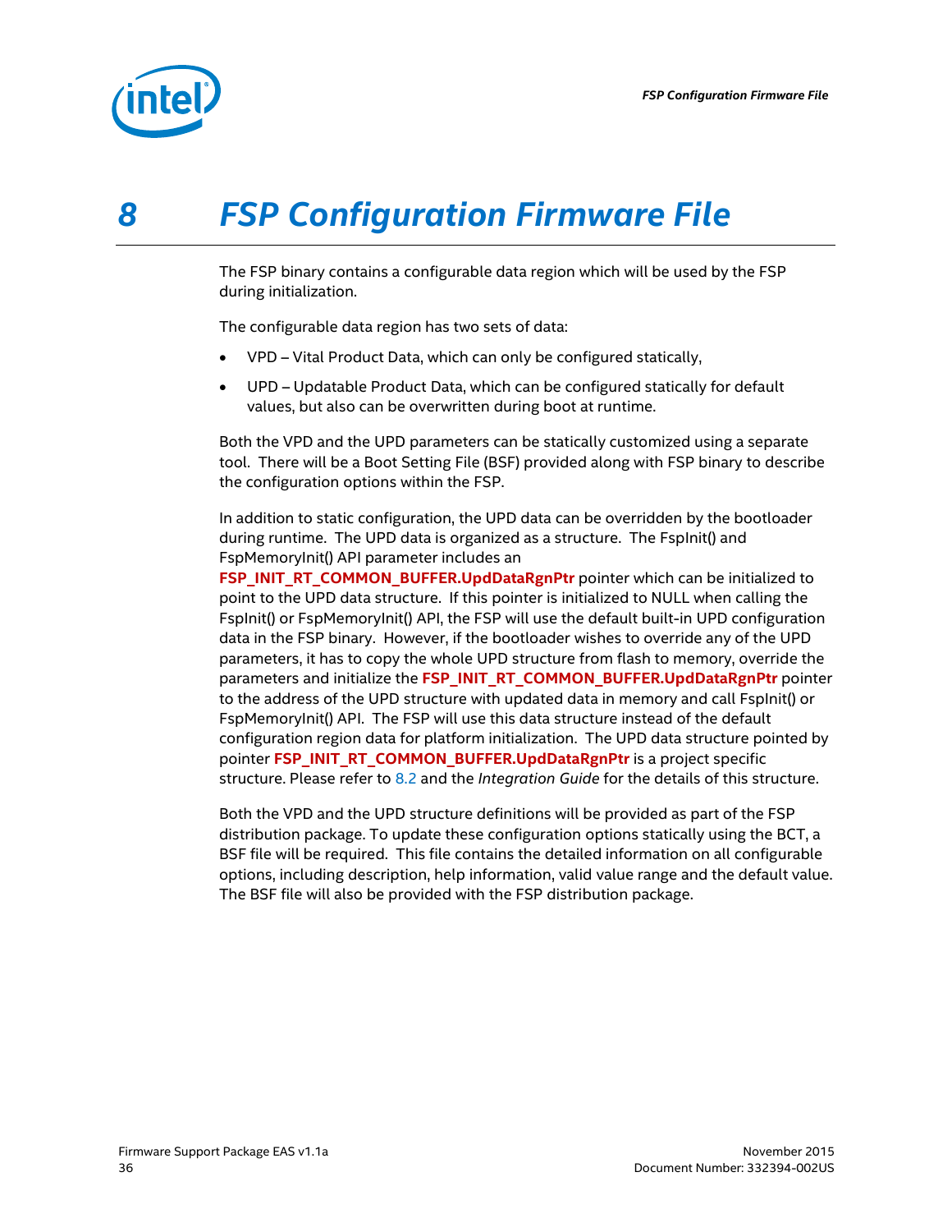# 8 FSP Configuration Firmware File

The FSP binary contains a configurable data region which will be used by the FSP during initialization.

The configurable data region has two sets of data:

- VPD – Vital Product Data, which can only be configured statically,
- UPD – Updatable Product Data, which can be configured statically for default values, but also can be overwritten during boot at runtime.

Both the VPD and the UPD parameters can be statically customized using a separate tool. There will be a Boot Setting File (BSF) provided along with FSP binary to describe the configuration options within the FSP.

In addition to static configuration, the UPD data can be overridden by the bootloader during runtime. The UPD data is organized as a structure. The FspInit() and FspMemoryInit() API parameter includes an **FSP_INIT_RT_COMMON_BUFFER.UpdDataRgnPtr** pointer which can be initialized to point to the UPD data structure. If this pointer is initialized to NULL when calling the FspInit() or FspMemoryInit() API, the FSP will use the default built-in UPD configuration data in the FSP binary. However, if the bootloader wishes to override any of the UPD parameters, it has to copy the whole UPD structure from flash to memory, override the parameters and initialize the **FSP_INIT_RT_COMMON_BUFFER.UpdDataRgnPtr** pointer to the address of the UPD structure with updated data in memory and call FspInit() or FspMemoryInit() API. The FSP will use this data structure instead of the default configuration region data for platform initialization. The UPD data structure pointed by pointer **FSP_INIT_RT_COMMON_BUFFER.UpdDataRgnPtr** is a project specific structure. Please refer to 8.2 and the *Integration Guide* for the details of this structure.

Both the VPD and the UPD structure definitions will be provided as part of the FSP distribution package. To update these configuration options statically using the BCT, a BSF file will be required. This file contains the detailed information on all configurable options, including description, help information, valid value range and the default value. The BSF file will also be provided with the FSP distribution package.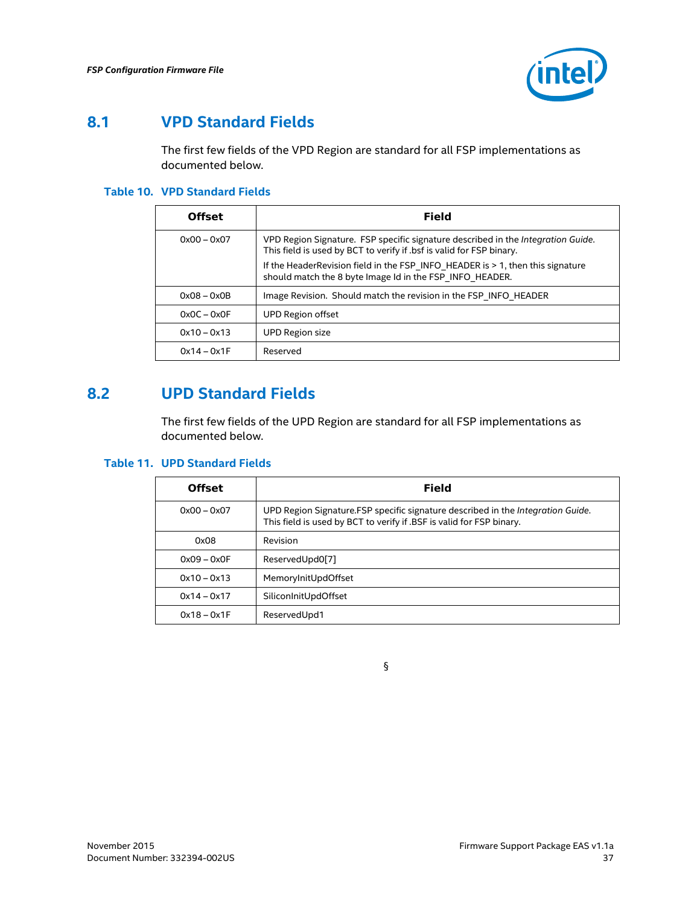## 8.1 VPD Standard Fields

The first few fields of the VPD Region are standard for all FSP implementations as documented below.

**Table 10. VPD Standard Fields**

| Offset | Field |
|---|---|
| 0x00 – 0x07 | VPD Region Signature. FSP specific signature described in the *Integration Guide*. This field is used by BCT to verify if .bsf is valid for FSP binary. If the HeaderRevision field in the FSP_INFO_HEADER is > 1, then this signature should match the 8 byte Image Id in the FSP_INFO_HEADER. |
| 0x08 – 0x0B | Image Revision. Should match the revision in the FSP_INFO_HEADER |
| 0x0C – 0x0F | UPD Region offset |
| 0x10 – 0x13 | UPD Region size |
| 0x14 – 0x1F | Reserved |

## 8.2 UPD Standard Fields

The first few fields of the UPD Region are standard for all FSP implementations as documented below.

**Table 11. UPD Standard Fields**

| Offset | Field |
|---|---|
| 0x00 – 0x07 | UPD Region Signature.FSP specific signature described in the *Integration Guide*. This field is used by BCT to verify if .BSF is valid for FSP binary. |
| 0x08 | Revision |
| 0x09 – 0x0F | ReservedUpd0[7] |
| 0x10 – 0x13 | MemoryInitUpdOffset |
| 0x14 – 0x17 | SiliconInitUpdOffset |
| 0x18 – 0x1F | ReservedUpd1 |

§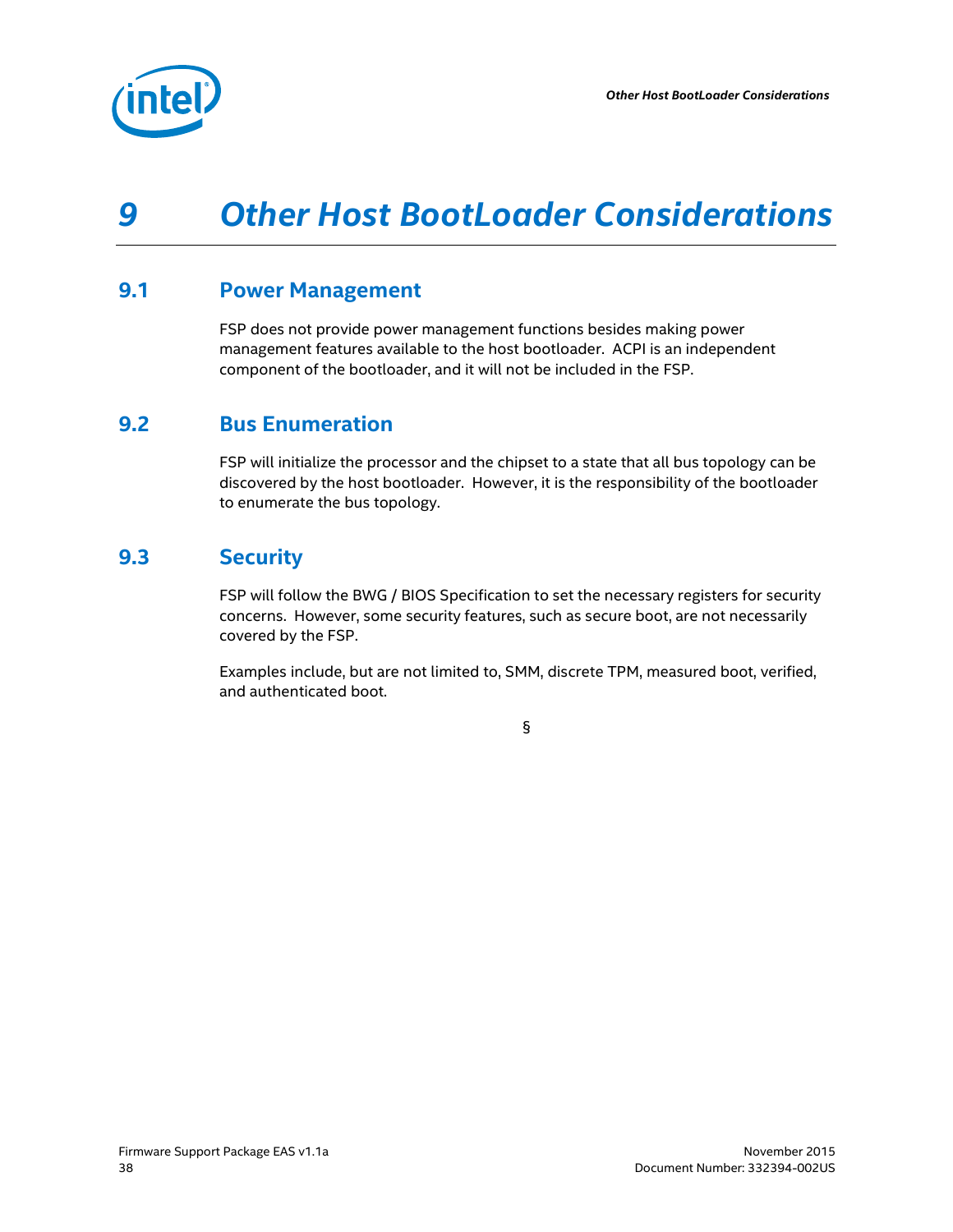# 9 Other Host BootLoader Considerations

## 9.1 Power Management

FSP does not provide power management functions besides making power management features available to the host bootloader. ACPI is an independent component of the bootloader, and it will not be included in the FSP.

## 9.2 Bus Enumeration

FSP will initialize the processor and the chipset to a state that all bus topology can be discovered by the host bootloader. However, it is the responsibility of the bootloader to enumerate the bus topology.

## 9.3 Security

FSP will follow the BWG / BIOS Specification to set the necessary registers for security concerns. However, some security features, such as secure boot, are not necessarily covered by the FSP.

Examples include, but are not limited to, SMM, discrete TPM, measured boot, verified, and authenticated boot.

§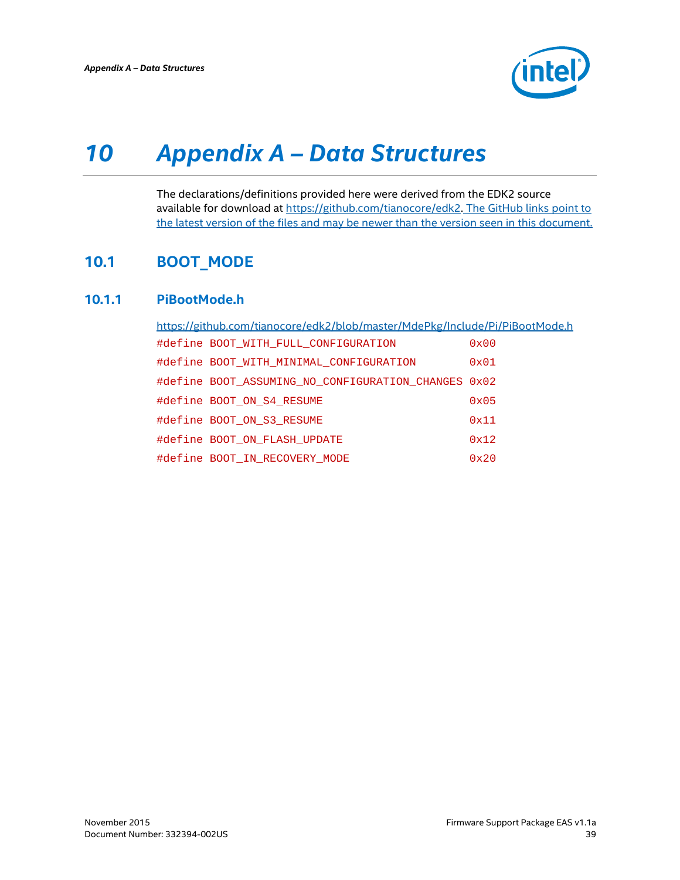# 10 Appendix A – Data Structures

The declarations/definitions provided here were derived from the EDK2 source available for download at https://github.com/tianocore/edk2. The GitHub links point to the latest version of the files and may be newer than the version seen in this document.

## 10.1 BOOT_MODE

### 10.1.1 PiBootMode.h

https://github.com/tianocore/edk2/blob/master/MdePkg/Include/Pi/PiBootMode.h

```
#define BOOT_WITH_FULL_CONFIGURATION                  0x00
#define BOOT_WITH_MINIMAL_CONFIGURATION               0x01
#define BOOT_ASSUMING_NO_CONFIGURATION_CHANGES 0x02
#define BOOT_ON_S4_RESUME                             0x05
#define BOOT_ON_S3_RESUME                             0x11
#define BOOT_ON_FLASH_UPDATE                          0x12
#define BOOT_IN_RECOVERY_MODE                         0x20
```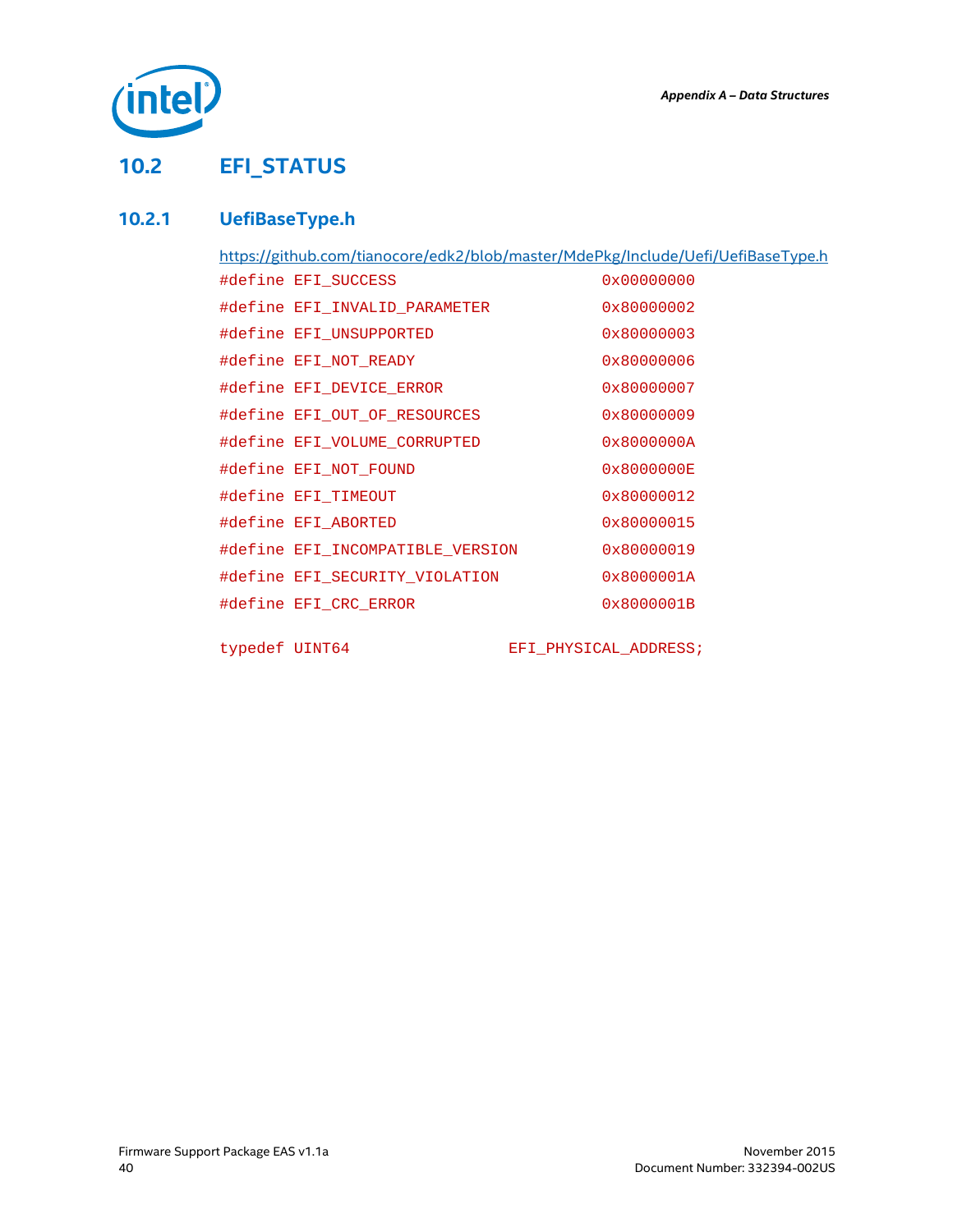## 10.2 EFI_STATUS

### 10.2.1 UefiBaseType.h

https://github.com/tianocore/edk2/blob/master/MdePkg/Include/Uefi/UefiBaseType.h

```
#define EFI_SUCCESS                   0x00000000
#define EFI_INVALID_PARAMETER         0x80000002
#define EFI_UNSUPPORTED               0x80000003
#define EFI_NOT_READY                 0x80000006
#define EFI_DEVICE_ERROR              0x80000007
#define EFI_OUT_OF_RESOURCES          0x80000009
#define EFI_VOLUME_CORRUPTED          0x8000000A
#define EFI_NOT_FOUND                 0x8000000E
#define EFI_TIMEOUT                   0x80000012
#define EFI_ABORTED                   0x80000015
#define EFI_INCOMPATIBLE_VERSION      0x80000019
#define EFI_SECURITY_VIOLATION        0x8000001A
#define EFI_CRC_ERROR                 0x8000001B

typedef UINT64                EFI_PHYSICAL_ADDRESS;
```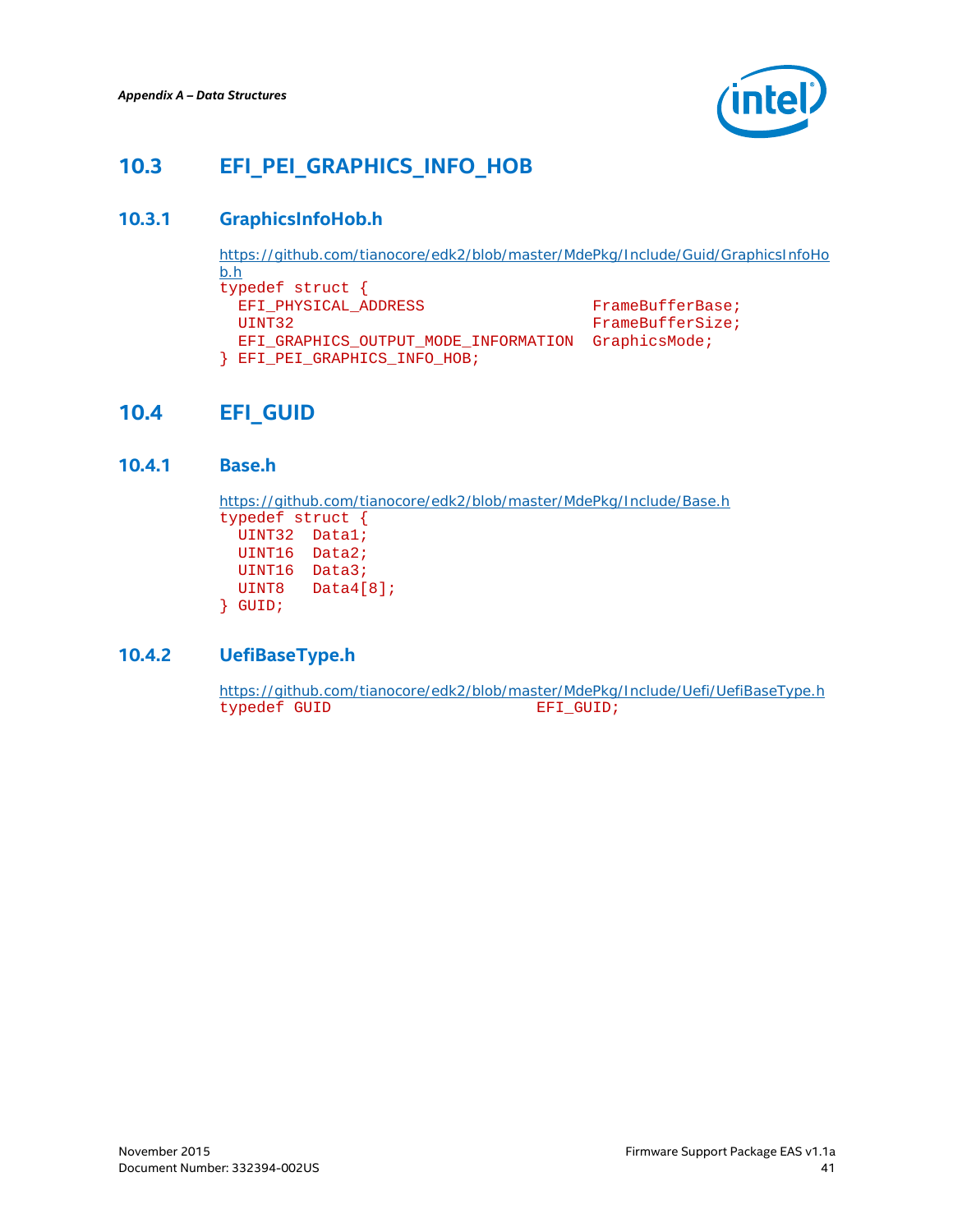## 10.3 EFI_PEI_GRAPHICS_INFO_HOB

### 10.3.1 GraphicsInfoHob.h

https://github.com/tianocore/edk2/blob/master/MdePkg/Include/Guid/GraphicsInfoHob.h

```
typedef struct {
  EFI_PHYSICAL_ADDRESS                  FrameBufferBase;
  UINT32                                FrameBufferSize;
  EFI_GRAPHICS_OUTPUT_MODE_INFORMATION  GraphicsMode;
} EFI_PEI_GRAPHICS_INFO_HOB;
```

## 10.4 EFI_GUID

### 10.4.1 Base.h

https://github.com/tianocore/edk2/blob/master/MdePkg/Include/Base.h

```
typedef struct {
  UINT32  Data1;
  UINT16  Data2;
  UINT16  Data3;
  UINT8   Data4[8];
} GUID;
```

### 10.4.2 UefiBaseType.h

https://github.com/tianocore/edk2/blob/master/MdePkg/Include/Uefi/UefiBaseType.h

```
typedef GUID                      EFI_GUID;
```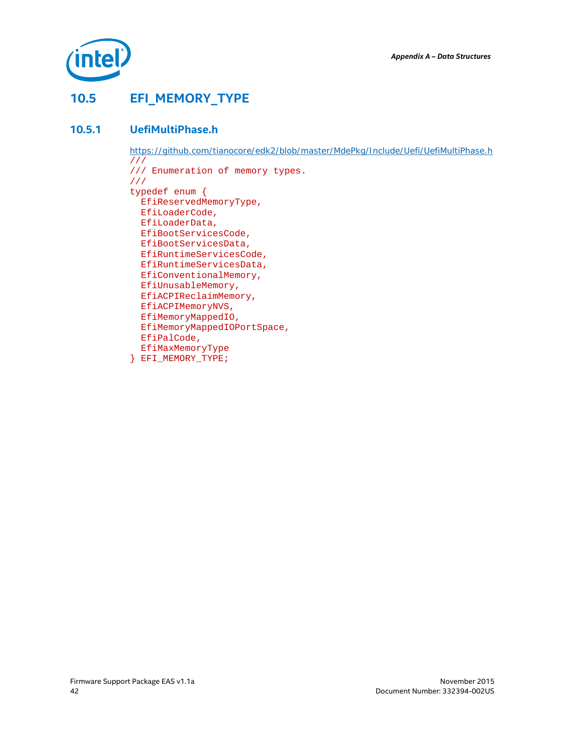## 10.5 EFI_MEMORY_TYPE

### 10.5.1 UefiMultiPhase.h

https://github.com/tianocore/edk2/blob/master/MdePkg/Include/Uefi/UefiMultiPhase.h

```
///
/// Enumeration of memory types.
///
typedef enum {
  EfiReservedMemoryType,
  EfiLoaderCode,
  EfiLoaderData,
  EfiBootServicesCode,
  EfiBootServicesData,
  EfiRuntimeServicesCode,
  EfiRuntimeServicesData,
  EfiConventionalMemory,
  EfiUnusableMemory,
  EfiACPIReclaimMemory,
  EfiACPIMemoryNVS,
  EfiMemoryMappedIO,
  EfiMemoryMappedIOPortSpace,
  EfiPalCode,
  EfiMaxMemoryType
} EFI_MEMORY_TYPE;
```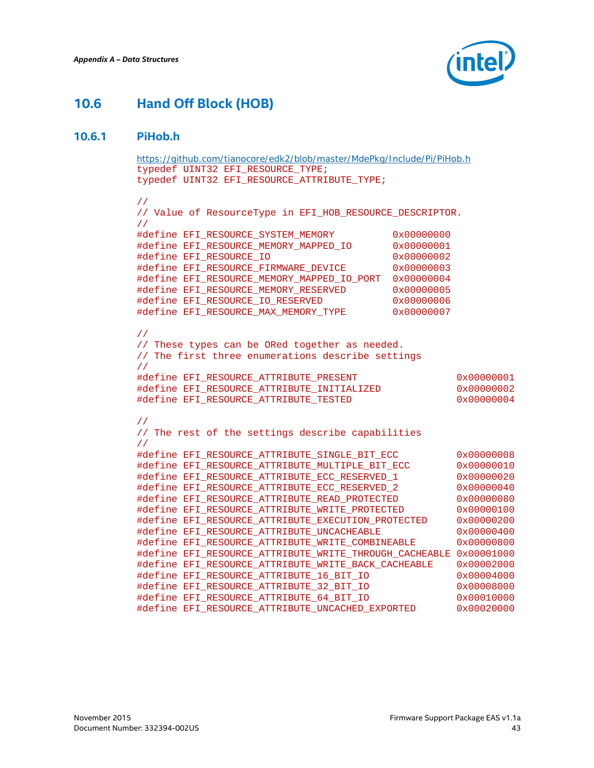## 10.6 Hand Off Block (HOB)

### 10.6.1 PiHob.h

https://github.com/tianocore/edk2/blob/master/MdePkg/Include/Pi/PiHob.h

```
typedef UINT32 EFI_RESOURCE_TYPE;
typedef UINT32 EFI_RESOURCE_ATTRIBUTE_TYPE;

//
// Value of ResourceType in EFI_HOB_RESOURCE_DESCRIPTOR.
//
#define EFI_RESOURCE_SYSTEM_MEMORY          0x00000000
#define EFI_RESOURCE_MEMORY_MAPPED_IO       0x00000001
#define EFI_RESOURCE_IO                     0x00000002
#define EFI_RESOURCE_FIRMWARE_DEVICE        0x00000003
#define EFI_RESOURCE_MEMORY_MAPPED_IO_PORT  0x00000004
#define EFI_RESOURCE_MEMORY_RESERVED        0x00000005
#define EFI_RESOURCE_IO_RESERVED            0x00000006
#define EFI_RESOURCE_MAX_MEMORY_TYPE        0x00000007

//
// These types can be ORed together as needed.
// The first three enumerations describe settings
//
#define EFI_RESOURCE_ATTRIBUTE_PRESENT                  0x00000001
#define EFI_RESOURCE_ATTRIBUTE_INITIALIZED              0x00000002
#define EFI_RESOURCE_ATTRIBUTE_TESTED                   0x00000004

//
// The rest of the settings describe capabilities
//
#define EFI_RESOURCE_ATTRIBUTE_SINGLE_BIT_ECC           0x00000008
#define EFI_RESOURCE_ATTRIBUTE_MULTIPLE_BIT_ECC         0x00000010
#define EFI_RESOURCE_ATTRIBUTE_ECC_RESERVED_1           0x00000020
#define EFI_RESOURCE_ATTRIBUTE_ECC_RESERVED_2           0x00000040
#define EFI_RESOURCE_ATTRIBUTE_READ_PROTECTED           0x00000080
#define EFI_RESOURCE_ATTRIBUTE_WRITE_PROTECTED          0x00000100
#define EFI_RESOURCE_ATTRIBUTE_EXECUTION_PROTECTED      0x00000200
#define EFI_RESOURCE_ATTRIBUTE_UNCACHEABLE              0x00000400
#define EFI_RESOURCE_ATTRIBUTE_WRITE_COMBINEABLE        0x00000800
#define EFI_RESOURCE_ATTRIBUTE_WRITE_THROUGH_CACHEABLE 0x00001000
#define EFI_RESOURCE_ATTRIBUTE_WRITE_BACK_CACHEABLE     0x00002000
#define EFI_RESOURCE_ATTRIBUTE_16_BIT_IO                0x00004000
#define EFI_RESOURCE_ATTRIBUTE_32_BIT_IO                0x00008000
#define EFI_RESOURCE_ATTRIBUTE_64_BIT_IO                0x00010000
#define EFI_RESOURCE_ATTRIBUTE_UNCACHED_EXPORTED        0x00020000
```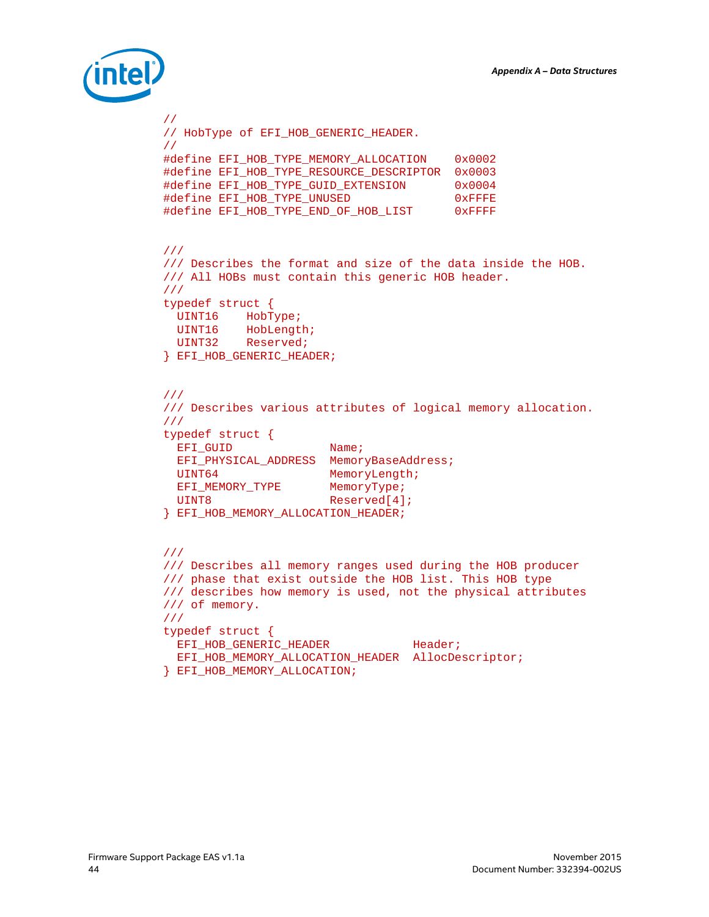```
//
// HobType of EFI_HOB_GENERIC_HEADER.
//
#define EFI_HOB_TYPE_MEMORY_ALLOCATION    0x0002
#define EFI_HOB_TYPE_RESOURCE_DESCRIPTOR  0x0003
#define EFI_HOB_TYPE_GUID_EXTENSION       0x0004
#define EFI_HOB_TYPE_UNUSED               0xFFFE
#define EFI_HOB_TYPE_END_OF_HOB_LIST      0xFFFF


///
/// Describes the format and size of the data inside the HOB.
/// All HOBs must contain this generic HOB header.
///
typedef struct {
  UINT16    HobType;
  UINT16    HobLength;
  UINT32    Reserved;
} EFI_HOB_GENERIC_HEADER;


///
/// Describes various attributes of logical memory allocation.
///
typedef struct {
  EFI_GUID              Name;
  EFI_PHYSICAL_ADDRESS  MemoryBaseAddress;
  UINT64                MemoryLength;
  EFI_MEMORY_TYPE       MemoryType;
  UINT8                 Reserved[4];
} EFI_HOB_MEMORY_ALLOCATION_HEADER;


///
/// Describes all memory ranges used during the HOB producer
/// phase that exist outside the HOB list. This HOB type
/// describes how memory is used, not the physical attributes
/// of memory.
///
typedef struct {
  EFI_HOB_GENERIC_HEADER            Header;
  EFI_HOB_MEMORY_ALLOCATION_HEADER  AllocDescriptor;
} EFI_HOB_MEMORY_ALLOCATION;
```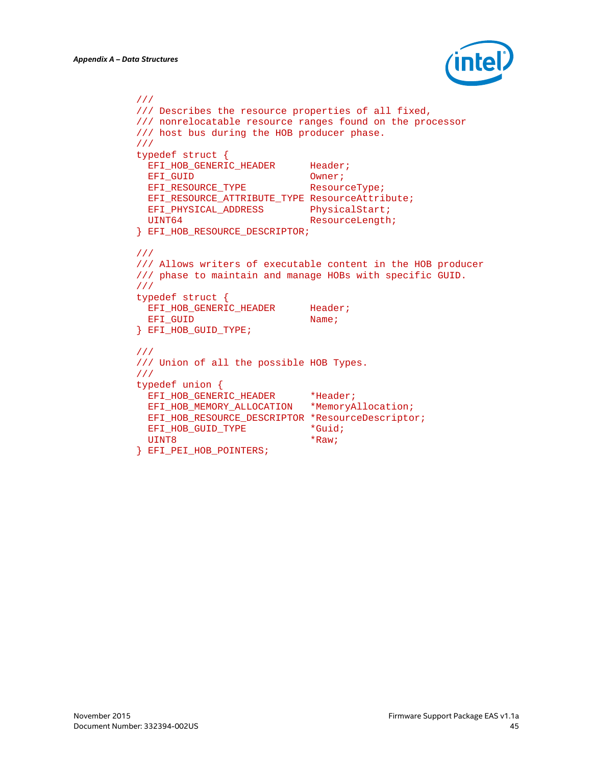```
///
/// Describes the resource properties of all fixed,
/// nonrelocatable resource ranges found on the processor
/// host bus during the HOB producer phase.
///
typedef struct {
  EFI_HOB_GENERIC_HEADER      Header;
  EFI_GUID                    Owner;
  EFI_RESOURCE_TYPE           ResourceType;
  EFI_RESOURCE_ATTRIBUTE_TYPE ResourceAttribute;
  EFI_PHYSICAL_ADDRESS        PhysicalStart;
  UINT64                      ResourceLength;
} EFI_HOB_RESOURCE_DESCRIPTOR;

///
/// Allows writers of executable content in the HOB producer
/// phase to maintain and manage HOBs with specific GUID.
///
typedef struct {
  EFI_HOB_GENERIC_HEADER      Header;
  EFI_GUID                    Name;
} EFI_HOB_GUID_TYPE;

///
/// Union of all the possible HOB Types.
///
typedef union {
  EFI_HOB_GENERIC_HEADER      *Header;
  EFI_HOB_MEMORY_ALLOCATION   *MemoryAllocation;
  EFI_HOB_RESOURCE_DESCRIPTOR *ResourceDescriptor;
  EFI_HOB_GUID_TYPE           *Guid;
  UINT8                       *Raw;
} EFI_PEI_HOB_POINTERS;
```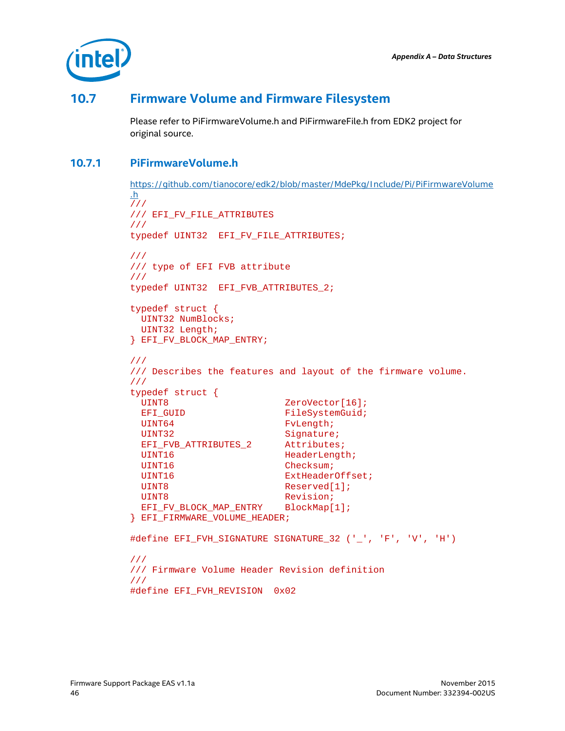## 10.7 Firmware Volume and Firmware Filesystem

Please refer to PiFirmwareVolume.h and PiFirmwareFile.h from EDK2 project for original source.

### 10.7.1 PiFirmwareVolume.h

https://github.com/tianocore/edk2/blob/master/MdePkg/Include/Pi/PiFirmwareVolume.h

```
///
/// EFI_FV_FILE_ATTRIBUTES
///
typedef UINT32  EFI_FV_FILE_ATTRIBUTES;

///
/// type of EFI FVB attribute
///
typedef UINT32  EFI_FVB_ATTRIBUTES_2;

typedef struct {
  UINT32 NumBlocks;
  UINT32 Length;
} EFI_FV_BLOCK_MAP_ENTRY;

///
/// Describes the features and layout of the firmware volume.
///
typedef struct {
  UINT8                     ZeroVector[16];
  EFI_GUID                  FileSystemGuid;
  UINT64                    FvLength;
  UINT32                    Signature;
  EFI_FVB_ATTRIBUTES_2      Attributes;
  UINT16                    HeaderLength;
  UINT16                    Checksum;
  UINT16                    ExtHeaderOffset;
  UINT8                     Reserved[1];
  UINT8                     Revision;
  EFI_FV_BLOCK_MAP_ENTRY    BlockMap[1];
} EFI_FIRMWARE_VOLUME_HEADER;

#define EFI_FVH_SIGNATURE SIGNATURE_32 ('_', 'F', 'V', 'H')

///
/// Firmware Volume Header Revision definition
///
#define EFI_FVH_REVISION  0x02
```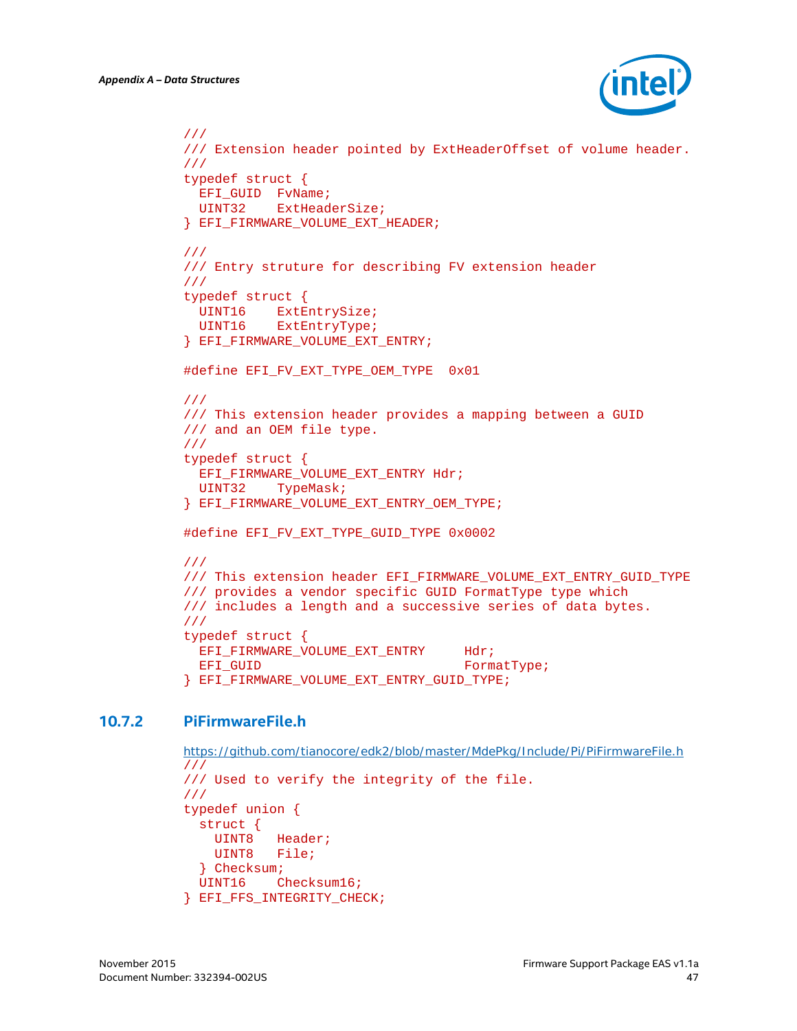```
///
/// Extension header pointed by ExtHeaderOffset of volume header.
///
typedef struct {
  EFI_GUID  FvName;
  UINT32    ExtHeaderSize;
} EFI_FIRMWARE_VOLUME_EXT_HEADER;

///
/// Entry struture for describing FV extension header
///
typedef struct {
  UINT16    ExtEntrySize;
  UINT16    ExtEntryType;
} EFI_FIRMWARE_VOLUME_EXT_ENTRY;

#define EFI_FV_EXT_TYPE_OEM_TYPE  0x01

///
/// This extension header provides a mapping between a GUID
/// and an OEM file type.
///
typedef struct {
  EFI_FIRMWARE_VOLUME_EXT_ENTRY Hdr;
  UINT32    TypeMask;
} EFI_FIRMWARE_VOLUME_EXT_ENTRY_OEM_TYPE;

#define EFI_FV_EXT_TYPE_GUID_TYPE 0x0002

///
/// This extension header EFI_FIRMWARE_VOLUME_EXT_ENTRY_GUID_TYPE
/// provides a vendor specific GUID FormatType type which
/// includes a length and a successive series of data bytes.
///
typedef struct {
  EFI_FIRMWARE_VOLUME_EXT_ENTRY     Hdr;
  EFI_GUID                          FormatType;
} EFI_FIRMWARE_VOLUME_EXT_ENTRY_GUID_TYPE;
```

### 10.7.2 PiFirmwareFile.h

https://github.com/tianocore/edk2/blob/master/MdePkg/Include/Pi/PiFirmwareFile.h

```
///
/// Used to verify the integrity of the file.
///
typedef union {
  struct {
    UINT8   Header;
    UINT8   File;
  } Checksum;
  UINT16    Checksum16;
} EFI_FFS_INTEGRITY_CHECK;
```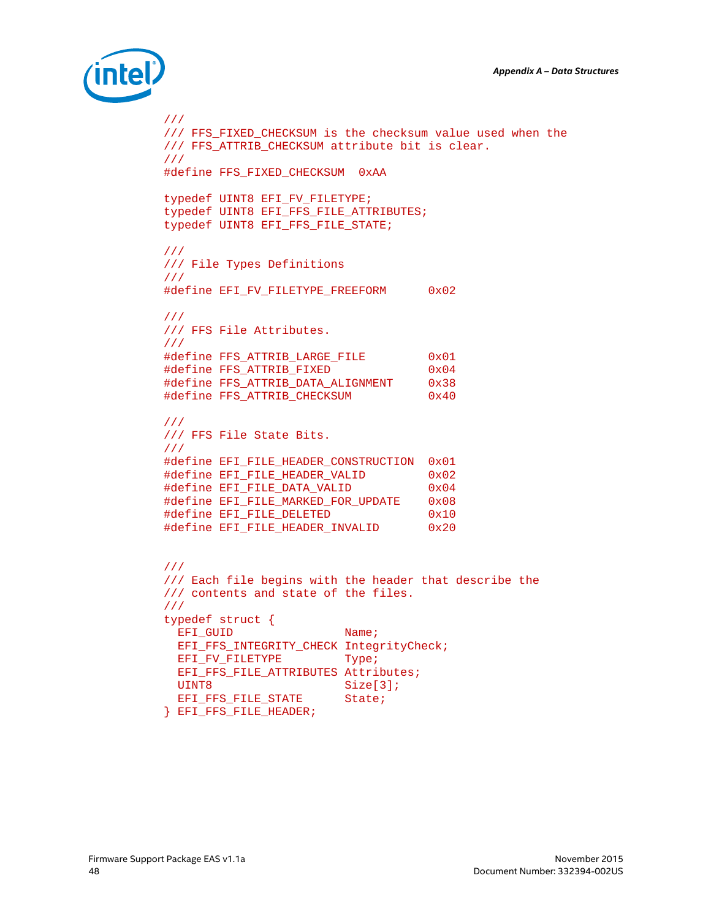```
///
/// FFS_FIXED_CHECKSUM is the checksum value used when the
/// FFS_ATTRIB_CHECKSUM attribute bit is clear.
///
#define FFS_FIXED_CHECKSUM  0xAA

typedef UINT8 EFI_FV_FILETYPE;
typedef UINT8 EFI_FFS_FILE_ATTRIBUTES;
typedef UINT8 EFI_FFS_FILE_STATE;

///
/// File Types Definitions
///
#define EFI_FV_FILETYPE_FREEFORM      0x02

///
/// FFS File Attributes.
///
#define FFS_ATTRIB_LARGE_FILE         0x01
#define FFS_ATTRIB_FIXED              0x04
#define FFS_ATTRIB_DATA_ALIGNMENT     0x38
#define FFS_ATTRIB_CHECKSUM           0x40

///
/// FFS File State Bits.
///
#define EFI_FILE_HEADER_CONSTRUCTION  0x01
#define EFI_FILE_HEADER_VALID         0x02
#define EFI_FILE_DATA_VALID           0x04
#define EFI_FILE_MARKED_FOR_UPDATE    0x08
#define EFI_FILE_DELETED              0x10
#define EFI_FILE_HEADER_INVALID       0x20


///
/// Each file begins with the header that describe the
/// contents and state of the files.
///
typedef struct {
  EFI_GUID                Name;
  EFI_FFS_INTEGRITY_CHECK IntegrityCheck;
  EFI_FV_FILETYPE         Type;
  EFI_FFS_FILE_ATTRIBUTES Attributes;
  UINT8                   Size[3];
  EFI_FFS_FILE_STATE      State;
} EFI_FFS_FILE_HEADER;
```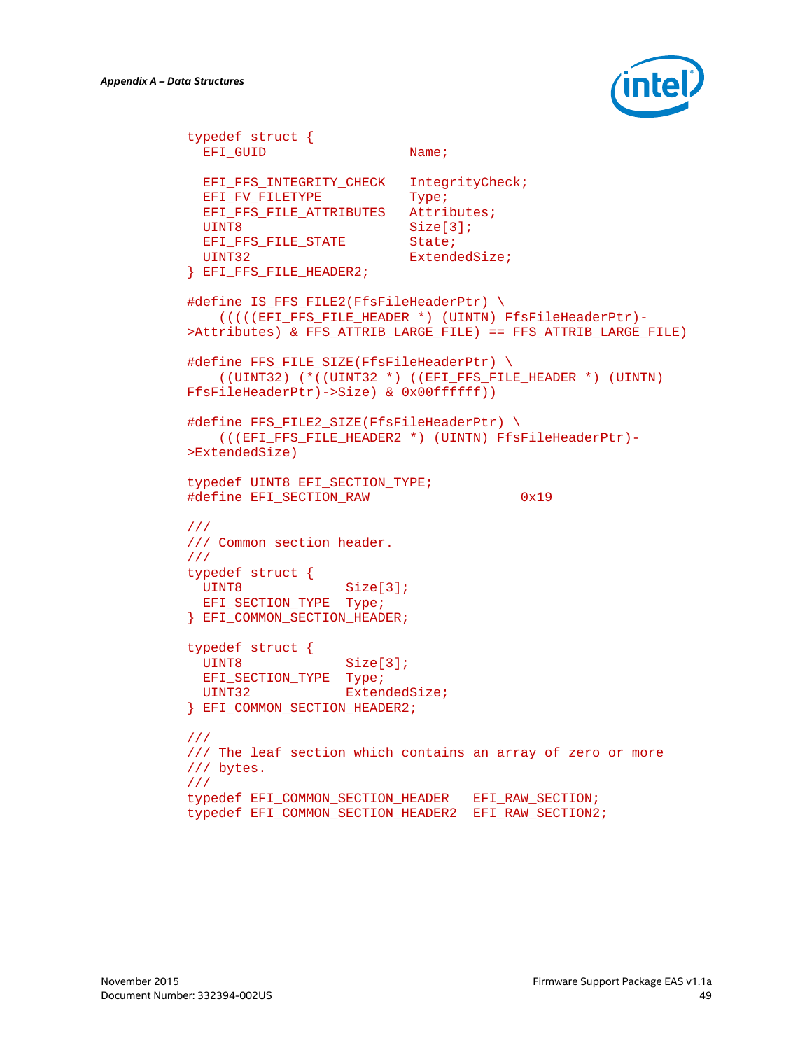```
typedef struct {
  EFI_GUID                  Name;

  EFI_FFS_INTEGRITY_CHECK   IntegrityCheck;
  EFI_FV_FILETYPE           Type;
  EFI_FFS_FILE_ATTRIBUTES   Attributes;
  UINT8                     Size[3];
  EFI_FFS_FILE_STATE        State;
  UINT32                    ExtendedSize;
} EFI_FFS_FILE_HEADER2;

#define IS_FFS_FILE2(FfsFileHeaderPtr) \
    (((((EFI_FFS_FILE_HEADER *) (UINTN) FfsFileHeaderPtr)-
>Attributes) & FFS_ATTRIB_LARGE_FILE) == FFS_ATTRIB_LARGE_FILE)

#define FFS_FILE_SIZE(FfsFileHeaderPtr) \
    ((UINT32) (*((UINT32 *) ((EFI_FFS_FILE_HEADER *) (UINTN)
FfsFileHeaderPtr)->Size) & 0x00ffffff))

#define FFS_FILE2_SIZE(FfsFileHeaderPtr) \
    (((EFI_FFS_FILE_HEADER2 *) (UINTN) FfsFileHeaderPtr)-
>ExtendedSize)

typedef UINT8 EFI_SECTION_TYPE;
#define EFI_SECTION_RAW                      0x19

///
/// Common section header.
///
typedef struct {
  UINT8             Size[3];
  EFI_SECTION_TYPE  Type;
} EFI_COMMON_SECTION_HEADER;

typedef struct {
  UINT8             Size[3];
  EFI_SECTION_TYPE  Type;
  UINT32            ExtendedSize;
} EFI_COMMON_SECTION_HEADER2;

///
/// The leaf section which contains an array of zero or more
/// bytes.
///
typedef EFI_COMMON_SECTION_HEADER   EFI_RAW_SECTION;
typedef EFI_COMMON_SECTION_HEADER2  EFI_RAW_SECTION2;
```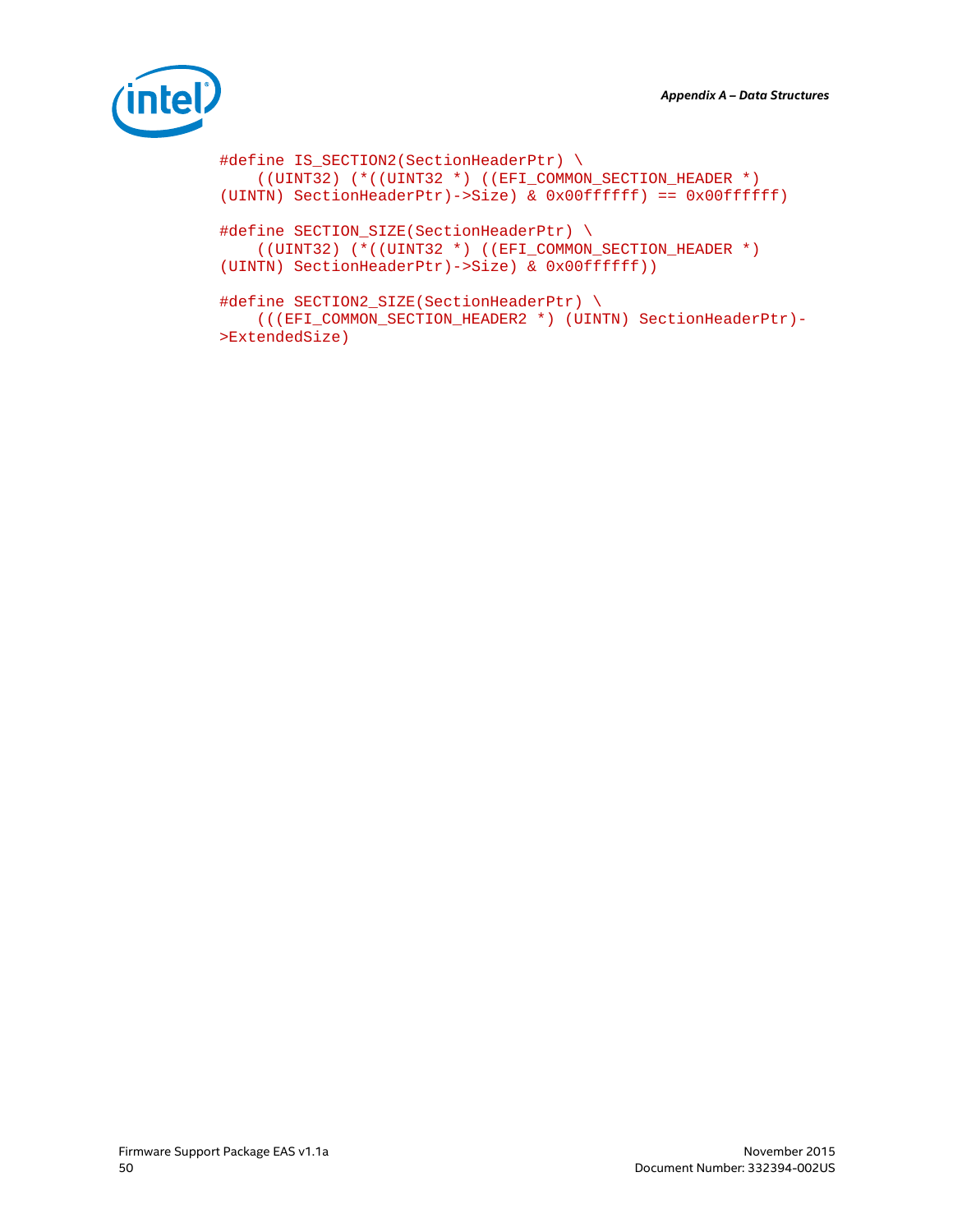```
#define IS_SECTION2(SectionHeaderPtr) \
    ((UINT32) (*((UINT32 *) ((EFI_COMMON_SECTION_HEADER *)
(UINTN) SectionHeaderPtr)->Size) & 0x00ffffff) == 0x00ffffff)

#define SECTION_SIZE(SectionHeaderPtr) \
    ((UINT32) (*((UINT32 *) ((EFI_COMMON_SECTION_HEADER *)
(UINTN) SectionHeaderPtr)->Size) & 0x00ffffff))

#define SECTION2_SIZE(SectionHeaderPtr) \
    (((EFI_COMMON_SECTION_HEADER2 *) (UINTN) SectionHeaderPtr)-
>ExtendedSize)
```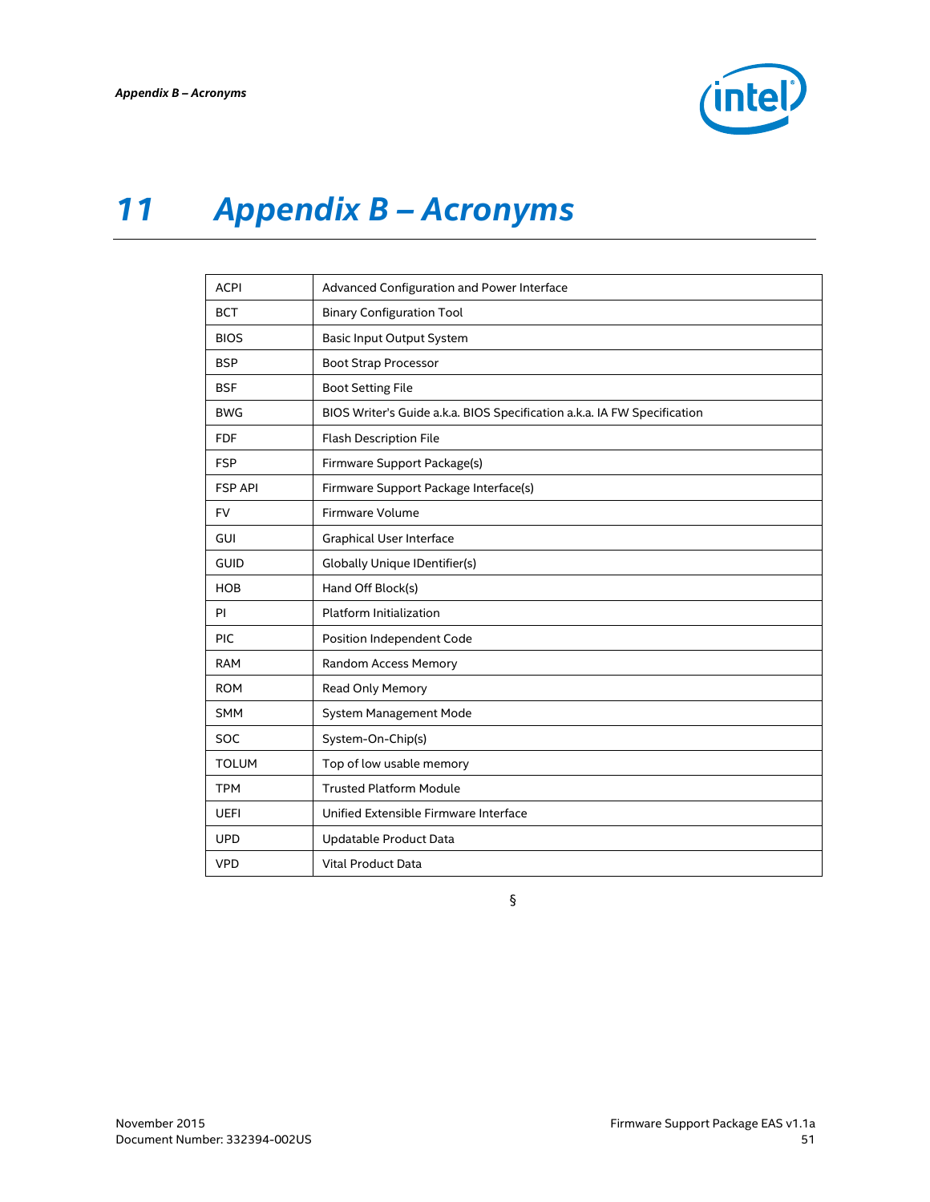# 11 Appendix B – Acronyms

| | |
|---|---|
| ACPI | Advanced Configuration and Power Interface |
| BCT | Binary Configuration Tool |
| BIOS | Basic Input Output System |
| BSP | Boot Strap Processor |
| BSF | Boot Setting File |
| BWG | BIOS Writer's Guide a.k.a. BIOS Specification a.k.a. IA FW Specification |
| FDF | Flash Description File |
| FSP | Firmware Support Package(s) |
| FSP API | Firmware Support Package Interface(s) |
| FV | Firmware Volume |
| GUI | Graphical User Interface |
| GUID | Globally Unique IDentifier(s) |
| HOB | Hand Off Block(s) |
| PI | Platform Initialization |
| PIC | Position Independent Code |
| RAM | Random Access Memory |
| ROM | Read Only Memory |
| SMM | System Management Mode |
| SOC | System-On-Chip(s) |
| TOLUM | Top of low usable memory |
| TPM | Trusted Platform Module |
| UEFI | Unified Extensible Firmware Interface |
| UPD | Updatable Product Data |
| VPD | Vital Product Data |

§